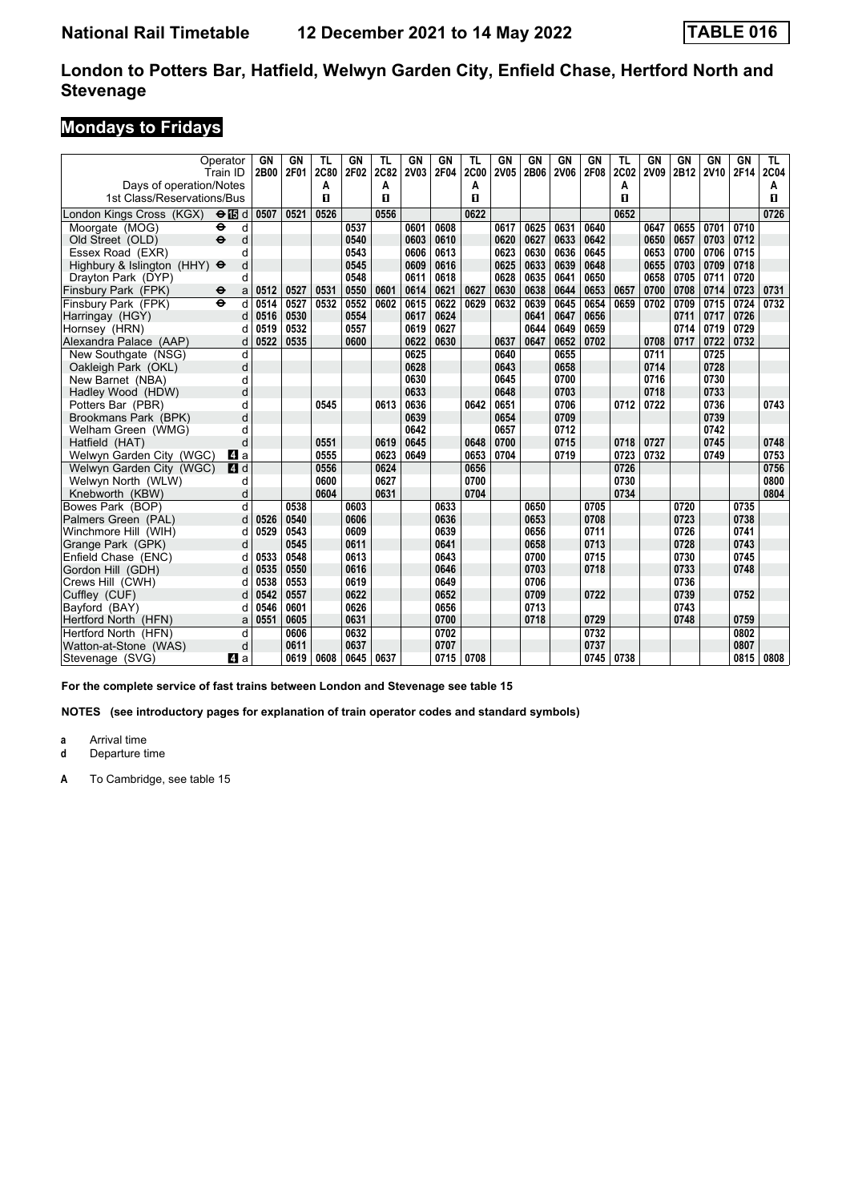# London to Potters Bar, Hatfield, Welwyn Garden City, Enfield Chase, Hertford North and Stevenage

National Rail Timetable 12 December 2021 to 14 May 2022 — TABLE 016

## Mondays to Fridays

| Operator | | GN | GN | TL | GN | TL | GN | GN | TL | GN | GN | GN | GN | TL | GN | GN | GN | GN | TL |
|---|---|---|---|---|---|---|---|---|---|---|---|---|---|---|---|---|---|---|---|
| Train ID | | 2B00 | 2F01 | 2C80 | 2F02 | 2C82 | 2V03 | 2F04 | 2C00 | 2V05 | 2B06 | 2V06 | 2F08 | 2C02 | 2V09 | 2B12 | 2V10 | 2F14 | 2C04 |
| Days of operation/Notes | | | | A | | A | | | A | | | | | A | | | | | A |
| 1st Class/Reservations/Bus | | | | 1 | | 1 | | | 1 | | | | | 1 | | | | | 1 |
| London Kings Cross (KGX) ⊖ 15 | d | 0507 | 0521 | 0526 | | 0556 | | | 0622 | | | | | 0652 | | | | | 0726 |
| Moorgate (MOG) ⊖ | d | | | | 0537 | | 0601 | 0608 | | 0617 | 0625 | 0631 | 0640 | | 0647 | 0655 | 0701 | 0710 | |
| Old Street (OLD) ⊖ | d | | | | 0540 | | 0603 | 0610 | | 0620 | 0627 | 0633 | 0642 | | 0650 | 0657 | 0703 | 0712 | |
| Essex Road (EXR) | d | | | | 0543 | | 0606 | 0613 | | 0623 | 0630 | 0636 | 0645 | | 0653 | 0700 | 0706 | 0715 | |
| Highbury & Islington (HHY) ⊖ | d | | | | 0545 | | 0609 | 0616 | | 0625 | 0633 | 0639 | 0648 | | 0655 | 0703 | 0709 | 0718 | |
| Drayton Park (DYP) | d | | | | 0548 | | 0611 | 0618 | | 0628 | 0635 | 0641 | 0650 | | 0658 | 0705 | 0711 | 0720 | |
| Finsbury Park (FPK) ⊖ | a | 0512 | 0527 | 0531 | 0550 | 0601 | 0614 | 0621 | 0627 | 0630 | 0638 | 0644 | 0653 | 0657 | 0700 | 0708 | 0714 | 0723 | 0731 |
| Finsbury Park (FPK) ⊖ | d | 0514 | 0527 | 0532 | 0552 | 0602 | 0615 | 0622 | 0629 | 0632 | 0639 | 0645 | 0654 | 0659 | 0702 | 0709 | 0715 | 0724 | 0732 |
| Harringay (HGY) | d | 0516 | 0530 | | 0554 | | 0617 | 0624 | | | 0641 | 0647 | 0656 | | | 0711 | 0717 | 0726 | |
| Hornsey (HRN) | d | 0519 | 0532 | | 0557 | | 0619 | 0627 | | | 0644 | 0649 | 0659 | | | 0714 | 0719 | 0729 | |
| Alexandra Palace (AAP) | d | 0522 | 0535 | | 0600 | | 0622 | 0630 | | 0637 | 0647 | 0652 | 0702 | | 0708 | 0717 | 0722 | 0732 | |
| New Southgate (NSG) | d | | | | | | 0625 | | | 0640 | | 0655 | | | 0711 | | 0725 | | |
| Oakleigh Park (OKL) | d | | | | | | 0628 | | | 0643 | | 0658 | | | 0714 | | 0728 | | |
| New Barnet (NBA) | d | | | | | | 0630 | | | 0645 | | 0700 | | | 0716 | | 0730 | | |
| Hadley Wood (HDW) | d | | | | | | 0633 | | | 0648 | | 0703 | | | 0718 | | 0733 | | |
| Potters Bar (PBR) | d | | | 0545 | | 0613 | 0636 | | 0642 | 0651 | | 0706 | | 0712 | 0722 | | 0736 | | 0743 |
| Brookmans Park (BPK) | d | | | | | | 0639 | | | 0654 | | 0709 | | | | | 0739 | | |
| Welham Green (WMG) | d | | | | | | 0642 | | | 0657 | | 0712 | | | | | 0742 | | |
| Hatfield (HAT) | d | | | 0551 | | 0619 | 0645 | | 0648 | 0700 | | 0715 | | 0718 | 0727 | | 0745 | | 0748 |
| Welwyn Garden City (WGC) 4 | a | | | 0555 | | 0623 | 0649 | | 0653 | 0704 | | 0719 | | 0723 | 0732 | | 0749 | | 0753 |
| Welwyn Garden City (WGC) 4 | d | | | 0556 | | 0624 | | | 0656 | | | | | 0726 | | | | | 0756 |
| Welwyn North (WLW) | d | | | 0600 | | 0627 | | | 0700 | | | | | 0730 | | | | | 0800 |
| Knebworth (KBW) | d | | | 0604 | | 0631 | | | 0704 | | | | | 0734 | | | | | 0804 |
| Bowes Park (BOP) | d | | 0538 | | 0603 | | | 0633 | | | 0650 | | 0705 | | | 0720 | | 0735 | |
| Palmers Green (PAL) | d | 0526 | 0540 | | 0606 | | | 0636 | | | 0653 | | 0708 | | | 0723 | | 0738 | |
| Winchmore Hill (WIH) | d | 0529 | 0543 | | 0609 | | | 0639 | | | 0656 | | 0711 | | | 0726 | | 0741 | |
| Grange Park (GPK) | d | | 0545 | | 0611 | | | 0641 | | | 0658 | | 0713 | | | 0728 | | 0743 | |
| Enfield Chase (ENC) | d | 0533 | 0548 | | 0613 | | | 0643 | | | 0700 | | 0715 | | | 0730 | | 0745 | |
| Gordon Hill (GDH) | d | 0535 | 0550 | | 0616 | | | 0646 | | | 0703 | | 0718 | | | 0733 | | 0748 | |
| Crews Hill (CWH) | d | 0538 | 0553 | | 0619 | | | 0649 | | | 0706 | | | | | 0736 | | | |
| Cuffley (CUF) | d | 0542 | 0557 | | 0622 | | | 0652 | | | 0709 | | 0722 | | | 0739 | | 0752 | |
| Bayford (BAY) | d | 0546 | 0601 | | 0626 | | | 0656 | | | 0713 | | | | | 0743 | | | |
| Hertford North (HFN) | a | 0551 | 0605 | | 0631 | | | 0700 | | | 0718 | | 0729 | | | 0748 | | 0759 | |
| Hertford North (HFN) | d | | 0606 | | 0632 | | | 0702 | | | | | 0732 | | | | | 0802 | |
| Watton-at-Stone (WAS) | d | | 0611 | | 0637 | | | 0707 | | | | | 0737 | | | | | 0807 | |
| Stevenage (SVG) 4 | a | | 0619 | 0608 | 0645 | 0637 | | 0715 | 0708 | | | | 0745 | 0738 | | | | 0815 | 0808 |

**For the complete service of fast trains between London and Stevenage see table 15**

**NOTES (see introductory pages for explanation of train operator codes and standard symbols)**

**a** Arrival time
**d** Departure time

**A** To Cambridge, see table 15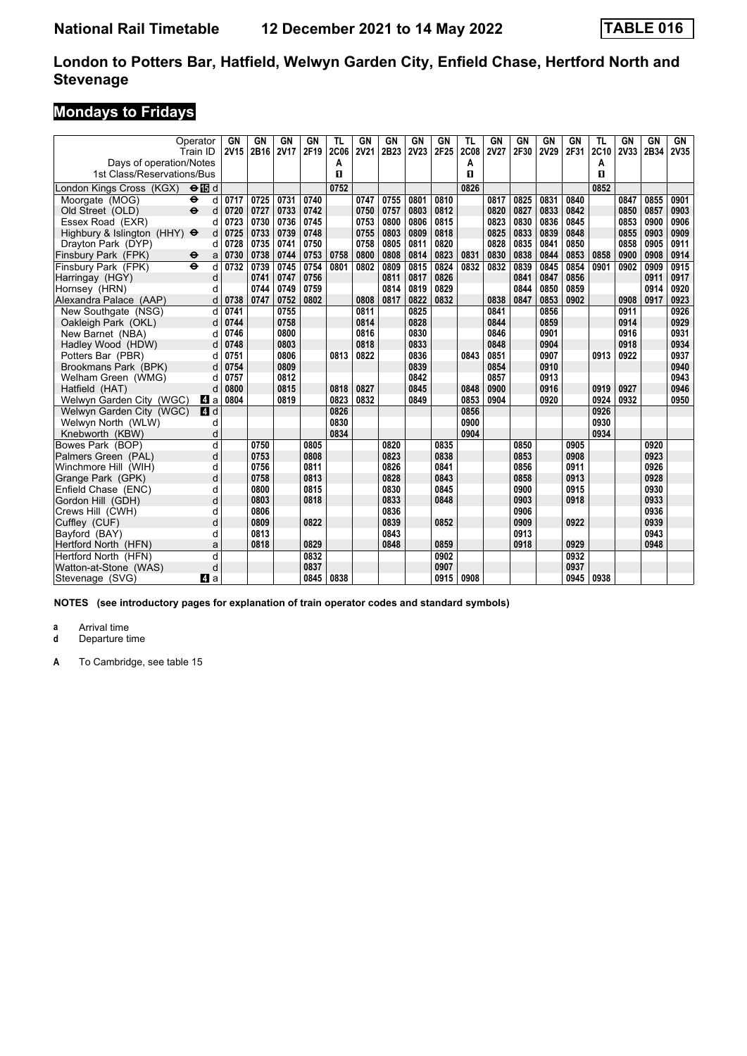# National Rail Timetable 12 December 2021 to 14 May 2022 TABLE 016

## London to Potters Bar, Hatfield, Welwyn Garden City, Enfield Chase, Hertford North and Stevenage

## Mondays to Fridays

| Operator | | GN | GN | GN | GN | TL | GN | GN | GN | GN | TL | GN | GN | GN | GN | TL | GN | GN | GN |
|---|---|---|---|---|---|---|---|---|---|---|---|---|---|---|---|---|---|---|---|
| Train ID | | 2V15 | 2B16 | 2V17 | 2F19 | 2C06 | 2V21 | 2B23 | 2V23 | 2F25 | 2C08 | 2V27 | 2F30 | 2V29 | 2F31 | 2C10 | 2V33 | 2B34 | 2V35 |
| Days of operation/Notes | | | | | | A | | | | | A | | | | | A | | | |
| 1st Class/Reservations/Bus | | | | | | 1 | | | | | 1 | | | | | 1 | | | |
| London Kings Cross (KGX) ⊖ 15 | d | | | | | 0752 | | | | | 0826 | | | | | 0852 | | | |
| Moorgate (MOG) ⊖ | d | 0717 | 0725 | 0731 | 0740 | | 0747 | 0755 | 0801 | 0810 | | 0817 | 0825 | 0831 | 0840 | | 0847 | 0855 | 0901 |
| Old Street (OLD) ⊖ | d | 0720 | 0727 | 0733 | 0742 | | 0750 | 0757 | 0803 | 0812 | | 0820 | 0827 | 0833 | 0842 | | 0850 | 0857 | 0903 |
| Essex Road (EXR) | d | 0723 | 0730 | 0736 | 0745 | | 0753 | 0800 | 0806 | 0815 | | 0823 | 0830 | 0836 | 0845 | | 0853 | 0900 | 0906 |
| Highbury & Islington (HHY) ⊖ | d | 0725 | 0733 | 0739 | 0748 | | 0755 | 0803 | 0809 | 0818 | | 0825 | 0833 | 0839 | 0848 | | 0855 | 0903 | 0909 |
| Drayton Park (DYP) | d | 0728 | 0735 | 0741 | 0750 | | 0758 | 0805 | 0811 | 0820 | | 0828 | 0835 | 0841 | 0850 | | 0858 | 0905 | 0911 |
| Finsbury Park (FPK) ⊖ | a | 0730 | 0738 | 0744 | 0753 | 0758 | 0800 | 0808 | 0814 | 0823 | 0831 | 0830 | 0838 | 0844 | 0853 | 0858 | 0900 | 0908 | 0914 |
| Finsbury Park (FPK) ⊖ | d | 0732 | 0739 | 0745 | 0754 | 0801 | 0802 | 0809 | 0815 | 0824 | 0832 | 0832 | 0839 | 0845 | 0854 | 0901 | 0902 | 0909 | 0915 |
| Harringay (HGY) | d | | 0741 | 0747 | 0756 | | | 0811 | 0817 | 0826 | | | 0841 | 0847 | 0856 | | | 0911 | 0917 |
| Hornsey (HRN) | d | | 0744 | 0749 | 0759 | | | 0814 | 0819 | 0829 | | | 0844 | 0850 | 0859 | | | 0914 | 0920 |
| Alexandra Palace (AAP) | d | 0738 | 0747 | 0752 | 0802 | | 0808 | 0817 | 0822 | 0832 | | 0838 | 0847 | 0853 | 0902 | | 0908 | 0917 | 0923 |
| New Southgate (NSG) | d | 0741 | | 0755 | | | 0811 | | 0825 | | | 0841 | | 0856 | | | 0911 | | 0926 |
| Oakleigh Park (OKL) | d | 0744 | | 0758 | | | 0814 | | 0828 | | | 0844 | | 0859 | | | 0914 | | 0929 |
| New Barnet (NBA) | d | 0746 | | 0800 | | | 0816 | | 0830 | | | 0846 | | 0901 | | | 0916 | | 0931 |
| Hadley Wood (HDW) | d | 0748 | | 0803 | | | 0818 | | 0833 | | | 0848 | | 0904 | | | 0918 | | 0934 |
| Potters Bar (PBR) | d | 0751 | | 0806 | | 0813 | 0822 | | 0836 | | 0843 | 0851 | | 0907 | | 0913 | 0922 | | 0937 |
| Brookmans Park (BPK) | d | 0754 | | 0809 | | | | | 0839 | | | 0854 | | 0910 | | | | | 0940 |
| Welham Green (WMG) | d | 0757 | | 0812 | | | | | 0842 | | | 0857 | | 0913 | | | | | 0943 |
| Hatfield (HAT) | d | 0800 | | 0815 | | 0818 | 0827 | | 0845 | | 0848 | 0900 | | 0916 | | 0919 | 0927 | | 0946 |
| Welwyn Garden City (WGC) 4 | a | 0804 | | 0819 | | 0823 | 0832 | | 0849 | | 0853 | 0904 | | 0920 | | 0924 | 0932 | | 0950 |
| Welwyn Garden City (WGC) 4 | d | | | | | 0826 | | | | | 0856 | | | | | 0926 | | | |
| Welwyn North (WLW) | d | | | | | 0830 | | | | | 0900 | | | | | 0930 | | | |
| Knebworth (KBW) | d | | | | | 0834 | | | | | 0904 | | | | | 0934 | | | |
| Bowes Park (BOP) | d | | 0750 | | 0805 | | | 0820 | | 0835 | | | 0850 | | 0905 | | | 0920 | |
| Palmers Green (PAL) | d | | 0753 | | 0808 | | | 0823 | | 0838 | | | 0853 | | 0908 | | | 0923 | |
| Winchmore Hill (WIH) | d | | 0756 | | 0811 | | | 0826 | | 0841 | | | 0856 | | 0911 | | | 0926 | |
| Grange Park (GPK) | d | | 0758 | | 0813 | | | 0828 | | 0843 | | | 0858 | | 0913 | | | 0928 | |
| Enfield Chase (ENC) | d | | 0800 | | 0815 | | | 0830 | | 0845 | | | 0900 | | 0915 | | | 0930 | |
| Gordon Hill (GDH) | d | | 0803 | | 0818 | | | 0833 | | 0848 | | | 0903 | | 0918 | | | 0933 | |
| Crews Hill (CWH) | d | | 0806 | | | | | 0836 | | | | | 0906 | | | | | 0936 | |
| Cuffley (CUF) | d | | 0809 | | 0822 | | | 0839 | | 0852 | | | 0909 | | 0922 | | | 0939 | |
| Bayford (BAY) | d | | 0813 | | | | | 0843 | | | | | 0913 | | | | | 0943 | |
| Hertford North (HFN) | a | | 0818 | | 0829 | | | 0848 | | 0859 | | | 0918 | | 0929 | | | 0948 | |
| Hertford North (HFN) | d | | | | 0832 | | | | | 0902 | | | | | 0932 | | | | |
| Watton-at-Stone (WAS) | d | | | | 0837 | | | | | 0907 | | | | | 0937 | | | | |
| Stevenage (SVG) 4 | a | | | | 0845 | 0838 | | | | 0915 | 0908 | | | | 0945 | 0938 | | | |

**NOTES (see introductory pages for explanation of train operator codes and standard symbols)**

**a** Arrival time
**d** Departure time

**A** To Cambridge, see table 15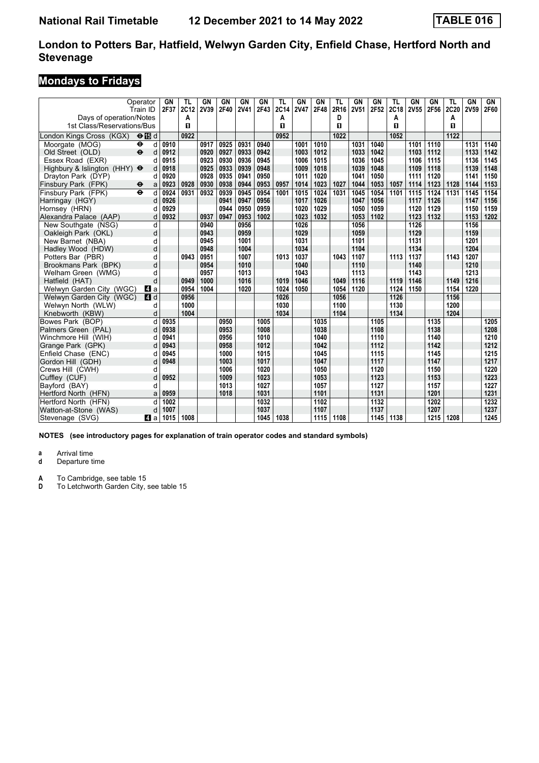# National Rail Timetable 12 December 2021 to 14 May 2022 TABLE 016

## London to Potters Bar, Hatfield, Welwyn Garden City, Enfield Chase, Hertford North and Stevenage

## Mondays to Fridays

| Operator | | GN | TL | GN | GN | GN | GN | TL | GN | GN | TL | GN | GN | TL | GN | GN | TL | GN | GN |
|---|---|---|---|---|---|---|---|---|---|---|---|---|---|---|---|---|---|---|---|
| Train ID | | 2F37 | 2C12 | 2V39 | 2F40 | 2V41 | 2F43 | 2C14 | 2V47 | 2F48 | 2R16 | 2V51 | 2F52 | 2C18 | 2V55 | 2F56 | 2C20 | 2V59 | 2F60 |
| Days of operation/Notes | | | A | | | | | A | | | D | | | A | | | A | | |
| 1st Class/Reservations/Bus | | | 1 | | | | | 1 | | | 1 | | | 1 | | | 1 | | |
| London Kings Cross (KGX) ⊖ 15 | d | | 0922 | | | | | 0952 | | | 1022 | | | 1052 | | | 1122 | | |
| Moorgate (MOG) ⊖ | d | 0910 | | 0917 | 0925 | 0931 | 0940 | | 1001 | 1010 | | 1031 | 1040 | | 1101 | 1110 | | 1131 | 1140 |
| Old Street (OLD) ⊖ | d | 0912 | | 0920 | 0927 | 0933 | 0942 | | 1003 | 1012 | | 1033 | 1042 | | 1103 | 1112 | | 1133 | 1142 |
| Essex Road (EXR) | d | 0915 | | 0923 | 0930 | 0936 | 0945 | | 1006 | 1015 | | 1036 | 1045 | | 1106 | 1115 | | 1136 | 1145 |
| Highbury & Islington (HHY) ⊖ | d | 0918 | | 0925 | 0933 | 0939 | 0948 | | 1009 | 1018 | | 1039 | 1048 | | 1109 | 1118 | | 1139 | 1148 |
| Drayton Park (DYP) | d | 0920 | | 0928 | 0935 | 0941 | 0950 | | 1011 | 1020 | | 1041 | 1050 | | 1111 | 1120 | | 1141 | 1150 |
| Finsbury Park (FPK) ⊖ | a | 0923 | 0928 | 0930 | 0938 | 0944 | 0953 | 0957 | 1014 | 1023 | 1027 | 1044 | 1053 | 1057 | 1114 | 1123 | 1128 | 1144 | 1153 |
| Finsbury Park (FPK) ⊖ | d | 0924 | 0931 | 0932 | 0939 | 0945 | 0954 | 1001 | 1015 | 1024 | 1031 | 1045 | 1054 | 1101 | 1115 | 1124 | 1131 | 1145 | 1154 |
| Harringay (HGY) | d | 0926 | | | 0941 | 0947 | 0956 | | 1017 | 1026 | | 1047 | 1056 | | 1117 | 1126 | | 1147 | 1156 |
| Hornsey (HRN) | d | 0929 | | | 0944 | 0950 | 0959 | | 1020 | 1029 | | 1050 | 1059 | | 1120 | 1129 | | 1150 | 1159 |
| Alexandra Palace (AAP) | d | 0932 | | 0937 | 0947 | 0953 | 1002 | | 1023 | 1032 | | 1053 | 1102 | | 1123 | 1132 | | 1153 | 1202 |
| New Southgate (NSG) | d | | | 0940 | | 0956 | | | 1026 | | | 1056 | | | 1126 | | | 1156 | |
| Oakleigh Park (OKL) | d | | | 0943 | | 0959 | | | 1029 | | | 1059 | | | 1129 | | | 1159 | |
| New Barnet (NBA) | d | | | 0945 | | 1001 | | | 1031 | | | 1101 | | | 1131 | | | 1201 | |
| Hadley Wood (HDW) | d | | | 0948 | | 1004 | | | 1034 | | | 1104 | | | 1134 | | | 1204 | |
| Potters Bar (PBR) | d | | 0943 | 0951 | | 1007 | | 1013 | 1037 | | 1043 | 1107 | | 1113 | 1137 | | 1143 | 1207 | |
| Brookmans Park (BPK) | d | | | 0954 | | 1010 | | | 1040 | | | 1110 | | | 1140 | | | 1210 | |
| Welham Green (WMG) | d | | | 0957 | | 1013 | | | 1043 | | | 1113 | | | 1143 | | | 1213 | |
| Hatfield (HAT) | d | | 0949 | 1000 | | 1016 | | 1019 | 1046 | | 1049 | 1116 | | 1119 | 1146 | | 1149 | 1216 | |
| Welwyn Garden City (WGC) 4 | a | | 0954 | 1004 | | 1020 | | 1024 | 1050 | | 1054 | 1120 | | 1124 | 1150 | | 1154 | 1220 | |
| Welwyn Garden City (WGC) 4 | d | | 0956 | | | | | 1026 | | | 1056 | | | 1126 | | | 1156 | | |
| Welwyn North (WLW) | d | | 1000 | | | | | 1030 | | | 1100 | | | 1130 | | | 1200 | | |
| Knebworth (KBW) | d | | 1004 | | | | | 1034 | | | 1104 | | | 1134 | | | 1204 | | |
| Bowes Park (BOP) | d | 0935 | | | 0950 | | 1005 | | | 1035 | | | 1105 | | | 1135 | | | 1205 |
| Palmers Green (PAL) | d | 0938 | | | 0953 | | 1008 | | | 1038 | | | 1108 | | | 1138 | | | 1208 |
| Winchmore Hill (WIH) | d | 0941 | | | 0956 | | 1010 | | | 1040 | | | 1110 | | | 1140 | | | 1210 |
| Grange Park (GPK) | d | 0943 | | | 0958 | | 1012 | | | 1042 | | | 1112 | | | 1142 | | | 1212 |
| Enfield Chase (ENC) | d | 0945 | | | 1000 | | 1015 | | | 1045 | | | 1115 | | | 1145 | | | 1215 |
| Gordon Hill (GDH) | d | 0948 | | | 1003 | | 1017 | | | 1047 | | | 1117 | | | 1147 | | | 1217 |
| Crews Hill (CWH) | d | | | | 1006 | | 1020 | | | 1050 | | | 1120 | | | 1150 | | | 1220 |
| Cuffley (CUF) | d | 0952 | | | 1009 | | 1023 | | | 1053 | | | 1123 | | | 1153 | | | 1223 |
| Bayford (BAY) | d | | | | 1013 | | 1027 | | | 1057 | | | 1127 | | | 1157 | | | 1227 |
| Hertford North (HFN) | a | 0959 | | | 1018 | | 1031 | | | 1101 | | | 1131 | | | 1201 | | | 1231 |
| Hertford North (HFN) | d | 1002 | | | | | 1032 | | | 1102 | | | 1132 | | | 1202 | | | 1232 |
| Watton-at-Stone (WAS) | d | 1007 | | | | | 1037 | | | 1107 | | | 1137 | | | 1207 | | | 1237 |
| Stevenage (SVG) 4 | a | 1015 | 1008 | | | | 1045 | 1038 | | 1115 | 1108 | | 1145 | 1138 | | 1215 | 1208 | | 1245 |

**NOTES (see introductory pages for explanation of train operator codes and standard symbols)**

**a** Arrival time
**d** Departure time

**A** To Cambridge, see table 15
**D** To Letchworth Garden City, see table 15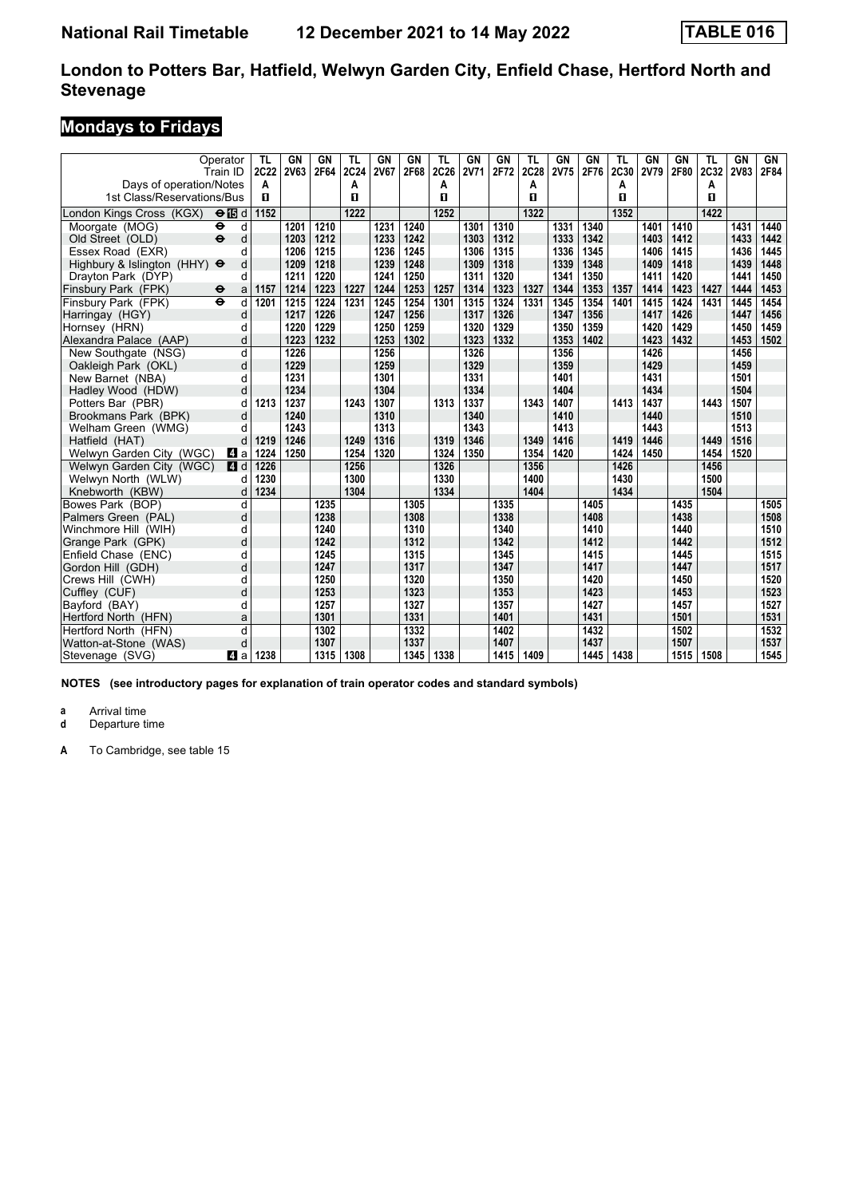# National Rail Timetable 12 December 2021 to 14 May 2022 TABLE 016

## London to Potters Bar, Hatfield, Welwyn Garden City, Enfield Chase, Hertford North and Stevenage

## Mondays to Fridays

| Operator | | TL | GN | GN | TL | GN | GN | TL | GN | GN | TL | GN | GN | TL | GN | GN | TL | GN | GN |
|---|---|---|---|---|---|---|---|---|---|---|---|---|---|---|---|---|---|---|---|
| Train ID | | 2C22 | 2V63 | 2F64 | 2C24 | 2V67 | 2F68 | 2C26 | 2V71 | 2F72 | 2C28 | 2V75 | 2F76 | 2C30 | 2V79 | 2F80 | 2C32 | 2V83 | 2F84 |
| Days of operation/Notes | | A | | | A | | | A | | | A | | | A | | | A | | |
| 1st Class/Reservations/Bus | | 1 | | | 1 | | | 1 | | | 1 | | | 1 | | | 1 | | |
| London Kings Cross (KGX) ⊖ 15 | d | 1152 | | | 1222 | | | 1252 | | | 1322 | | | 1352 | | | 1422 | | |
| Moorgate (MOG) ⊖ | d | | 1201 | 1210 | | 1231 | 1240 | | 1301 | 1310 | | 1331 | 1340 | | 1401 | 1410 | | 1431 | 1440 |
| Old Street (OLD) ⊖ | d | | 1203 | 1212 | | 1233 | 1242 | | 1303 | 1312 | | 1333 | 1342 | | 1403 | 1412 | | 1433 | 1442 |
| Essex Road (EXR) | d | | 1206 | 1215 | | 1236 | 1245 | | 1306 | 1315 | | 1336 | 1345 | | 1406 | 1415 | | 1436 | 1445 |
| Highbury & Islington (HHY) ⊖ | d | | 1209 | 1218 | | 1239 | 1248 | | 1309 | 1318 | | 1339 | 1348 | | 1409 | 1418 | | 1439 | 1448 |
| Drayton Park (DYP) | d | | 1211 | 1220 | | 1241 | 1250 | | 1311 | 1320 | | 1341 | 1350 | | 1411 | 1420 | | 1441 | 1450 |
| Finsbury Park (FPK) ⊖ | a | 1157 | 1214 | 1223 | 1227 | 1244 | 1253 | 1257 | 1314 | 1323 | 1327 | 1344 | 1353 | 1357 | 1414 | 1423 | 1427 | 1444 | 1453 |
| Finsbury Park (FPK) ⊖ | d | 1201 | 1215 | 1224 | 1231 | 1245 | 1254 | 1301 | 1315 | 1324 | 1331 | 1345 | 1354 | 1401 | 1415 | 1424 | 1431 | 1445 | 1454 |
| Harringay (HGY) | d | | 1217 | 1226 | | 1247 | 1256 | | 1317 | 1326 | | 1347 | 1356 | | 1417 | 1426 | | 1447 | 1456 |
| Hornsey (HRN) | d | | 1220 | 1229 | | 1250 | 1259 | | 1320 | 1329 | | 1350 | 1359 | | 1420 | 1429 | | 1450 | 1459 |
| Alexandra Palace (AAP) | d | | 1223 | 1232 | | 1253 | 1302 | | 1323 | 1332 | | 1353 | 1402 | | 1423 | 1432 | | 1453 | 1502 |
| New Southgate (NSG) | d | | 1226 | | | 1256 | | | 1326 | | | 1356 | | | 1426 | | | 1456 | |
| Oakleigh Park (OKL) | d | | 1229 | | | 1259 | | | 1329 | | | 1359 | | | 1429 | | | 1459 | |
| New Barnet (NBA) | d | | 1231 | | | 1301 | | | 1331 | | | 1401 | | | 1431 | | | 1501 | |
| Hadley Wood (HDW) | d | | 1234 | | | 1304 | | | 1334 | | | 1404 | | | 1434 | | | 1504 | |
| Potters Bar (PBR) | d | 1213 | 1237 | | 1243 | 1307 | | 1313 | 1337 | | 1343 | 1407 | | 1413 | 1437 | | 1443 | 1507 | |
| Brookmans Park (BPK) | d | | 1240 | | | 1310 | | | 1340 | | | 1410 | | | 1440 | | | 1510 | |
| Welham Green (WMG) | d | | 1243 | | | 1313 | | | 1343 | | | 1413 | | | 1443 | | | 1513 | |
| Hatfield (HAT) | d | 1219 | 1246 | | 1249 | 1316 | | 1319 | 1346 | | 1349 | 1416 | | 1419 | 1446 | | 1449 | 1516 | |
| Welwyn Garden City (WGC) 4 | a | 1224 | 1250 | | 1254 | 1320 | | 1324 | 1350 | | 1354 | 1420 | | 1424 | 1450 | | 1454 | 1520 | |
| Welwyn Garden City (WGC) 4 | d | 1226 | | | 1256 | | | 1326 | | | 1356 | | | 1426 | | | 1456 | | |
| Welwyn North (WLW) | d | 1230 | | | 1300 | | | 1330 | | | 1400 | | | 1430 | | | 1500 | | |
| Knebworth (KBW) | d | 1234 | | | 1304 | | | 1334 | | | 1404 | | | 1434 | | | 1504 | | |
| Bowes Park (BOP) | d | | | 1235 | | | 1305 | | | 1335 | | | 1405 | | | 1435 | | | 1505 |
| Palmers Green (PAL) | d | | | 1238 | | | 1308 | | | 1338 | | | 1408 | | | 1438 | | | 1508 |
| Winchmore Hill (WIH) | d | | | 1240 | | | 1310 | | | 1340 | | | 1410 | | | 1440 | | | 1510 |
| Grange Park (GPK) | d | | | 1242 | | | 1312 | | | 1342 | | | 1412 | | | 1442 | | | 1512 |
| Enfield Chase (ENC) | d | | | 1245 | | | 1315 | | | 1345 | | | 1415 | | | 1445 | | | 1515 |
| Gordon Hill (GDH) | d | | | 1247 | | | 1317 | | | 1347 | | | 1417 | | | 1447 | | | 1517 |
| Crews Hill (CWH) | d | | | 1250 | | | 1320 | | | 1350 | | | 1420 | | | 1450 | | | 1520 |
| Cuffley (CUF) | d | | | 1253 | | | 1323 | | | 1353 | | | 1423 | | | 1453 | | | 1523 |
| Bayford (BAY) | d | | | 1257 | | | 1327 | | | 1357 | | | 1427 | | | 1457 | | | 1527 |
| Hertford North (HFN) | a | | | 1301 | | | 1331 | | | 1401 | | | 1431 | | | 1501 | | | 1531 |
| Hertford North (HFN) | d | | | 1302 | | | 1332 | | | 1402 | | | 1432 | | | 1502 | | | 1532 |
| Watton-at-Stone (WAS) | d | | | 1307 | | | 1337 | | | 1407 | | | 1437 | | | 1507 | | | 1537 |
| Stevenage (SVG) 4 | a | 1238 | | 1315 | 1308 | | 1345 | 1338 | | 1415 | 1409 | | 1445 | 1438 | | 1515 | 1508 | | 1545 |

**NOTES (see introductory pages for explanation of train operator codes and standard symbols)**

**a** Arrival time
**d** Departure time

**A** To Cambridge, see table 15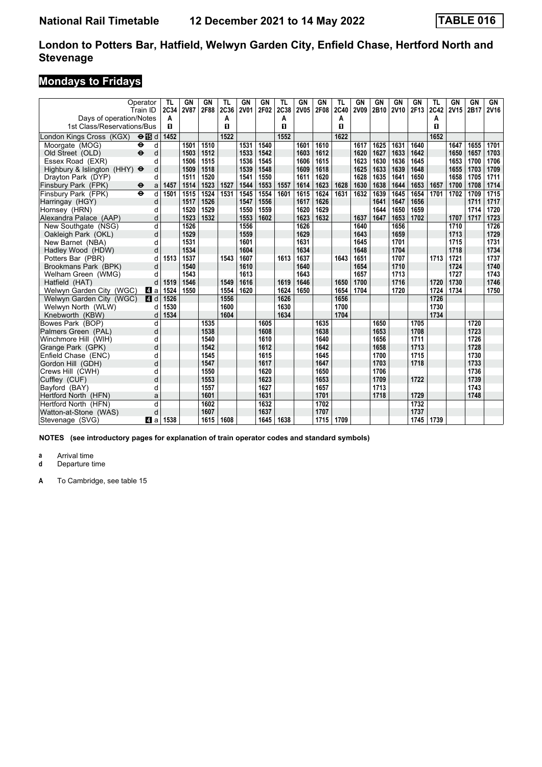# National Rail Timetable 12 December 2021 to 14 May 2022 TABLE 016

## London to Potters Bar, Hatfield, Welwyn Garden City, Enfield Chase, Hertford North and Stevenage

## Mondays to Fridays

| Operator | | TL | GN | GN | TL | GN | GN | TL | GN | GN | TL | GN | GN | GN | GN | TL | GN | GN | GN |
|---|---|---|---|---|---|---|---|---|---|---|---|---|---|---|---|---|---|---|---|
| Train ID | | 2C34 | 2V87 | 2F88 | 2C36 | 2V01 | 2F02 | 2C38 | 2V05 | 2F08 | 2C40 | 2V09 | 2B10 | 2V10 | 2F13 | 2C42 | 2V15 | 2B17 | 2V16 |
| Days of operation/Notes | | A | | | A | | | A | | | A | | | | | A | | | |
| 1st Class/Reservations/Bus | | 1 | | | 1 | | | 1 | | | 1 | | | | | 1 | | | |
| London Kings Cross (KGX) ⊖ 15 | d | 1452 | | | 1522 | | | 1552 | | | 1622 | | | | | 1652 | | | |
| Moorgate (MOG) ⊖ | d | | 1501 | 1510 | | 1531 | 1540 | | 1601 | 1610 | | 1617 | 1625 | 1631 | 1640 | | 1647 | 1655 | 1701 |
| Old Street (OLD) ⊖ | d | | 1503 | 1512 | | 1533 | 1542 | | 1603 | 1612 | | 1620 | 1627 | 1633 | 1642 | | 1650 | 1657 | 1703 |
| Essex Road (EXR) | d | | 1506 | 1515 | | 1536 | 1545 | | 1606 | 1615 | | 1623 | 1630 | 1636 | 1645 | | 1653 | 1700 | 1706 |
| Highbury & Islington (HHY) ⊖ | d | | 1509 | 1518 | | 1539 | 1548 | | 1609 | 1618 | | 1625 | 1633 | 1639 | 1648 | | 1655 | 1703 | 1709 |
| Drayton Park (DYP) | d | | 1511 | 1520 | | 1541 | 1550 | | 1611 | 1620 | | 1628 | 1635 | 1641 | 1650 | | 1658 | 1705 | 1711 |
| Finsbury Park (FPK) ⊖ | a | 1457 | 1514 | 1523 | 1527 | 1544 | 1553 | 1557 | 1614 | 1623 | 1628 | 1630 | 1638 | 1644 | 1653 | 1657 | 1700 | 1708 | 1714 |
| Finsbury Park (FPK) ⊖ | d | 1501 | 1515 | 1524 | 1531 | 1545 | 1554 | 1601 | 1615 | 1624 | 1631 | 1632 | 1639 | 1645 | 1654 | 1701 | 1702 | 1709 | 1715 |
| Harringay (HGY) | d | | 1517 | 1526 | | 1547 | 1556 | | 1617 | 1626 | | | 1641 | 1647 | 1656 | | | 1711 | 1717 |
| Hornsey (HRN) | d | | 1520 | 1529 | | 1550 | 1559 | | 1620 | 1629 | | | 1644 | 1650 | 1659 | | | 1714 | 1720 |
| Alexandra Palace (AAP) | d | | 1523 | 1532 | | 1553 | 1602 | | 1623 | 1632 | | 1637 | 1647 | 1653 | 1702 | | 1707 | 1717 | 1723 |
| New Southgate (NSG) | d | | 1526 | | | 1556 | | | 1626 | | | 1640 | | 1656 | | | 1710 | | 1726 |
| Oakleigh Park (OKL) | d | | 1529 | | | 1559 | | | 1629 | | | 1643 | | 1659 | | | 1713 | | 1729 |
| New Barnet (NBA) | d | | 1531 | | | 1601 | | | 1631 | | | 1645 | | 1701 | | | 1715 | | 1731 |
| Hadley Wood (HDW) | d | | 1534 | | | 1604 | | | 1634 | | | 1648 | | 1704 | | | 1718 | | 1734 |
| Potters Bar (PBR) | d | 1513 | 1537 | | 1543 | 1607 | | 1613 | 1637 | | 1643 | 1651 | | 1707 | | 1713 | 1721 | | 1737 |
| Brookmans Park (BPK) | d | | 1540 | | | 1610 | | | 1640 | | | 1654 | | 1710 | | | 1724 | | 1740 |
| Welham Green (WMG) | d | | 1543 | | | 1613 | | | 1643 | | | 1657 | | 1713 | | | 1727 | | 1743 |
| Hatfield (HAT) | d | 1519 | 1546 | | 1549 | 1616 | | 1619 | 1646 | | 1650 | 1700 | | 1716 | | 1720 | 1730 | | 1746 |
| Welwyn Garden City (WGC) 4 | a | 1524 | 1550 | | 1554 | 1620 | | 1624 | 1650 | | 1654 | 1704 | | 1720 | | 1724 | 1734 | | 1750 |
| Welwyn Garden City (WGC) 4 | d | 1526 | | | 1556 | | | 1626 | | | 1656 | | | | | 1726 | | | |
| Welwyn North (WLW) | d | 1530 | | | 1600 | | | 1630 | | | 1700 | | | | | 1730 | | | |
| Knebworth (KBW) | d | 1534 | | | 1604 | | | 1634 | | | 1704 | | | | | 1734 | | | |
| Bowes Park (BOP) | d | | | 1535 | | | 1605 | | | 1635 | | | 1650 | | 1705 | | | 1720 | |
| Palmers Green (PAL) | d | | | 1538 | | | 1608 | | | 1638 | | | 1653 | | 1708 | | | 1723 | |
| Winchmore Hill (WIH) | d | | | 1540 | | | 1610 | | | 1640 | | | 1656 | | 1711 | | | 1726 | |
| Grange Park (GPK) | d | | | 1542 | | | 1612 | | | 1642 | | | 1658 | | 1713 | | | 1728 | |
| Enfield Chase (ENC) | d | | | 1545 | | | 1615 | | | 1645 | | | 1700 | | 1715 | | | 1730 | |
| Gordon Hill (GDH) | d | | | 1547 | | | 1617 | | | 1647 | | | 1703 | | 1718 | | | 1733 | |
| Crews Hill (CWH) | d | | | 1550 | | | 1620 | | | 1650 | | | 1706 | | | | | 1736 | |
| Cuffley (CUF) | d | | | 1553 | | | 1623 | | | 1653 | | | 1709 | | 1722 | | | 1739 | |
| Bayford (BAY) | d | | | 1557 | | | 1627 | | | 1657 | | | 1713 | | | | | 1743 | |
| Hertford North (HFN) | a | | | 1601 | | | 1631 | | | 1701 | | | 1718 | | 1729 | | | 1748 | |
| Hertford North (HFN) | d | | | 1602 | | | 1632 | | | 1702 | | | | | 1732 | | | | |
| Watton-at-Stone (WAS) | d | | | 1607 | | | 1637 | | | 1707 | | | | | 1737 | | | | |
| Stevenage (SVG) 4 | a | 1538 | | 1615 | 1608 | | 1645 | 1638 | | 1715 | 1709 | | | | 1745 | 1739 | | | |

**NOTES (see introductory pages for explanation of train operator codes and standard symbols)**

**a** Arrival time
**d** Departure time

**A** To Cambridge, see table 15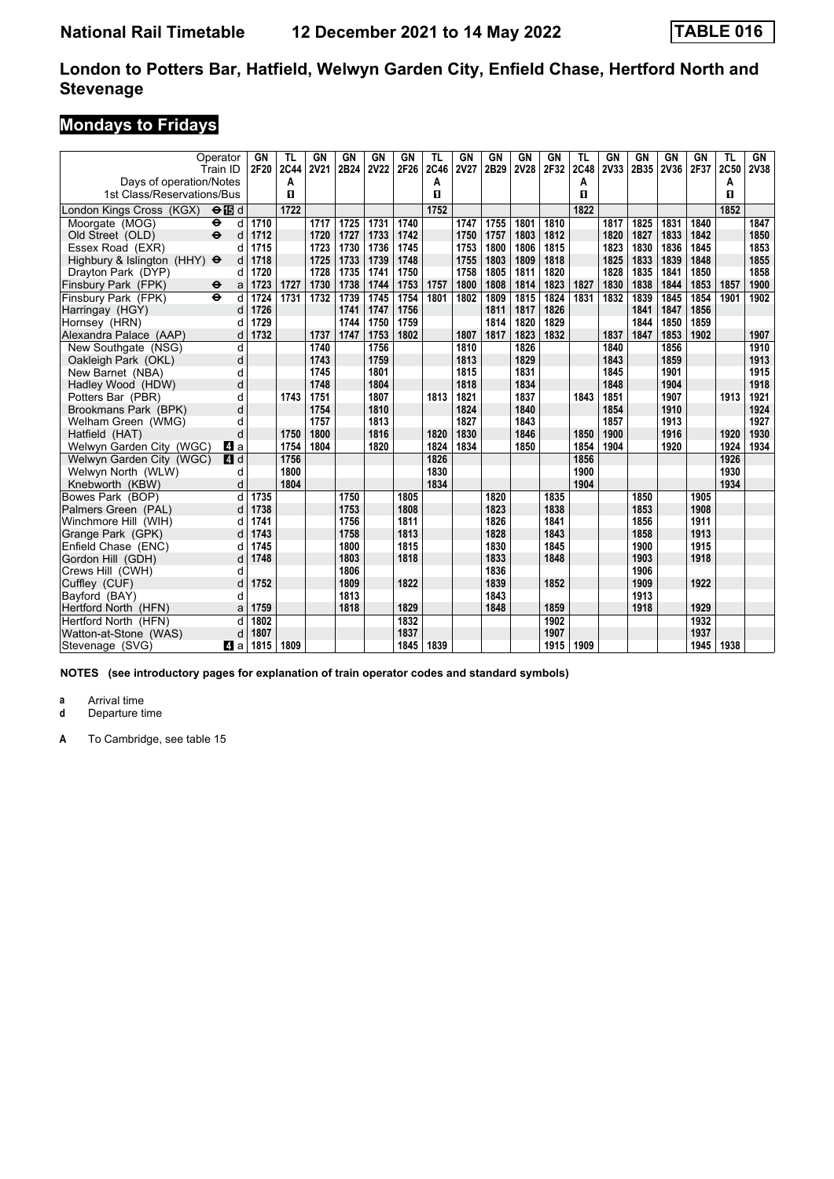# National Rail Timetable — 12 December 2021 to 14 May 2022 — TABLE 016

## London to Potters Bar, Hatfield, Welwyn Garden City, Enfield Chase, Hertford North and Stevenage

## Mondays to Fridays

| Operator | | GN | TL | GN | GN | GN | GN | TL | GN | GN | GN | GN | TL | GN | GN | GN | GN | TL | GN |
|---|---|---|---|---|---|---|---|---|---|---|---|---|---|---|---|---|---|---|---|
| Train ID | | 2F20 | 2C44 | 2V21 | 2B24 | 2V22 | 2F26 | 2C46 | 2V27 | 2B29 | 2V28 | 2F32 | 2C48 | 2V33 | 2B35 | 2V36 | 2F37 | 2C50 | 2V38 |
| Days of operation/Notes | | | A | | | | | A | | | | | A | | | | | A | |
| 1st Class/Reservations/Bus | | | 1 | | | | | 1 | | | | | 1 | | | | | 1 | |
| London Kings Cross (KGX) ⊖ 15 | d | | 1722 | | | | | 1752 | | | | | 1822 | | | | | 1852 | |
| Moorgate (MOG) ⊖ | d | 1710 | | 1717 | 1725 | 1731 | 1740 | | 1747 | 1755 | 1801 | 1810 | | 1817 | 1825 | 1831 | 1840 | | 1847 |
| Old Street (OLD) ⊖ | d | 1712 | | 1720 | 1727 | 1733 | 1742 | | 1750 | 1757 | 1803 | 1812 | | 1820 | 1827 | 1833 | 1842 | | 1850 |
| Essex Road (EXR) | d | 1715 | | 1723 | 1730 | 1736 | 1745 | | 1753 | 1800 | 1806 | 1815 | | 1823 | 1830 | 1836 | 1845 | | 1853 |
| Highbury & Islington (HHY) ⊖ | d | 1718 | | 1725 | 1733 | 1739 | 1748 | | 1755 | 1803 | 1809 | 1818 | | 1825 | 1833 | 1839 | 1848 | | 1855 |
| Drayton Park (DYP) | d | 1720 | | 1728 | 1735 | 1741 | 1750 | | 1758 | 1805 | 1811 | 1820 | | 1828 | 1835 | 1841 | 1850 | | 1858 |
| Finsbury Park (FPK) ⊖ | a | 1723 | 1727 | 1730 | 1738 | 1744 | 1753 | 1757 | 1800 | 1808 | 1814 | 1823 | 1827 | 1830 | 1838 | 1844 | 1853 | 1857 | 1900 |
| Finsbury Park (FPK) ⊖ | d | 1724 | 1731 | 1732 | 1739 | 1745 | 1754 | 1801 | 1802 | 1809 | 1815 | 1824 | 1831 | 1832 | 1839 | 1845 | 1854 | 1901 | 1902 |
| Harringay (HGY) | d | 1726 | | | 1741 | 1747 | 1756 | | | 1811 | 1817 | 1826 | | | 1841 | 1847 | 1856 | | |
| Hornsey (HRN) | d | 1729 | | | 1744 | 1750 | 1759 | | | 1814 | 1820 | 1829 | | | 1844 | 1850 | 1859 | | |
| Alexandra Palace (AAP) | d | 1732 | | 1737 | 1747 | 1753 | 1802 | | 1807 | 1817 | 1823 | 1832 | | 1837 | 1847 | 1853 | 1902 | | 1907 |
| New Southgate (NSG) | d | | | 1740 | | 1756 | | | 1810 | | 1826 | | | 1840 | | 1856 | | | 1910 |
| Oakleigh Park (OKL) | d | | | 1743 | | 1759 | | | 1813 | | 1829 | | | 1843 | | 1859 | | | 1913 |
| New Barnet (NBA) | d | | | 1745 | | 1801 | | | 1815 | | 1831 | | | 1845 | | 1901 | | | 1915 |
| Hadley Wood (HDW) | d | | | 1748 | | 1804 | | | 1818 | | 1834 | | | 1848 | | 1904 | | | 1918 |
| Potters Bar (PBR) | d | | 1743 | 1751 | | 1807 | | 1813 | 1821 | | 1837 | | 1843 | 1851 | | 1907 | | 1913 | 1921 |
| Brookmans Park (BPK) | d | | | 1754 | | 1810 | | | 1824 | | 1840 | | | 1854 | | 1910 | | | 1924 |
| Welham Green (WMG) | d | | | 1757 | | 1813 | | | 1827 | | 1843 | | | 1857 | | 1913 | | | 1927 |
| Hatfield (HAT) | d | | 1750 | 1800 | | 1816 | | 1820 | 1830 | | 1846 | | 1850 | 1900 | | 1916 | | 1920 | 1930 |
| Welwyn Garden City (WGC) 4 | a | | 1754 | 1804 | | 1820 | | 1824 | 1834 | | 1850 | | 1854 | 1904 | | 1920 | | 1924 | 1934 |
| Welwyn Garden City (WGC) 4 | d | | 1756 | | | | | 1826 | | | | | 1856 | | | | | 1926 | |
| Welwyn North (WLW) | d | | 1800 | | | | | 1830 | | | | | 1900 | | | | | 1930 | |
| Knebworth (KBW) | d | | 1804 | | | | | 1834 | | | | | 1904 | | | | | 1934 | |
| Bowes Park (BOP) | d | 1735 | | | 1750 | | 1805 | | | 1820 | | 1835 | | | 1850 | | 1905 | | |
| Palmers Green (PAL) | d | 1738 | | | 1753 | | 1808 | | | 1823 | | 1838 | | | 1853 | | 1908 | | |
| Winchmore Hill (WIH) | d | 1741 | | | 1756 | | 1811 | | | 1826 | | 1841 | | | 1856 | | 1911 | | |
| Grange Park (GPK) | d | 1743 | | | 1758 | | 1813 | | | 1828 | | 1843 | | | 1858 | | 1913 | | |
| Enfield Chase (ENC) | d | 1745 | | | 1800 | | 1815 | | | 1830 | | 1845 | | | 1900 | | 1915 | | |
| Gordon Hill (GDH) | d | 1748 | | | 1803 | | 1818 | | | 1833 | | 1848 | | | 1903 | | 1918 | | |
| Crews Hill (CWH) | d | | | | 1806 | | | | | 1836 | | | | | 1906 | | | | |
| Cuffley (CUF) | d | 1752 | | | 1809 | | 1822 | | | 1839 | | 1852 | | | 1909 | | 1922 | | |
| Bayford (BAY) | d | | | | 1813 | | | | | 1843 | | | | | 1913 | | | | |
| Hertford North (HFN) | a | 1759 | | | 1818 | | 1829 | | | 1848 | | 1859 | | | 1918 | | 1929 | | |
| Hertford North (HFN) | d | 1802 | | | | | 1832 | | | | | 1902 | | | | | 1932 | | |
| Watton-at-Stone (WAS) | d | 1807 | | | | | 1837 | | | | | 1907 | | | | | 1937 | | |
| Stevenage (SVG) 4 | a | 1815 | 1809 | | | | 1845 | 1839 | | | | 1915 | 1909 | | | | 1945 | 1938 | |

**NOTES (see introductory pages for explanation of train operator codes and standard symbols)**

- **a** Arrival time
- **d** Departure time

- **A** To Cambridge, see table 15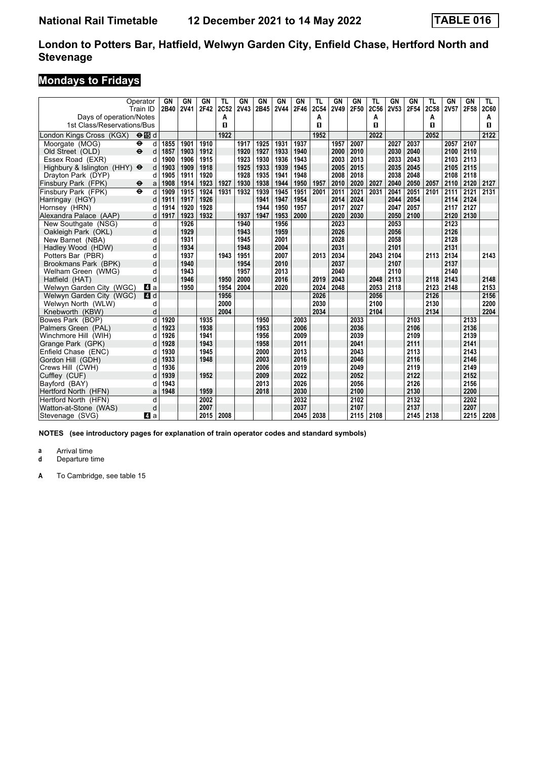# National Rail Timetable 12 December 2021 to 14 May 2022 TABLE 016

## London to Potters Bar, Hatfield, Welwyn Garden City, Enfield Chase, Hertford North and Stevenage

## Mondays to Fridays

| Operator | | GN | GN | GN | TL | GN | GN | GN | GN | TL | GN | GN | TL | GN | GN | TL | GN | GN | TL |
|---|---|---|---|---|---|---|---|---|---|---|---|---|---|---|---|---|---|---|---|
| Train ID | | 2B40 | 2V41 | 2F42 | 2C52 | 2V43 | 2B45 | 2V44 | 2F46 | 2C54 | 2V49 | 2F50 | 2C56 | 2V53 | 2F54 | 2C58 | 2V57 | 2F58 | 2C60 |
| Days of operation/Notes | | | | | A | | | | | A | | | A | | | A | | | A |
| 1st Class/Reservations/Bus | | | | | ■ | | | | | ■ | | | ■ | | | ■ | | | ■ |
| London Kings Cross (KGX) ⊖ 15 | d | | | | 1922 | | | | | 1952 | | | 2022 | | | 2052 | | | 2122 |
| Moorgate (MOG) ⊖ | d | 1855 | 1901 | 1910 | | 1917 | 1925 | 1931 | 1937 | | 1957 | 2007 | | 2027 | 2037 | | 2057 | 2107 | |
| Old Street (OLD) ⊖ | d | 1857 | 1903 | 1912 | | 1920 | 1927 | 1933 | 1940 | | 2000 | 2010 | | 2030 | 2040 | | 2100 | 2110 | |
| Essex Road (EXR) | d | 1900 | 1906 | 1915 | | 1923 | 1930 | 1936 | 1943 | | 2003 | 2013 | | 2033 | 2043 | | 2103 | 2113 | |
| Highbury & Islington (HHY) ⊖ | d | 1903 | 1909 | 1918 | | 1925 | 1933 | 1939 | 1945 | | 2005 | 2015 | | 2035 | 2045 | | 2105 | 2115 | |
| Drayton Park (DYP) | d | 1905 | 1911 | 1920 | | 1928 | 1935 | 1941 | 1948 | | 2008 | 2018 | | 2038 | 2048 | | 2108 | 2118 | |
| Finsbury Park (FPK) ⊖ | a | 1908 | 1914 | 1923 | 1927 | 1930 | 1938 | 1944 | 1950 | 1957 | 2010 | 2020 | 2027 | 2040 | 2050 | 2057 | 2110 | 2120 | 2127 |
| Finsbury Park (FPK) ⊖ | d | 1909 | 1915 | 1924 | 1931 | 1932 | 1939 | 1945 | 1951 | 2001 | 2011 | 2021 | 2031 | 2041 | 2051 | 2101 | 2111 | 2121 | 2131 |
| Harringay (HGY) | d | 1911 | 1917 | 1926 | | | 1941 | 1947 | 1954 | | 2014 | 2024 | | 2044 | 2054 | | 2114 | 2124 | |
| Hornsey (HRN) | d | 1914 | 1920 | 1928 | | | 1944 | 1950 | 1957 | | 2017 | 2027 | | 2047 | 2057 | | 2117 | 2127 | |
| Alexandra Palace (AAP) | d | 1917 | 1923 | 1932 | | 1937 | 1947 | 1953 | 2000 | | 2020 | 2030 | | 2050 | 2100 | | 2120 | 2130 | |
| New Southgate (NSG) | d | | 1926 | | | 1940 | | 1956 | | | 2023 | | | 2053 | | | 2123 | | |
| Oakleigh Park (OKL) | d | | 1929 | | | 1943 | | 1959 | | | 2026 | | | 2056 | | | 2126 | | |
| New Barnet (NBA) | d | | 1931 | | | 1945 | | 2001 | | | 2028 | | | 2058 | | | 2128 | | |
| Hadley Wood (HDW) | d | | 1934 | | | 1948 | | 2004 | | | 2031 | | | 2101 | | | 2131 | | |
| Potters Bar (PBR) | d | | 1937 | | 1943 | 1951 | | 2007 | | 2013 | 2034 | | 2043 | 2104 | | 2113 | 2134 | | 2143 |
| Brookmans Park (BPK) | d | | 1940 | | | 1954 | | 2010 | | | 2037 | | | 2107 | | | 2137 | | |
| Welham Green (WMG) | d | | 1943 | | | 1957 | | 2013 | | | 2040 | | | 2110 | | | 2140 | | |
| Hatfield (HAT) | d | | 1946 | | 1950 | 2000 | | 2016 | | 2019 | 2043 | | 2048 | 2113 | | 2118 | 2143 | | 2148 |
| Welwyn Garden City (WGC) 4 | a | | 1950 | | 1954 | 2004 | | 2020 | | 2024 | 2048 | | 2053 | 2118 | | 2123 | 2148 | | 2153 |
| Welwyn Garden City (WGC) 4 | d | | | | 1956 | | | | | 2026 | | | 2056 | | | 2126 | | | 2156 |
| Welwyn North (WLW) | d | | | | 2000 | | | | | 2030 | | | 2100 | | | 2130 | | | 2200 |
| Knebworth (KBW) | d | | | | 2004 | | | | | 2034 | | | 2104 | | | 2134 | | | 2204 |
| Bowes Park (BOP) | d | 1920 | | 1935 | | | 1950 | | 2003 | | | 2033 | | | 2103 | | | 2133 | |
| Palmers Green (PAL) | d | 1923 | | 1938 | | | 1953 | | 2006 | | | 2036 | | | 2106 | | | 2136 | |
| Winchmore Hill (WIH) | d | 1926 | | 1941 | | | 1956 | | 2009 | | | 2039 | | | 2109 | | | 2139 | |
| Grange Park (GPK) | d | 1928 | | 1943 | | | 1958 | | 2011 | | | 2041 | | | 2111 | | | 2141 | |
| Enfield Chase (ENC) | d | 1930 | | 1945 | | | 2000 | | 2013 | | | 2043 | | | 2113 | | | 2143 | |
| Gordon Hill (GDH) | d | 1933 | | 1948 | | | 2003 | | 2016 | | | 2046 | | | 2116 | | | 2146 | |
| Crews Hill (CWH) | d | 1936 | | | | | 2006 | | 2019 | | | 2049 | | | 2119 | | | 2149 | |
| Cuffley (CUF) | d | 1939 | | 1952 | | | 2009 | | 2022 | | | 2052 | | | 2122 | | | 2152 | |
| Bayford (BAY) | d | 1943 | | | | | 2013 | | 2026 | | | 2056 | | | 2126 | | | 2156 | |
| Hertford North (HFN) | a | 1948 | | 1959 | | | 2018 | | 2030 | | | 2100 | | | 2130 | | | 2200 | |
| Hertford North (HFN) | d | | | 2002 | | | | | 2032 | | | 2102 | | | 2132 | | | 2202 | |
| Watton-at-Stone (WAS) | d | | | 2007 | | | | | 2037 | | | 2107 | | | 2137 | | | 2207 | |
| Stevenage (SVG) 4 | a | | | 2015 | 2008 | | | | 2045 | 2038 | | 2115 | 2108 | | 2145 | 2138 | | 2215 | 2208 |

**NOTES (see introductory pages for explanation of train operator codes and standard symbols)**

**a** Arrival time
**d** Departure time

**A** To Cambridge, see table 15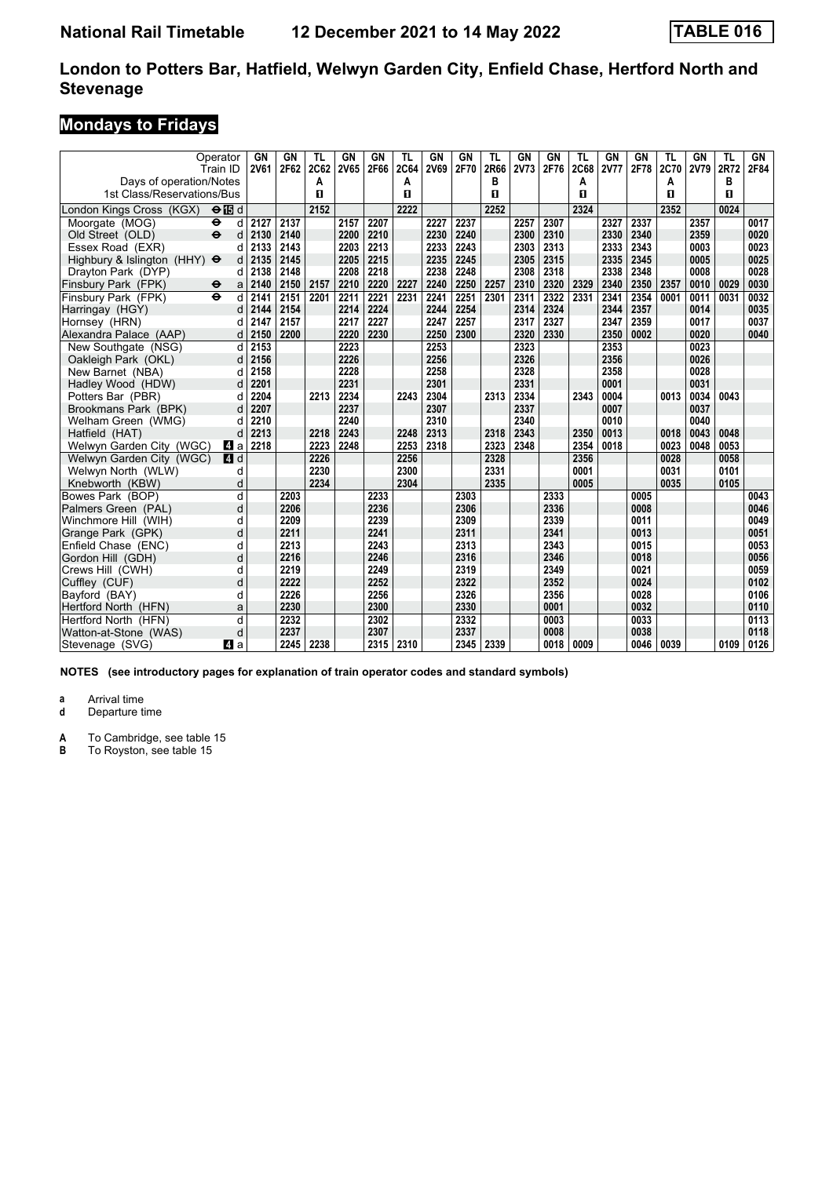# London to Potters Bar, Hatfield, Welwyn Garden City, Enfield Chase, Hertford North and Stevenage

## Mondays to Fridays

| Operator | | GN | GN | TL | GN | GN | TL | GN | GN | TL | GN | GN | TL | GN | GN | TL | GN | TL | GN |
|---|---|---|---|---|---|---|---|---|---|---|---|---|---|---|---|---|---|---|---|
| Train ID | | 2V61 | 2F62 | 2C62 | 2V65 | 2F66 | 2C64 | 2V69 | 2F70 | 2R66 | 2V73 | 2F76 | 2C68 | 2V77 | 2F78 | 2C70 | 2V79 | 2R72 | 2F84 |
| Days of operation/Notes | | | | A | | | A | | | B | | | A | | | A | | B | |
| 1st Class/Reservations/Bus | | | | 1 | | | 1 | | | 1 | | | 1 | | | 1 | | 1 | |
| London Kings Cross (KGX) ⊖ 15 | d | | | 2152 | | | 2222 | | | 2252 | | | 2324 | | | 2352 | | 0024 | |
| Moorgate (MOG) ⊖ | d | 2127 | 2137 | | 2157 | 2207 | | 2227 | 2237 | | 2257 | 2307 | | 2327 | 2337 | | 2357 | | 0017 |
| Old Street (OLD) ⊖ | d | 2130 | 2140 | | 2200 | 2210 | | 2230 | 2240 | | 2300 | 2310 | | 2330 | 2340 | | 2359 | | 0020 |
| Essex Road (EXR) | d | 2133 | 2143 | | 2203 | 2213 | | 2233 | 2243 | | 2303 | 2313 | | 2333 | 2343 | | 0003 | | 0023 |
| Highbury & Islington (HHY) ⊖ | d | 2135 | 2145 | | 2205 | 2215 | | 2235 | 2245 | | 2305 | 2315 | | 2335 | 2345 | | 0005 | | 0025 |
| Drayton Park (DYP) | d | 2138 | 2148 | | 2208 | 2218 | | 2238 | 2248 | | 2308 | 2318 | | 2338 | 2348 | | 0008 | | 0028 |
| Finsbury Park (FPK) ⊖ | a | 2140 | 2150 | 2157 | 2210 | 2220 | 2227 | 2240 | 2250 | 2257 | 2310 | 2320 | 2329 | 2340 | 2350 | 2357 | 0010 | 0029 | 0030 |
| Finsbury Park (FPK) ⊖ | d | 2141 | 2151 | 2201 | 2211 | 2221 | 2231 | 2241 | 2251 | 2301 | 2311 | 2322 | 2331 | 2341 | 2354 | 0001 | 0011 | 0031 | 0032 |
| Harringay (HGY) | d | 2144 | 2154 | | 2214 | 2224 | | 2244 | 2254 | | 2314 | 2324 | | 2344 | 2357 | | 0014 | | 0035 |
| Hornsey (HRN) | d | 2147 | 2157 | | 2217 | 2227 | | 2247 | 2257 | | 2317 | 2327 | | 2347 | 2359 | | 0017 | | 0037 |
| Alexandra Palace (AAP) | d | 2150 | 2200 | | 2220 | 2230 | | 2250 | 2300 | | 2320 | 2330 | | 2350 | 0002 | | 0020 | | 0040 |
| New Southgate (NSG) | d | 2153 | | | 2223 | | | 2253 | | | 2323 | | | 2353 | | | 0023 | | |
| Oakleigh Park (OKL) | d | 2156 | | | 2226 | | | 2256 | | | 2326 | | | 2356 | | | 0026 | | |
| New Barnet (NBA) | d | 2158 | | | 2228 | | | 2258 | | | 2328 | | | 2358 | | | 0028 | | |
| Hadley Wood (HDW) | d | 2201 | | | 2231 | | | 2301 | | | 2331 | | | 0001 | | | 0031 | | |
| Potters Bar (PBR) | d | 2204 | | 2213 | 2234 | | 2243 | 2304 | | 2313 | 2334 | | 2343 | 0004 | | 0013 | 0034 | 0043 | |
| Brookmans Park (BPK) | d | 2207 | | | 2237 | | | 2307 | | | 2337 | | | 0007 | | | 0037 | | |
| Welham Green (WMG) | d | 2210 | | | 2240 | | | 2310 | | | 2340 | | | 0010 | | | 0040 | | |
| Hatfield (HAT) | d | 2213 | | 2218 | 2243 | | 2248 | 2313 | | 2318 | 2343 | | 2350 | 0013 | | 0018 | 0043 | 0048 | |
| Welwyn Garden City (WGC) 4 | a | 2218 | | 2223 | 2248 | | 2253 | 2318 | | 2323 | 2348 | | 2354 | 0018 | | 0023 | 0048 | 0053 | |
| Welwyn Garden City (WGC) 4 | d | | | 2226 | | | 2256 | | | 2328 | | | 2356 | | | 0028 | | 0058 | |
| Welwyn North (WLW) | d | | | 2230 | | | 2300 | | | 2331 | | | 0001 | | | 0031 | | 0101 | |
| Knebworth (KBW) | d | | | 2234 | | | 2304 | | | 2335 | | | 0005 | | | 0035 | | 0105 | |
| Bowes Park (BOP) | d | | 2203 | | | 2233 | | | 2303 | | | 2333 | | | 0005 | | | | 0043 |
| Palmers Green (PAL) | d | | 2206 | | | 2236 | | | 2306 | | | 2336 | | | 0008 | | | | 0046 |
| Winchmore Hill (WIH) | d | | 2209 | | | 2239 | | | 2309 | | | 2339 | | | 0011 | | | | 0049 |
| Grange Park (GPK) | d | | 2211 | | | 2241 | | | 2311 | | | 2341 | | | 0013 | | | | 0051 |
| Enfield Chase (ENC) | d | | 2213 | | | 2243 | | | 2313 | | | 2343 | | | 0015 | | | | 0053 |
| Gordon Hill (GDH) | d | | 2216 | | | 2246 | | | 2316 | | | 2346 | | | 0018 | | | | 0056 |
| Crews Hill (CWH) | d | | 2219 | | | 2249 | | | 2319 | | | 2349 | | | 0021 | | | | 0059 |
| Cuffley (CUF) | d | | 2222 | | | 2252 | | | 2322 | | | 2352 | | | 0024 | | | | 0102 |
| Bayford (BAY) | d | | 2226 | | | 2256 | | | 2326 | | | 2356 | | | 0028 | | | | 0106 |
| Hertford North (HFN) | a | | 2230 | | | 2300 | | | 2330 | | | 0001 | | | 0032 | | | | 0110 |
| Hertford North (HFN) | d | | 2232 | | | 2302 | | | 2332 | | | 0003 | | | 0033 | | | | 0113 |
| Watton-at-Stone (WAS) | d | | 2237 | | | 2307 | | | 2337 | | | 0008 | | | 0038 | | | | 0118 |
| Stevenage (SVG) 4 | a | | 2245 | 2238 | | 2315 | 2310 | | 2345 | 2339 | | 0018 | 0009 | | 0046 | 0039 | | 0109 | 0126 |

**NOTES (see introductory pages for explanation of train operator codes and standard symbols)**

- **a** Arrival time
- **d** Departure time

- **A** To Cambridge, see table 15
- **B** To Royston, see table 15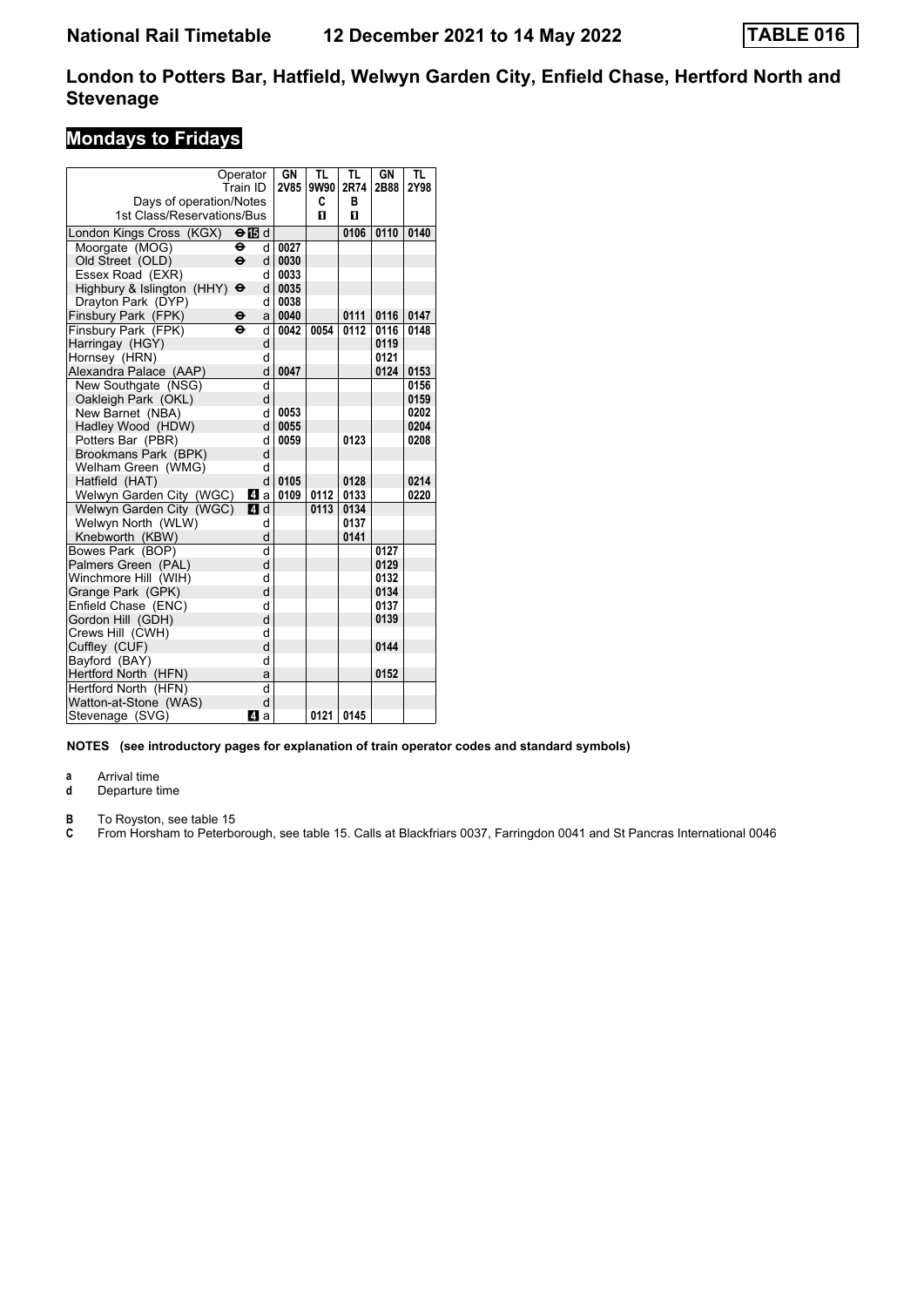National Rail Timetable 12 December 2021 to 14 May 2022 **TABLE 016**

## London to Potters Bar, Hatfield, Welwyn Garden City, Enfield Chase, Hertford North and Stevenage

### Mondays to Fridays

| Operator | | GN | TL | TL | GN | TL |
|---|---|---|---|---|---|---|
| Train ID | | 2V85 | 9W90 | 2R74 | 2B88 | 2Y98 |
| Days of operation/Notes | | | C | B | | |
| 1st Class/Reservations/Bus | | | 1 | 1 | | |
| London Kings Cross (KGX) | ⊖ 15 d | | | 0106 | 0110 | 0140 |
| Moorgate (MOG) | ⊖ d | 0027 | | | | |
| Old Street (OLD) | ⊖ d | 0030 | | | | |
| Essex Road (EXR) | d | 0033 | | | | |
| Highbury & Islington (HHY) | ⊖ d | 0035 | | | | |
| Drayton Park (DYP) | d | 0038 | | | | |
| Finsbury Park (FPK) | ⊖ a | 0040 | | 0111 | 0116 | 0147 |
| Finsbury Park (FPK) | ⊖ d | 0042 | 0054 | 0112 | 0116 | 0148 |
| Harringay (HGY) | d | | | | 0119 | |
| Hornsey (HRN) | d | | | | 0121 | |
| Alexandra Palace (AAP) | d | 0047 | | | 0124 | 0153 |
| New Southgate (NSG) | d | | | | | 0156 |
| Oakleigh Park (OKL) | d | | | | | 0159 |
| New Barnet (NBA) | d | 0053 | | | | 0202 |
| Hadley Wood (HDW) | d | 0055 | | | | 0204 |
| Potters Bar (PBR) | d | 0059 | | 0123 | | 0208 |
| Brookmans Park (BPK) | d | | | | | |
| Welham Green (WMG) | d | | | | | |
| Hatfield (HAT) | d | 0105 | | 0128 | | 0214 |
| Welwyn Garden City (WGC) | 4 a | 0109 | 0112 | 0133 | | 0220 |
| Welwyn Garden City (WGC) | 4 d | | 0113 | 0134 | | |
| Welwyn North (WLW) | d | | | 0137 | | |
| Knebworth (KBW) | d | | | 0141 | | |
| Bowes Park (BOP) | d | | | | 0127 | |
| Palmers Green (PAL) | d | | | | 0129 | |
| Winchmore Hill (WIH) | d | | | | 0132 | |
| Grange Park (GPK) | d | | | | 0134 | |
| Enfield Chase (ENC) | d | | | | 0137 | |
| Gordon Hill (GDH) | d | | | | 0139 | |
| Crews Hill (CWH) | d | | | | | |
| Cuffley (CUF) | d | | | | 0144 | |
| Bayford (BAY) | d | | | | | |
| Hertford North (HFN) | a | | | | 0152 | |
| Hertford North (HFN) | d | | | | | |
| Watton-at-Stone (WAS) | d | | | | | |
| Stevenage (SVG) | 4 a | | 0121 | 0145 | | |

**NOTES (see introductory pages for explanation of train operator codes and standard symbols)**

**a** Arrival time
**d** Departure time

**B** To Royston, see table 15
**C** From Horsham to Peterborough, see table 15. Calls at Blackfriars 0037, Farringdon 0041 and St Pancras International 0046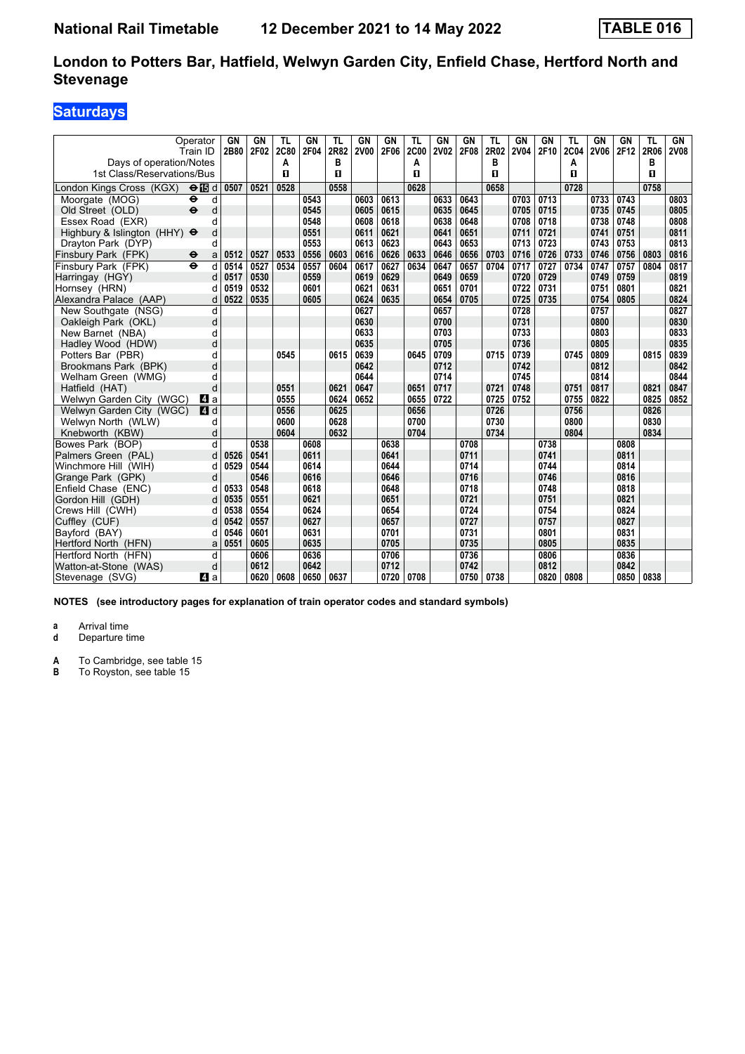**National Rail Timetable** **12 December 2021 to 14 May 2022** **TABLE 016**

# London to Potters Bar, Hatfield, Welwyn Garden City, Enfield Chase, Hertford North and Stevenage

## Saturdays

| Operator | | GN | GN | TL | GN | TL | GN | GN | TL | GN | GN | TL | GN | GN | TL | GN | GN | TL | GN |
|---|---|---|---|---|---|---|---|---|---|---|---|---|---|---|---|---|---|---|---|
| Train ID | | 2B80 | 2F02 | 2C80 | 2F04 | 2R82 | 2V00 | 2F06 | 2C00 | 2V02 | 2F08 | 2R02 | 2V04 | 2F10 | 2C04 | 2V06 | 2F12 | 2R06 | 2V08 |
| Days of operation/Notes | | | | A | | B | | | A | | | B | | | A | | | B | |
| 1st Class/Reservations/Bus | | | | 1 | | 1 | | | 1 | | | 1 | | | 1 | | | 1 | |
| London Kings Cross (KGX) ⊖ 15 | d | 0507 | 0521 | 0528 | | 0558 | | | 0628 | | | 0658 | | | 0728 | | | 0758 | |
| Moorgate (MOG) ⊖ | d | | | | 0543 | | 0603 | 0613 | | 0633 | 0643 | | 0703 | 0713 | | 0733 | 0743 | | 0803 |
| Old Street (OLD) ⊖ | d | | | | 0545 | | 0605 | 0615 | | 0635 | 0645 | | 0705 | 0715 | | 0735 | 0745 | | 0805 |
| Essex Road (EXR) | d | | | | 0548 | | 0608 | 0618 | | 0638 | 0648 | | 0708 | 0718 | | 0738 | 0748 | | 0808 |
| Highbury & Islington (HHY) ⊖ | d | | | | 0551 | | 0611 | 0621 | | 0641 | 0651 | | 0711 | 0721 | | 0741 | 0751 | | 0811 |
| Drayton Park (DYP) | d | | | | 0553 | | 0613 | 0623 | | 0643 | 0653 | | 0713 | 0723 | | 0743 | 0753 | | 0813 |
| Finsbury Park (FPK) ⊖ | a | 0512 | 0527 | 0533 | 0556 | 0603 | 0616 | 0626 | 0633 | 0646 | 0656 | 0703 | 0716 | 0726 | 0733 | 0746 | 0756 | 0803 | 0816 |
| Finsbury Park (FPK) ⊖ | d | 0514 | 0527 | 0534 | 0557 | 0604 | 0617 | 0627 | 0634 | 0647 | 0657 | 0704 | 0717 | 0727 | 0734 | 0747 | 0757 | 0804 | 0817 |
| Harringay (HGY) | d | 0517 | 0530 | | 0559 | | 0619 | 0629 | | 0649 | 0659 | | 0720 | 0729 | | 0749 | 0759 | | 0819 |
| Hornsey (HRN) | d | 0519 | 0532 | | 0601 | | 0621 | 0631 | | 0651 | 0701 | | 0722 | 0731 | | 0751 | 0801 | | 0821 |
| Alexandra Palace (AAP) | d | 0522 | 0535 | | 0605 | | 0624 | 0635 | | 0654 | 0705 | | 0725 | 0735 | | 0754 | 0805 | | 0824 |
| New Southgate (NSG) | d | | | | | | 0627 | | | 0657 | | | 0728 | | | 0757 | | | 0827 |
| Oakleigh Park (OKL) | d | | | | | | 0630 | | | 0700 | | | 0731 | | | 0800 | | | 0830 |
| New Barnet (NBA) | d | | | | | | 0633 | | | 0703 | | | 0733 | | | 0803 | | | 0833 |
| Hadley Wood (HDW) | d | | | | | | 0635 | | | 0705 | | | 0736 | | | 0805 | | | 0835 |
| Potters Bar (PBR) | d | | | 0545 | | 0615 | 0639 | | 0645 | 0709 | | 0715 | 0739 | | 0745 | 0809 | | 0815 | 0839 |
| Brookmans Park (BPK) | d | | | | | | 0642 | | | 0712 | | | 0742 | | | 0812 | | | 0842 |
| Welham Green (WMG) | d | | | | | | 0644 | | | 0714 | | | 0745 | | | 0814 | | | 0844 |
| Hatfield (HAT) | d | | | 0551 | | 0621 | 0647 | | 0651 | 0717 | | 0721 | 0748 | | 0751 | 0817 | | 0821 | 0847 |
| Welwyn Garden City (WGC) 4 | a | | | 0555 | | 0624 | 0652 | | 0655 | 0722 | | 0725 | 0752 | | 0755 | 0822 | | 0825 | 0852 |
| Welwyn Garden City (WGC) 4 | d | | | 0556 | | 0625 | | | 0656 | | | 0726 | | | 0756 | | | 0826 | |
| Welwyn North (WLW) | d | | | 0600 | | 0628 | | | 0700 | | | 0730 | | | 0800 | | | 0830 | |
| Knebworth (KBW) | d | | | 0604 | | 0632 | | | 0704 | | | 0734 | | | 0804 | | | 0834 | |
| Bowes Park (BOP) | d | | 0538 | | 0608 | | | 0638 | | | 0708 | | | 0738 | | | 0808 | | |
| Palmers Green (PAL) | d | 0526 | 0541 | | 0611 | | | 0641 | | | 0711 | | | 0741 | | | 0811 | | |
| Winchmore Hill (WIH) | d | 0529 | 0544 | | 0614 | | | 0644 | | | 0714 | | | 0744 | | | 0814 | | |
| Grange Park (GPK) | d | | 0546 | | 0616 | | | 0646 | | | 0716 | | | 0746 | | | 0816 | | |
| Enfield Chase (ENC) | d | 0533 | 0548 | | 0618 | | | 0648 | | | 0718 | | | 0748 | | | 0818 | | |
| Gordon Hill (GDH) | d | 0535 | 0551 | | 0621 | | | 0651 | | | 0721 | | | 0751 | | | 0821 | | |
| Crews Hill (CWH) | d | 0538 | 0554 | | 0624 | | | 0654 | | | 0724 | | | 0754 | | | 0824 | | |
| Cuffley (CUF) | d | 0542 | 0557 | | 0627 | | | 0657 | | | 0727 | | | 0757 | | | 0827 | | |
| Bayford (BAY) | d | 0546 | 0601 | | 0631 | | | 0701 | | | 0731 | | | 0801 | | | 0831 | | |
| Hertford North (HFN) | a | 0551 | 0605 | | 0635 | | | 0705 | | | 0735 | | | 0805 | | | 0835 | | |
| Hertford North (HFN) | d | | 0606 | | 0636 | | | 0706 | | | 0736 | | | 0806 | | | 0836 | | |
| Watton-at-Stone (WAS) | d | | 0612 | | 0642 | | | 0712 | | | 0742 | | | 0812 | | | 0842 | | |
| Stevenage (SVG) 4 | a | | 0620 | 0608 | 0650 | 0637 | | 0720 | 0708 | | 0750 | 0738 | | 0820 | 0808 | | 0850 | 0838 | |

**NOTES (see introductory pages for explanation of train operator codes and standard symbols)**

**a** Arrival time
**d** Departure time

**A** To Cambridge, see table 15
**B** To Royston, see table 15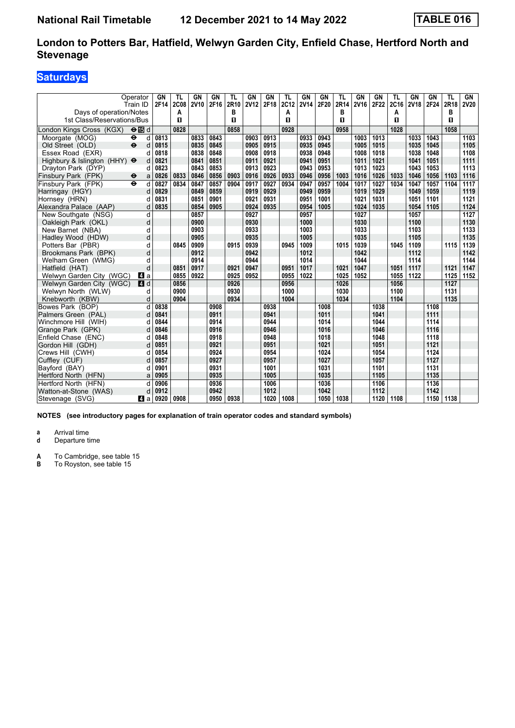# National Rail Timetable 12 December 2021 to 14 May 2022 TABLE 016

## London to Potters Bar, Hatfield, Welwyn Garden City, Enfield Chase, Hertford North and Stevenage

### Saturdays

| Operator | | GN | TL | GN | GN | TL | GN | GN | TL | GN | GN | TL | GN | GN | TL | GN | GN | TL | GN |
|---|---|---|---|---|---|---|---|---|---|---|---|---|---|---|---|---|---|---|---|
| Train ID | | 2F14 | 2C08 | 2V10 | 2F16 | 2R10 | 2V12 | 2F18 | 2C12 | 2V14 | 2F20 | 2R14 | 2V16 | 2F22 | 2C16 | 2V18 | 2F24 | 2R18 | 2V20 |
| Days of operation/Notes | | | A | | | B | | | A | | | B | | | A | | | B | |
| 1st Class/Reservations/Bus | | | ◨ | | | ◨ | | | ◨ | | | ◨ | | | ◨ | | | ◨ | |
| London Kings Cross (KGX) ⊖ 15 | d | | 0828 | | | 0858 | | | 0928 | | | 0958 | | | 1028 | | | 1058 | |
| Moorgate (MOG) ⊖ | d | 0813 | | 0833 | 0843 | | 0903 | 0913 | | 0933 | 0943 | | 1003 | 1013 | | 1033 | 1043 | | 1103 |
| Old Street (OLD) ⊖ | d | 0815 | | 0835 | 0845 | | 0905 | 0915 | | 0935 | 0945 | | 1005 | 1015 | | 1035 | 1045 | | 1105 |
| Essex Road (EXR) | d | 0818 | | 0838 | 0848 | | 0908 | 0918 | | 0938 | 0948 | | 1008 | 1018 | | 1038 | 1048 | | 1108 |
| Highbury & Islington (HHY) ⊖ | d | 0821 | | 0841 | 0851 | | 0911 | 0921 | | 0941 | 0951 | | 1011 | 1021 | | 1041 | 1051 | | 1111 |
| Drayton Park (DYP) | d | 0823 | | 0843 | 0853 | | 0913 | 0923 | | 0943 | 0953 | | 1013 | 1023 | | 1043 | 1053 | | 1113 |
| Finsbury Park (FPK) ⊖ | a | 0826 | 0833 | 0846 | 0856 | 0903 | 0916 | 0926 | 0933 | 0946 | 0956 | 1003 | 1016 | 1026 | 1033 | 1046 | 1056 | 1103 | 1116 |
| Finsbury Park (FPK) ⊖ | d | 0827 | 0834 | 0847 | 0857 | 0904 | 0917 | 0927 | 0934 | 0947 | 0957 | 1004 | 1017 | 1027 | 1034 | 1047 | 1057 | 1104 | 1117 |
| Harringay (HGY) | d | 0829 | | 0849 | 0859 | | 0919 | 0929 | | 0949 | 0959 | | 1019 | 1029 | | 1049 | 1059 | | 1119 |
| Hornsey (HRN) | d | 0831 | | 0851 | 0901 | | 0921 | 0931 | | 0951 | 1001 | | 1021 | 1031 | | 1051 | 1101 | | 1121 |
| Alexandra Palace (AAP) | d | 0835 | | 0854 | 0905 | | 0924 | 0935 | | 0954 | 1005 | | 1024 | 1035 | | 1054 | 1105 | | 1124 |
| New Southgate (NSG) | d | | | 0857 | | | 0927 | | | 0957 | | | 1027 | | | 1057 | | | 1127 |
| Oakleigh Park (OKL) | d | | | 0900 | | | 0930 | | | 1000 | | | 1030 | | | 1100 | | | 1130 |
| New Barnet (NBA) | d | | | 0903 | | | 0933 | | | 1003 | | | 1033 | | | 1103 | | | 1133 |
| Hadley Wood (HDW) | d | | | 0905 | | | 0935 | | | 1005 | | | 1035 | | | 1105 | | | 1135 |
| Potters Bar (PBR) | d | | 0845 | 0909 | | 0915 | 0939 | | 0945 | 1009 | | 1015 | 1039 | | 1045 | 1109 | | 1115 | 1139 |
| Brookmans Park (BPK) | d | | | 0912 | | | 0942 | | | 1012 | | | 1042 | | | 1112 | | | 1142 |
| Welham Green (WMG) | d | | | 0914 | | | 0944 | | | 1014 | | | 1044 | | | 1114 | | | 1144 |
| Hatfield (HAT) | d | | 0851 | 0917 | | 0921 | 0947 | | 0951 | 1017 | | 1021 | 1047 | | 1051 | 1117 | | 1121 | 1147 |
| Welwyn Garden City (WGC) 4 | a | | 0855 | 0922 | | 0925 | 0952 | | 0955 | 1022 | | 1025 | 1052 | | 1055 | 1122 | | 1125 | 1152 |
| Welwyn Garden City (WGC) 4 | d | | 0856 | | | 0926 | | | 0956 | | | 1026 | | | 1056 | | | 1127 | |
| Welwyn North (WLW) | d | | 0900 | | | 0930 | | | 1000 | | | 1030 | | | 1100 | | | 1131 | |
| Knebworth (KBW) | d | | 0904 | | | 0934 | | | 1004 | | | 1034 | | | 1104 | | | 1135 | |
| Bowes Park (BOP) | d | 0838 | | | 0908 | | | 0938 | | | 1008 | | | 1038 | | | 1108 | | |
| Palmers Green (PAL) | d | 0841 | | | 0911 | | | 0941 | | | 1011 | | | 1041 | | | 1111 | | |
| Winchmore Hill (WIH) | d | 0844 | | | 0914 | | | 0944 | | | 1014 | | | 1044 | | | 1114 | | |
| Grange Park (GPK) | d | 0846 | | | 0916 | | | 0946 | | | 1016 | | | 1046 | | | 1116 | | |
| Enfield Chase (ENC) | d | 0848 | | | 0918 | | | 0948 | | | 1018 | | | 1048 | | | 1118 | | |
| Gordon Hill (GDH) | d | 0851 | | | 0921 | | | 0951 | | | 1021 | | | 1051 | | | 1121 | | |
| Crews Hill (CWH) | d | 0854 | | | 0924 | | | 0954 | | | 1024 | | | 1054 | | | 1124 | | |
| Cuffley (CUF) | d | 0857 | | | 0927 | | | 0957 | | | 1027 | | | 1057 | | | 1127 | | |
| Bayford (BAY) | d | 0901 | | | 0931 | | | 1001 | | | 1031 | | | 1101 | | | 1131 | | |
| Hertford North (HFN) | a | 0905 | | | 0935 | | | 1005 | | | 1035 | | | 1105 | | | 1135 | | |
| Hertford North (HFN) | d | 0906 | | | 0936 | | | 1006 | | | 1036 | | | 1106 | | | 1136 | | |
| Watton-at-Stone (WAS) | d | 0912 | | | 0942 | | | 1012 | | | 1042 | | | 1112 | | | 1142 | | |
| Stevenage (SVG) 4 | a | 0920 | 0908 | | 0950 | 0938 | | 1020 | 1008 | | 1050 | 1038 | | 1120 | 1108 | | 1150 | 1138 | |

**NOTES (see introductory pages for explanation of train operator codes and standard symbols)**

**a** Arrival time
**d** Departure time

**A** To Cambridge, see table 15
**B** To Royston, see table 15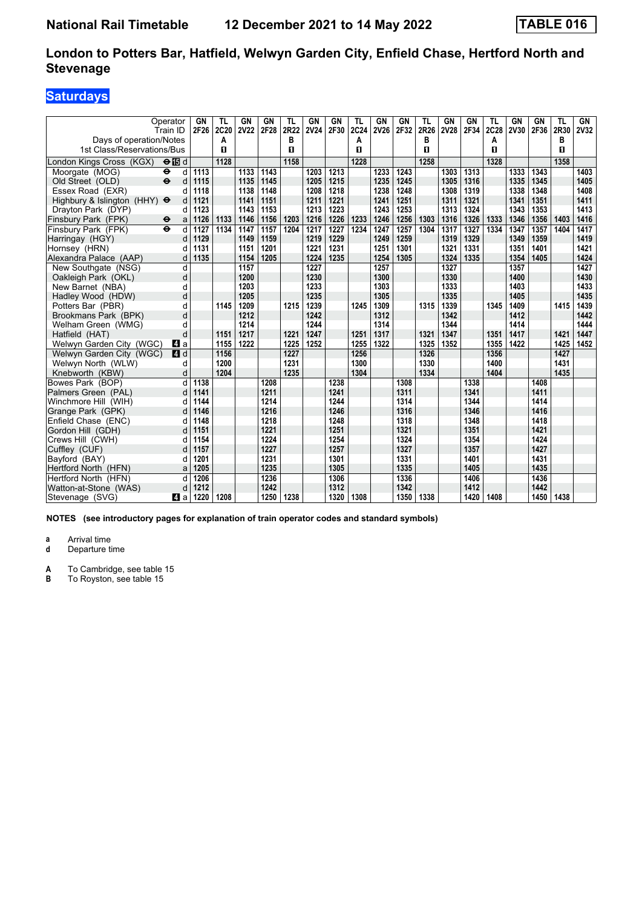# National Rail Timetable — 12 December 2021 to 14 May 2022 — TABLE 016

## London to Potters Bar, Hatfield, Welwyn Garden City, Enfield Chase, Hertford North and Stevenage

### Saturdays

| Operator | | GN | TL | GN | GN | TL | GN | GN | TL | GN | GN | TL | GN | GN | TL | GN | GN | TL | GN |
|---|---|---|---|---|---|---|---|---|---|---|---|---|---|---|---|---|---|---|---|
| Train ID | | 2F26 | 2C20 | 2V22 | 2F28 | 2R22 | 2V24 | 2F30 | 2C24 | 2V26 | 2F32 | 2R26 | 2V28 | 2F34 | 2C28 | 2V30 | 2F36 | 2R30 | 2V32 |
| Days of operation/Notes | | | A | | | B | | | A | | | B | | | A | | | B | |
| 1st Class/Reservations/Bus | | | 1 | | | 1 | | | 1 | | | 1 | | | 1 | | | 1 | |
| London Kings Cross (KGX) ⊖ 15 | d | | 1128 | | | 1158 | | | 1228 | | | 1258 | | | 1328 | | | 1358 | |
| Moorgate (MOG) ⊖ | d | 1113 | | 1133 | 1143 | | 1203 | 1213 | | 1233 | 1243 | | 1303 | 1313 | | 1333 | 1343 | | 1403 |
| Old Street (OLD) ⊖ | d | 1115 | | 1135 | 1145 | | 1205 | 1215 | | 1235 | 1245 | | 1305 | 1316 | | 1335 | 1345 | | 1405 |
| Essex Road (EXR) | d | 1118 | | 1138 | 1148 | | 1208 | 1218 | | 1238 | 1248 | | 1308 | 1319 | | 1338 | 1348 | | 1408 |
| Highbury & Islington (HHY) ⊖ | d | 1121 | | 1141 | 1151 | | 1211 | 1221 | | 1241 | 1251 | | 1311 | 1321 | | 1341 | 1351 | | 1411 |
| Drayton Park (DYP) | d | 1123 | | 1143 | 1153 | | 1213 | 1223 | | 1243 | 1253 | | 1313 | 1324 | | 1343 | 1353 | | 1413 |
| Finsbury Park (FPK) ⊖ | a | 1126 | 1133 | 1146 | 1156 | 1203 | 1216 | 1226 | 1233 | 1246 | 1256 | 1303 | 1316 | 1326 | 1333 | 1346 | 1356 | 1403 | 1416 |
| Finsbury Park (FPK) ⊖ | d | 1127 | 1134 | 1147 | 1157 | 1204 | 1217 | 1227 | 1234 | 1247 | 1257 | 1304 | 1317 | 1327 | 1334 | 1347 | 1357 | 1404 | 1417 |
| Harringay (HGY) | d | 1129 | | 1149 | 1159 | | 1219 | 1229 | | 1249 | 1259 | | 1319 | 1329 | | 1349 | 1359 | | 1419 |
| Hornsey (HRN) | d | 1131 | | 1151 | 1201 | | 1221 | 1231 | | 1251 | 1301 | | 1321 | 1331 | | 1351 | 1401 | | 1421 |
| Alexandra Palace (AAP) | d | 1135 | | 1154 | 1205 | | 1224 | 1235 | | 1254 | 1305 | | 1324 | 1335 | | 1354 | 1405 | | 1424 |
| New Southgate (NSG) | d | | | 1157 | | | 1227 | | | 1257 | | | 1327 | | | 1357 | | | 1427 |
| Oakleigh Park (OKL) | d | | | 1200 | | | 1230 | | | 1300 | | | 1330 | | | 1400 | | | 1430 |
| New Barnet (NBA) | d | | | 1203 | | | 1233 | | | 1303 | | | 1333 | | | 1403 | | | 1433 |
| Hadley Wood (HDW) | d | | | 1205 | | | 1235 | | | 1305 | | | 1335 | | | 1405 | | | 1435 |
| Potters Bar (PBR) | d | | 1145 | 1209 | | 1215 | 1239 | | 1245 | 1309 | | 1315 | 1339 | | 1345 | 1409 | | 1415 | 1439 |
| Brookmans Park (BPK) | d | | | 1212 | | | 1242 | | | 1312 | | | 1342 | | | 1412 | | | 1442 |
| Welham Green (WMG) | d | | | 1214 | | | 1244 | | | 1314 | | | 1344 | | | 1414 | | | 1444 |
| Hatfield (HAT) | d | | 1151 | 1217 | | 1221 | 1247 | | 1251 | 1317 | | 1321 | 1347 | | 1351 | 1417 | | 1421 | 1447 |
| Welwyn Garden City (WGC) 4 | a | | 1155 | 1222 | | 1225 | 1252 | | 1255 | 1322 | | 1325 | 1352 | | 1355 | 1422 | | 1425 | 1452 |
| Welwyn Garden City (WGC) 4 | d | | 1156 | | | 1227 | | | 1256 | | | 1326 | | | 1356 | | | 1427 | |
| Welwyn North (WLW) | d | | 1200 | | | 1231 | | | 1300 | | | 1330 | | | 1400 | | | 1431 | |
| Knebworth (KBW) | d | | 1204 | | | 1235 | | | 1304 | | | 1334 | | | 1404 | | | 1435 | |
| Bowes Park (BOP) | d | 1138 | | | 1208 | | | 1238 | | | 1308 | | | 1338 | | | 1408 | | |
| Palmers Green (PAL) | d | 1141 | | | 1211 | | | 1241 | | | 1311 | | | 1341 | | | 1411 | | |
| Winchmore Hill (WIH) | d | 1144 | | | 1214 | | | 1244 | | | 1314 | | | 1344 | | | 1414 | | |
| Grange Park (GPK) | d | 1146 | | | 1216 | | | 1246 | | | 1316 | | | 1346 | | | 1416 | | |
| Enfield Chase (ENC) | d | 1148 | | | 1218 | | | 1248 | | | 1318 | | | 1348 | | | 1418 | | |
| Gordon Hill (GDH) | d | 1151 | | | 1221 | | | 1251 | | | 1321 | | | 1351 | | | 1421 | | |
| Crews Hill (CWH) | d | 1154 | | | 1224 | | | 1254 | | | 1324 | | | 1354 | | | 1424 | | |
| Cuffley (CUF) | d | 1157 | | | 1227 | | | 1257 | | | 1327 | | | 1357 | | | 1427 | | |
| Bayford (BAY) | d | 1201 | | | 1231 | | | 1301 | | | 1331 | | | 1401 | | | 1431 | | |
| Hertford North (HFN) | a | 1205 | | | 1235 | | | 1305 | | | 1335 | | | 1405 | | | 1435 | | |
| Hertford North (HFN) | d | 1206 | | | 1236 | | | 1306 | | | 1336 | | | 1406 | | | 1436 | | |
| Watton-at-Stone (WAS) | d | 1212 | | | 1242 | | | 1312 | | | 1342 | | | 1412 | | | 1442 | | |
| Stevenage (SVG) 4 | a | 1220 | 1208 | | 1250 | 1238 | | 1320 | 1308 | | 1350 | 1338 | | 1420 | 1408 | | 1450 | 1438 | |

**NOTES (see introductory pages for explanation of train operator codes and standard symbols)**

**a** Arrival time
**d** Departure time

**A** To Cambridge, see table 15
**B** To Royston, see table 15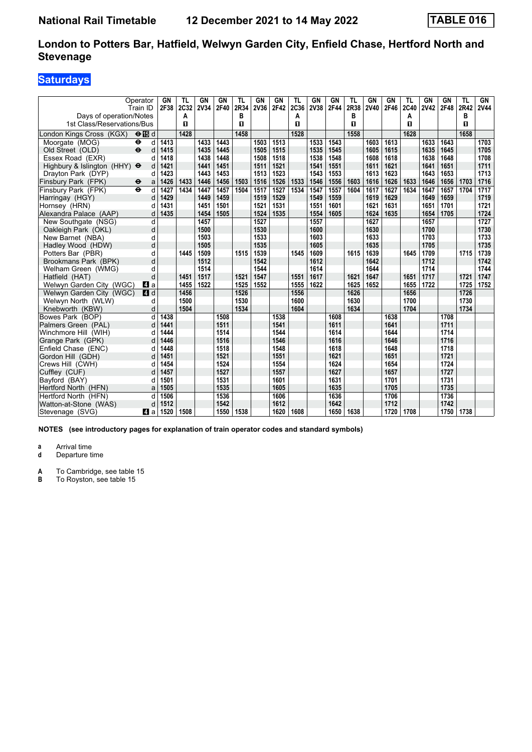National Rail Timetable 12 December 2021 to 14 May 2022 **TABLE 016**

## London to Potters Bar, Hatfield, Welwyn Garden City, Enfield Chase, Hertford North and Stevenage

**Saturdays**

| Operator | | GN | TL | GN | GN | TL | GN | GN | TL | GN | GN | TL | GN | GN | TL | GN | GN | TL | GN |
|---|---|---|---|---|---|---|---|---|---|---|---|---|---|---|---|---|---|---|---|
| Train ID | | 2F38 | 2C32 | 2V34 | 2F40 | 2R34 | 2V36 | 2F42 | 2C36 | 2V38 | 2F44 | 2R38 | 2V40 | 2F46 | 2C40 | 2V42 | 2F48 | 2R42 | 2V44 |
| Days of operation/Notes | | | A | | | B | | | A | | | B | | | A | | | B | |
| 1st Class/Reservations/Bus | | | ■ | | | ■ | | | ■ | | | ■ | | | ■ | | | ■ | |
| London Kings Cross (KGX) ⊖ 15 | d | | 1428 | | | 1458 | | | 1528 | | | 1558 | | | 1628 | | | 1658 | |
| Moorgate (MOG) ⊖ | d | 1413 | | 1433 | 1443 | | 1503 | 1513 | | 1533 | 1543 | | 1603 | 1613 | | 1633 | 1643 | | 1703 |
| Old Street (OLD) ⊖ | d | 1415 | | 1435 | 1445 | | 1505 | 1515 | | 1535 | 1545 | | 1605 | 1615 | | 1635 | 1645 | | 1705 |
| Essex Road (EXR) | d | 1418 | | 1438 | 1448 | | 1508 | 1518 | | 1538 | 1548 | | 1608 | 1618 | | 1638 | 1648 | | 1708 |
| Highbury & Islington (HHY) ⊖ | d | 1421 | | 1441 | 1451 | | 1511 | 1521 | | 1541 | 1551 | | 1611 | 1621 | | 1641 | 1651 | | 1711 |
| Drayton Park (DYP) | d | 1423 | | 1443 | 1453 | | 1513 | 1523 | | 1543 | 1553 | | 1613 | 1623 | | 1643 | 1653 | | 1713 |
| Finsbury Park (FPK) ⊖ | a | 1426 | 1433 | 1446 | 1456 | 1503 | 1516 | 1526 | 1533 | 1546 | 1556 | 1603 | 1616 | 1626 | 1633 | 1646 | 1656 | 1703 | 1716 |
| Finsbury Park (FPK) ⊖ | d | 1427 | 1434 | 1447 | 1457 | 1504 | 1517 | 1527 | 1534 | 1547 | 1557 | 1604 | 1617 | 1627 | 1634 | 1647 | 1657 | 1704 | 1717 |
| Harringay (HGY) | d | 1429 | | 1449 | 1459 | | 1519 | 1529 | | 1549 | 1559 | | 1619 | 1629 | | 1649 | 1659 | | 1719 |
| Hornsey (HRN) | d | 1431 | | 1451 | 1501 | | 1521 | 1531 | | 1551 | 1601 | | 1621 | 1631 | | 1651 | 1701 | | 1721 |
| Alexandra Palace (AAP) | d | 1435 | | 1454 | 1505 | | 1524 | 1535 | | 1554 | 1605 | | 1624 | 1635 | | 1654 | 1705 | | 1724 |
| New Southgate (NSG) | d | | | 1457 | | | 1527 | | | 1557 | | | 1627 | | | 1657 | | | 1727 |
| Oakleigh Park (OKL) | d | | | 1500 | | | 1530 | | | 1600 | | | 1630 | | | 1700 | | | 1730 |
| New Barnet (NBA) | d | | | 1503 | | | 1533 | | | 1603 | | | 1633 | | | 1703 | | | 1733 |
| Hadley Wood (HDW) | d | | | 1505 | | | 1535 | | | 1605 | | | 1635 | | | 1705 | | | 1735 |
| Potters Bar (PBR) | d | | 1445 | 1509 | | 1515 | 1539 | | 1545 | 1609 | | 1615 | 1639 | | 1645 | 1709 | | 1715 | 1739 |
| Brookmans Park (BPK) | d | | | 1512 | | | 1542 | | | 1612 | | | 1642 | | | 1712 | | | 1742 |
| Welham Green (WMG) | d | | | 1514 | | | 1544 | | | 1614 | | | 1644 | | | 1714 | | | 1744 |
| Hatfield (HAT) | d | | 1451 | 1517 | | 1521 | 1547 | | 1551 | 1617 | | 1621 | 1647 | | 1651 | 1717 | | 1721 | 1747 |
| Welwyn Garden City (WGC) 4 | a | | 1455 | 1522 | | 1525 | 1552 | | 1555 | 1622 | | 1625 | 1652 | | 1655 | 1722 | | 1725 | 1752 |
| Welwyn Garden City (WGC) 4 | d | | 1456 | | | 1526 | | | 1556 | | | 1626 | | | 1656 | | | 1726 | |
| Welwyn North (WLW) | d | | 1500 | | | 1530 | | | 1600 | | | 1630 | | | 1700 | | | 1730 | |
| Knebworth (KBW) | d | | 1504 | | | 1534 | | | 1604 | | | 1634 | | | 1704 | | | 1734 | |
| Bowes Park (BOP) | d | 1438 | | | 1508 | | | 1538 | | | 1608 | | | 1638 | | | 1708 | | |
| Palmers Green (PAL) | d | 1441 | | | 1511 | | | 1541 | | | 1611 | | | 1641 | | | 1711 | | |
| Winchmore Hill (WIH) | d | 1444 | | | 1514 | | | 1544 | | | 1614 | | | 1644 | | | 1714 | | |
| Grange Park (GPK) | d | 1446 | | | 1516 | | | 1546 | | | 1616 | | | 1646 | | | 1716 | | |
| Enfield Chase (ENC) | d | 1448 | | | 1518 | | | 1548 | | | 1618 | | | 1648 | | | 1718 | | |
| Gordon Hill (GDH) | d | 1451 | | | 1521 | | | 1551 | | | 1621 | | | 1651 | | | 1721 | | |
| Crews Hill (CWH) | d | 1454 | | | 1524 | | | 1554 | | | 1624 | | | 1654 | | | 1724 | | |
| Cuffley (CUF) | d | 1457 | | | 1527 | | | 1557 | | | 1627 | | | 1657 | | | 1727 | | |
| Bayford (BAY) | d | 1501 | | | 1531 | | | 1601 | | | 1631 | | | 1701 | | | 1731 | | |
| Hertford North (HFN) | a | 1505 | | | 1535 | | | 1605 | | | 1635 | | | 1705 | | | 1735 | | |
| Hertford North (HFN) | d | 1506 | | | 1536 | | | 1606 | | | 1636 | | | 1706 | | | 1736 | | |
| Watton-at-Stone (WAS) | d | 1512 | | | 1542 | | | 1612 | | | 1642 | | | 1712 | | | 1742 | | |
| Stevenage (SVG) 4 | a | 1520 | 1508 | | 1550 | 1538 | | 1620 | 1608 | | 1650 | 1638 | | 1720 | 1708 | | 1750 | 1738 | |

**NOTES (see introductory pages for explanation of train operator codes and standard symbols)**

**a** Arrival time
**d** Departure time

**A** To Cambridge, see table 15
**B** To Royston, see table 15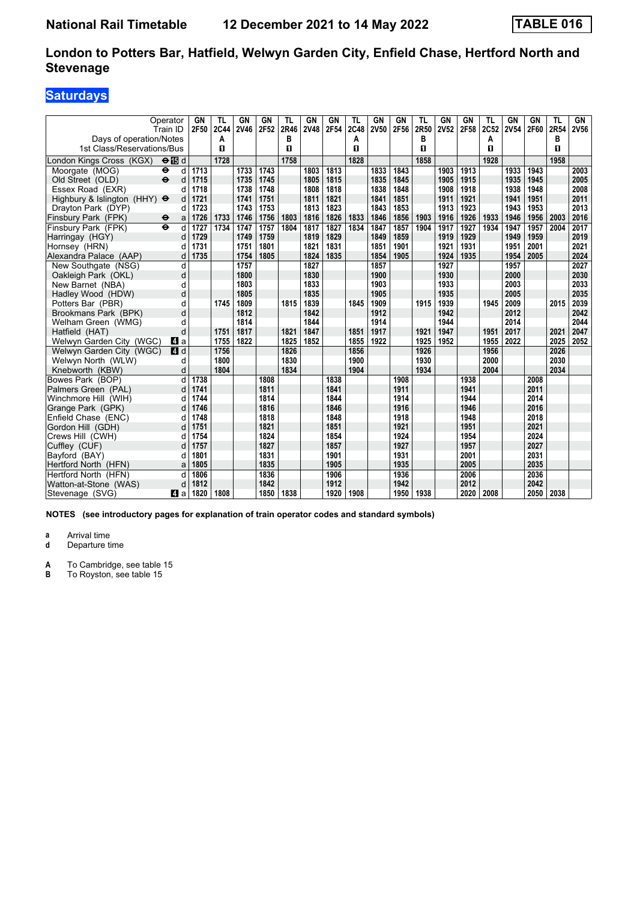# National Rail Timetable 12 December 2021 to 14 May 2022 TABLE 016

## London to Potters Bar, Hatfield, Welwyn Garden City, Enfield Chase, Hertford North and Stevenage

### Saturdays

| Operator | | GN | TL | GN | GN | TL | GN | GN | TL | GN | GN | TL | GN | GN | TL | GN | GN | TL | GN |
|---|---|---|---|---|---|---|---|---|---|---|---|---|---|---|---|---|---|---|---|
| Train ID | | 2F50 | 2C44 | 2V46 | 2F52 | 2R46 | 2V48 | 2F54 | 2C48 | 2V50 | 2F56 | 2R50 | 2V52 | 2F58 | 2C52 | 2V54 | 2F60 | 2R54 | 2V56 |
| Days of operation/Notes | | | A | | | B | | | A | | | B | | | A | | | B | |
| 1st Class/Reservations/Bus | | | 1 | | | 1 | | | 1 | | | 1 | | | 1 | | | 1 | |
| London Kings Cross (KGX) ⊖ 15 | d | | 1728 | | | 1758 | | | 1828 | | | 1858 | | | 1928 | | | 1958 | |
| Moorgate (MOG) ⊖ | d | 1713 | | 1733 | 1743 | | 1803 | 1813 | | 1833 | 1843 | | 1903 | 1913 | | 1933 | 1943 | | 2003 |
| Old Street (OLD) ⊖ | d | 1715 | | 1735 | 1745 | | 1805 | 1815 | | 1835 | 1845 | | 1905 | 1915 | | 1935 | 1945 | | 2005 |
| Essex Road (EXR) | d | 1718 | | 1738 | 1748 | | 1808 | 1818 | | 1838 | 1848 | | 1908 | 1918 | | 1938 | 1948 | | 2008 |
| Highbury & Islington (HHY) ⊖ | d | 1721 | | 1741 | 1751 | | 1811 | 1821 | | 1841 | 1851 | | 1911 | 1921 | | 1941 | 1951 | | 2011 |
| Drayton Park (DYP) | d | 1723 | | 1743 | 1753 | | 1813 | 1823 | | 1843 | 1853 | | 1913 | 1923 | | 1943 | 1953 | | 2013 |
| Finsbury Park (FPK) ⊖ | a | 1726 | 1733 | 1746 | 1756 | 1803 | 1816 | 1826 | 1833 | 1846 | 1856 | 1903 | 1916 | 1926 | 1933 | 1946 | 1956 | 2003 | 2016 |
| Finsbury Park (FPK) ⊖ | d | 1727 | 1734 | 1747 | 1757 | 1804 | 1817 | 1827 | 1834 | 1847 | 1857 | 1904 | 1917 | 1927 | 1934 | 1947 | 1957 | 2004 | 2017 |
| Harringay (HGY) | d | 1729 | | 1749 | 1759 | | 1819 | 1829 | | 1849 | 1859 | | 1919 | 1929 | | 1949 | 1959 | | 2019 |
| Hornsey (HRN) | d | 1731 | | 1751 | 1801 | | 1821 | 1831 | | 1851 | 1901 | | 1921 | 1931 | | 1951 | 2001 | | 2021 |
| Alexandra Palace (AAP) | d | 1735 | | 1754 | 1805 | | 1824 | 1835 | | 1854 | 1905 | | 1924 | 1935 | | 1954 | 2005 | | 2024 |
| New Southgate (NSG) | d | | | 1757 | | | 1827 | | | 1857 | | | 1927 | | | 1957 | | | 2027 |
| Oakleigh Park (OKL) | d | | | 1800 | | | 1830 | | | 1900 | | | 1930 | | | 2000 | | | 2030 |
| New Barnet (NBA) | d | | | 1803 | | | 1833 | | | 1903 | | | 1933 | | | 2003 | | | 2033 |
| Hadley Wood (HDW) | d | | | 1805 | | | 1835 | | | 1905 | | | 1935 | | | 2005 | | | 2035 |
| Potters Bar (PBR) | d | | 1745 | 1809 | | 1815 | 1839 | | 1845 | 1909 | | 1915 | 1939 | | 1945 | 2009 | | 2015 | 2039 |
| Brookmans Park (BPK) | d | | | 1812 | | | 1842 | | | 1912 | | | 1942 | | | 2012 | | | 2042 |
| Welham Green (WMG) | d | | | 1814 | | | 1844 | | | 1914 | | | 1944 | | | 2014 | | | 2044 |
| Hatfield (HAT) | d | | 1751 | 1817 | | 1821 | 1847 | | 1851 | 1917 | | 1921 | 1947 | | 1951 | 2017 | | 2021 | 2047 |
| Welwyn Garden City (WGC) 4 | a | | 1755 | 1822 | | 1825 | 1852 | | 1855 | 1922 | | 1925 | 1952 | | 1955 | 2022 | | 2025 | 2052 |
| Welwyn Garden City (WGC) 4 | d | | 1756 | | | 1826 | | | 1856 | | | 1926 | | | 1956 | | | 2026 | |
| Welwyn North (WLW) | d | | 1800 | | | 1830 | | | 1900 | | | 1930 | | | 2000 | | | 2030 | |
| Knebworth (KBW) | d | | 1804 | | | 1834 | | | 1904 | | | 1934 | | | 2004 | | | 2034 | |
| Bowes Park (BOP) | d | 1738 | | | 1808 | | | 1838 | | | 1908 | | | 1938 | | | 2008 | | |
| Palmers Green (PAL) | d | 1741 | | | 1811 | | | 1841 | | | 1911 | | | 1941 | | | 2011 | | |
| Winchmore Hill (WIH) | d | 1744 | | | 1814 | | | 1844 | | | 1914 | | | 1944 | | | 2014 | | |
| Grange Park (GPK) | d | 1746 | | | 1816 | | | 1846 | | | 1916 | | | 1946 | | | 2016 | | |
| Enfield Chase (ENC) | d | 1748 | | | 1818 | | | 1848 | | | 1918 | | | 1948 | | | 2018 | | |
| Gordon Hill (GDH) | d | 1751 | | | 1821 | | | 1851 | | | 1921 | | | 1951 | | | 2021 | | |
| Crews Hill (CWH) | d | 1754 | | | 1824 | | | 1854 | | | 1924 | | | 1954 | | | 2024 | | |
| Cuffley (CUF) | d | 1757 | | | 1827 | | | 1857 | | | 1927 | | | 1957 | | | 2027 | | |
| Bayford (BAY) | d | 1801 | | | 1831 | | | 1901 | | | 1931 | | | 2001 | | | 2031 | | |
| Hertford North (HFN) | a | 1805 | | | 1835 | | | 1905 | | | 1935 | | | 2005 | | | 2035 | | |
| Hertford North (HFN) | d | 1806 | | | 1836 | | | 1906 | | | 1936 | | | 2006 | | | 2036 | | |
| Watton-at-Stone (WAS) | d | 1812 | | | 1842 | | | 1912 | | | 1942 | | | 2012 | | | 2042 | | |
| Stevenage (SVG) 4 | a | 1820 | 1808 | | 1850 | 1838 | | 1920 | 1908 | | 1950 | 1938 | | 2020 | 2008 | | 2050 | 2038 | |

**NOTES (see introductory pages for explanation of train operator codes and standard symbols)**

**a** Arrival time
**d** Departure time

**A** To Cambridge, see table 15
**B** To Royston, see table 15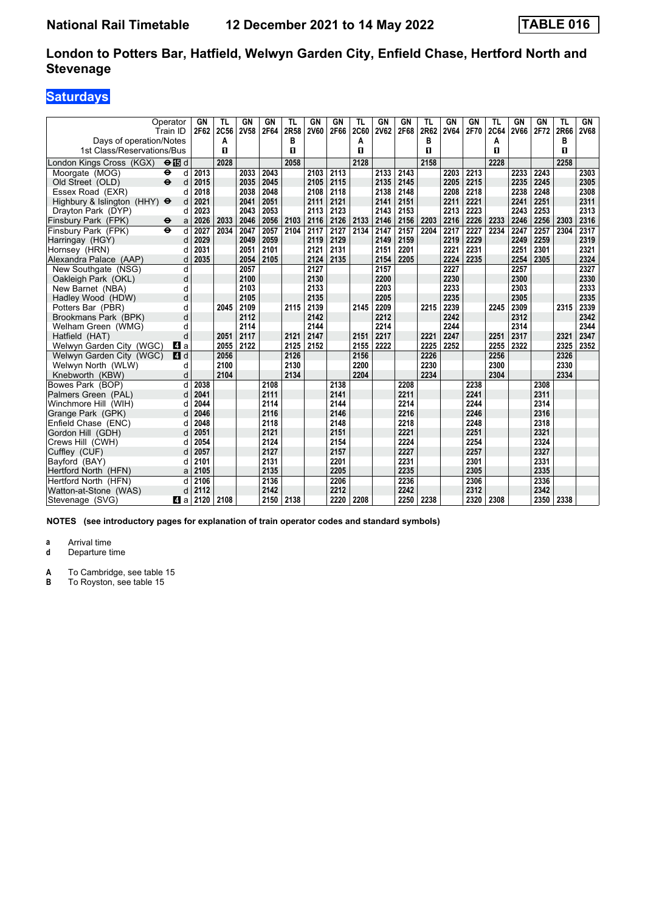# National Rail Timetable   12 December 2021 to 14 May 2022   TABLE 016

## London to Potters Bar, Hatfield, Welwyn Garden City, Enfield Chase, Hertford North and Stevenage

### Saturdays

| Operator | | GN | TL | GN | GN | TL | GN | GN | TL | GN | GN | TL | GN | GN | TL | GN | GN | TL | GN |
|---|---|---|---|---|---|---|---|---|---|---|---|---|---|---|---|---|---|---|---|
| Train ID | | 2F62 | 2C56 | 2V58 | 2F64 | 2R58 | 2V60 | 2F66 | 2C60 | 2V62 | 2F68 | 2R62 | 2V64 | 2F70 | 2C64 | 2V66 | 2F72 | 2R66 | 2V68 |
| Days of operation/Notes | | | A | | | B | | | A | | | B | | | A | | | B | |
| 1st Class/Reservations/Bus | | | 1 | | | 1 | | | 1 | | | 1 | | | 1 | | | 1 | |
| London Kings Cross (KGX) ⊖ 15 | d | | 2028 | | | 2058 | | | 2128 | | | 2158 | | | 2228 | | | 2258 | |
| Moorgate (MOG) ⊖ | d | 2013 | | 2033 | 2043 | | 2103 | 2113 | | 2133 | 2143 | | 2203 | 2213 | | 2233 | 2243 | | 2303 |
| Old Street (OLD) ⊖ | d | 2015 | | 2035 | 2045 | | 2105 | 2115 | | 2135 | 2145 | | 2205 | 2215 | | 2235 | 2245 | | 2305 |
| Essex Road (EXR) | d | 2018 | | 2038 | 2048 | | 2108 | 2118 | | 2138 | 2148 | | 2208 | 2218 | | 2238 | 2248 | | 2308 |
| Highbury & Islington (HHY) ⊖ | d | 2021 | | 2041 | 2051 | | 2111 | 2121 | | 2141 | 2151 | | 2211 | 2221 | | 2241 | 2251 | | 2311 |
| Drayton Park (DYP) | d | 2023 | | 2043 | 2053 | | 2113 | 2123 | | 2143 | 2153 | | 2213 | 2223 | | 2243 | 2253 | | 2313 |
| Finsbury Park (FPK) ⊖ | a | 2026 | 2033 | 2046 | 2056 | 2103 | 2116 | 2126 | 2133 | 2146 | 2156 | 2203 | 2216 | 2226 | 2233 | 2246 | 2256 | 2303 | 2316 |
| Finsbury Park (FPK) ⊖ | d | 2027 | 2034 | 2047 | 2057 | 2104 | 2117 | 2127 | 2134 | 2147 | 2157 | 2204 | 2217 | 2227 | 2234 | 2247 | 2257 | 2304 | 2317 |
| Harringay (HGY) | d | 2029 | | 2049 | 2059 | | 2119 | 2129 | | 2149 | 2159 | | 2219 | 2229 | | 2249 | 2259 | | 2319 |
| Hornsey (HRN) | d | 2031 | | 2051 | 2101 | | 2121 | 2131 | | 2151 | 2201 | | 2221 | 2231 | | 2251 | 2301 | | 2321 |
| Alexandra Palace (AAP) | d | 2035 | | 2054 | 2105 | | 2124 | 2135 | | 2154 | 2205 | | 2224 | 2235 | | 2254 | 2305 | | 2324 |
| New Southgate (NSG) | d | | | 2057 | | | 2127 | | | 2157 | | | 2227 | | | 2257 | | | 2327 |
| Oakleigh Park (OKL) | d | | | 2100 | | | 2130 | | | 2200 | | | 2230 | | | 2300 | | | 2330 |
| New Barnet (NBA) | d | | | 2103 | | | 2133 | | | 2203 | | | 2233 | | | 2303 | | | 2333 |
| Hadley Wood (HDW) | d | | | 2105 | | | 2135 | | | 2205 | | | 2235 | | | 2305 | | | 2335 |
| Potters Bar (PBR) | d | | 2045 | 2109 | | 2115 | 2139 | | 2145 | 2209 | | 2215 | 2239 | | 2245 | 2309 | | 2315 | 2339 |
| Brookmans Park (BPK) | d | | | 2112 | | | 2142 | | | 2212 | | | 2242 | | | 2312 | | | 2342 |
| Welham Green (WMG) | d | | | 2114 | | | 2144 | | | 2214 | | | 2244 | | | 2314 | | | 2344 |
| Hatfield (HAT) | d | | 2051 | 2117 | | 2121 | 2147 | | 2151 | 2217 | | 2221 | 2247 | | 2251 | 2317 | | 2321 | 2347 |
| Welwyn Garden City (WGC) 4 | a | | 2055 | 2122 | | 2125 | 2152 | | 2155 | 2222 | | 2225 | 2252 | | 2255 | 2322 | | 2325 | 2352 |
| Welwyn Garden City (WGC) 4 | d | | 2056 | | | 2126 | | | 2156 | | | 2226 | | | 2256 | | | 2326 | |
| Welwyn North (WLW) | d | | 2100 | | | 2130 | | | 2200 | | | 2230 | | | 2300 | | | 2330 | |
| Knebworth (KBW) | d | | 2104 | | | 2134 | | | 2204 | | | 2234 | | | 2304 | | | 2334 | |
| Bowes Park (BOP) | d | 2038 | | | 2108 | | | 2138 | | | 2208 | | | 2238 | | | 2308 | | |
| Palmers Green (PAL) | d | 2041 | | | 2111 | | | 2141 | | | 2211 | | | 2241 | | | 2311 | | |
| Winchmore Hill (WIH) | d | 2044 | | | 2114 | | | 2144 | | | 2214 | | | 2244 | | | 2314 | | |
| Grange Park (GPK) | d | 2046 | | | 2116 | | | 2146 | | | 2216 | | | 2246 | | | 2316 | | |
| Enfield Chase (ENC) | d | 2048 | | | 2118 | | | 2148 | | | 2218 | | | 2248 | | | 2318 | | |
| Gordon Hill (GDH) | d | 2051 | | | 2121 | | | 2151 | | | 2221 | | | 2251 | | | 2321 | | |
| Crews Hill (CWH) | d | 2054 | | | 2124 | | | 2154 | | | 2224 | | | 2254 | | | 2324 | | |
| Cuffley (CUF) | d | 2057 | | | 2127 | | | 2157 | | | 2227 | | | 2257 | | | 2327 | | |
| Bayford (BAY) | d | 2101 | | | 2131 | | | 2201 | | | 2231 | | | 2301 | | | 2331 | | |
| Hertford North (HFN) | a | 2105 | | | 2135 | | | 2205 | | | 2235 | | | 2305 | | | 2335 | | |
| Hertford North (HFN) | d | 2106 | | | 2136 | | | 2206 | | | 2236 | | | 2306 | | | 2336 | | |
| Watton-at-Stone (WAS) | d | 2112 | | | 2142 | | | 2212 | | | 2242 | | | 2312 | | | 2342 | | |
| Stevenage (SVG) 4 | a | 2120 | 2108 | | 2150 | 2138 | | 2220 | 2208 | | 2250 | 2238 | | 2320 | 2308 | | 2350 | 2338 | |

**NOTES (see introductory pages for explanation of train operator codes and standard symbols)**

**a** Arrival time
**d** Departure time

**A** To Cambridge, see table 15
**B** To Royston, see table 15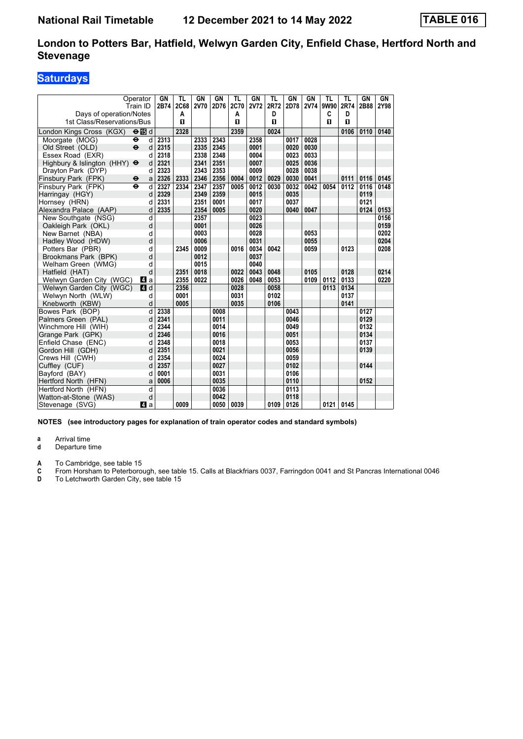**National Rail Timetable** **12 December 2021 to 14 May 2022** **TABLE 016**

## London to Potters Bar, Hatfield, Welwyn Garden City, Enfield Chase, Hertford North and Stevenage

### Saturdays

| Operator | | GN | TL | GN | GN | TL | GN | TL | GN | GN | TL | TL | GN | GN |
|---|---|---|---|---|---|---|---|---|---|---|---|---|---|---|
| Train ID | | 2B74 | 2C68 | 2V70 | 2D76 | 2C70 | 2V72 | 2R72 | 2D78 | 2V74 | 9W90 | 2R74 | 2B88 | 2Y98 |
| Days of operation/Notes | | | A | | | A | | D | | | C | D | | |
| 1st Class/Reservations/Bus | | | 1 | | | 1 | | 1 | | | 1 | 1 | | |
| London Kings Cross (KGX) ⊖ 15 | d | | 2328 | | | 2359 | | 0024 | | | | 0106 | 0110 | 0140 |
| Moorgate (MOG) ⊖ | d | 2313 | | 2333 | 2343 | | 2358 | | 0017 | 0028 | | | | |
| Old Street (OLD) ⊖ | d | 2315 | | 2335 | 2345 | | 0001 | | 0020 | 0030 | | | | |
| Essex Road (EXR) | d | 2318 | | 2338 | 2348 | | 0004 | | 0023 | 0033 | | | | |
| Highbury & Islington (HHY) ⊖ | d | 2321 | | 2341 | 2351 | | 0007 | | 0025 | 0036 | | | | |
| Drayton Park (DYP) | d | 2323 | | 2343 | 2353 | | 0009 | | 0028 | 0038 | | | | |
| Finsbury Park (FPK) ⊖ | a | 2326 | 2333 | 2346 | 2356 | 0004 | 0012 | 0029 | 0030 | 0041 | | 0111 | 0116 | 0145 |
| Finsbury Park (FPK) ⊖ | d | 2327 | 2334 | 2347 | 2357 | 0005 | 0012 | 0030 | 0032 | 0042 | 0054 | 0112 | 0116 | 0148 |
| Harringay (HGY) | d | 2329 | | 2349 | 2359 | | 0015 | | 0035 | | | | 0119 | |
| Hornsey (HRN) | d | 2331 | | 2351 | 0001 | | 0017 | | 0037 | | | | 0121 | |
| Alexandra Palace (AAP) | d | 2335 | | 2354 | 0005 | | 0020 | | 0040 | 0047 | | | 0124 | 0153 |
| New Southgate (NSG) | d | | | 2357 | | | 0023 | | | | | | | 0156 |
| Oakleigh Park (OKL) | d | | | 0001 | | | 0026 | | | | | | | 0159 |
| New Barnet (NBA) | d | | | 0003 | | | 0028 | | | 0053 | | | | 0202 |
| Hadley Wood (HDW) | d | | | 0006 | | | 0031 | | | 0055 | | | | 0204 |
| Potters Bar (PBR) | d | | 2345 | 0009 | | 0016 | 0034 | 0042 | | 0059 | | 0123 | | 0208 |
| Brookmans Park (BPK) | d | | | 0012 | | | 0037 | | | | | | | |
| Welham Green (WMG) | d | | | 0015 | | | 0040 | | | | | | | |
| Hatfield (HAT) | d | | 2351 | 0018 | | 0022 | 0043 | 0048 | | 0105 | | 0128 | | 0214 |
| Welwyn Garden City (WGC) 4 | a | | 2355 | 0022 | | 0026 | 0048 | 0053 | | 0109 | 0112 | 0133 | | 0220 |
| Welwyn Garden City (WGC) 4 | d | | 2356 | | | 0028 | | 0058 | | | 0113 | 0134 | | |
| Welwyn North (WLW) | d | | 0001 | | | 0031 | | 0102 | | | | 0137 | | |
| Knebworth (KBW) | d | | 0005 | | | 0035 | | 0106 | | | | 0141 | | |
| Bowes Park (BOP) | d | 2338 | | | 0008 | | | | 0043 | | | | 0127 | |
| Palmers Green (PAL) | d | 2341 | | | 0011 | | | | 0046 | | | | 0129 | |
| Winchmore Hill (WIH) | d | 2344 | | | 0014 | | | | 0049 | | | | 0132 | |
| Grange Park (GPK) | d | 2346 | | | 0016 | | | | 0051 | | | | 0134 | |
| Enfield Chase (ENC) | d | 2348 | | | 0018 | | | | 0053 | | | | 0137 | |
| Gordon Hill (GDH) | d | 2351 | | | 0021 | | | | 0056 | | | | 0139 | |
| Crews Hill (CWH) | d | 2354 | | | 0024 | | | | 0059 | | | | | |
| Cuffley (CUF) | d | 2357 | | | 0027 | | | | 0102 | | | | 0144 | |
| Bayford (BAY) | d | 0001 | | | 0031 | | | | 0106 | | | | | |
| Hertford North (HFN) | a | 0006 | | | 0035 | | | | 0110 | | | | 0152 | |
| Hertford North (HFN) | d | | | | 0036 | | | | 0113 | | | | | |
| Watton-at-Stone (WAS) | d | | | | 0042 | | | | 0118 | | | | | |
| Stevenage (SVG) 4 | a | | 0009 | | 0050 | 0039 | | 0109 | 0126 | | 0121 | 0145 | | |

**NOTES (see introductory pages for explanation of train operator codes and standard symbols)**

**a** Arrival time
**d** Departure time

**A** To Cambridge, see table 15
**C** From Horsham to Peterborough, see table 15. Calls at Blackfriars 0037, Farringdon 0041 and St Pancras International 0046
**D** To Letchworth Garden City, see table 15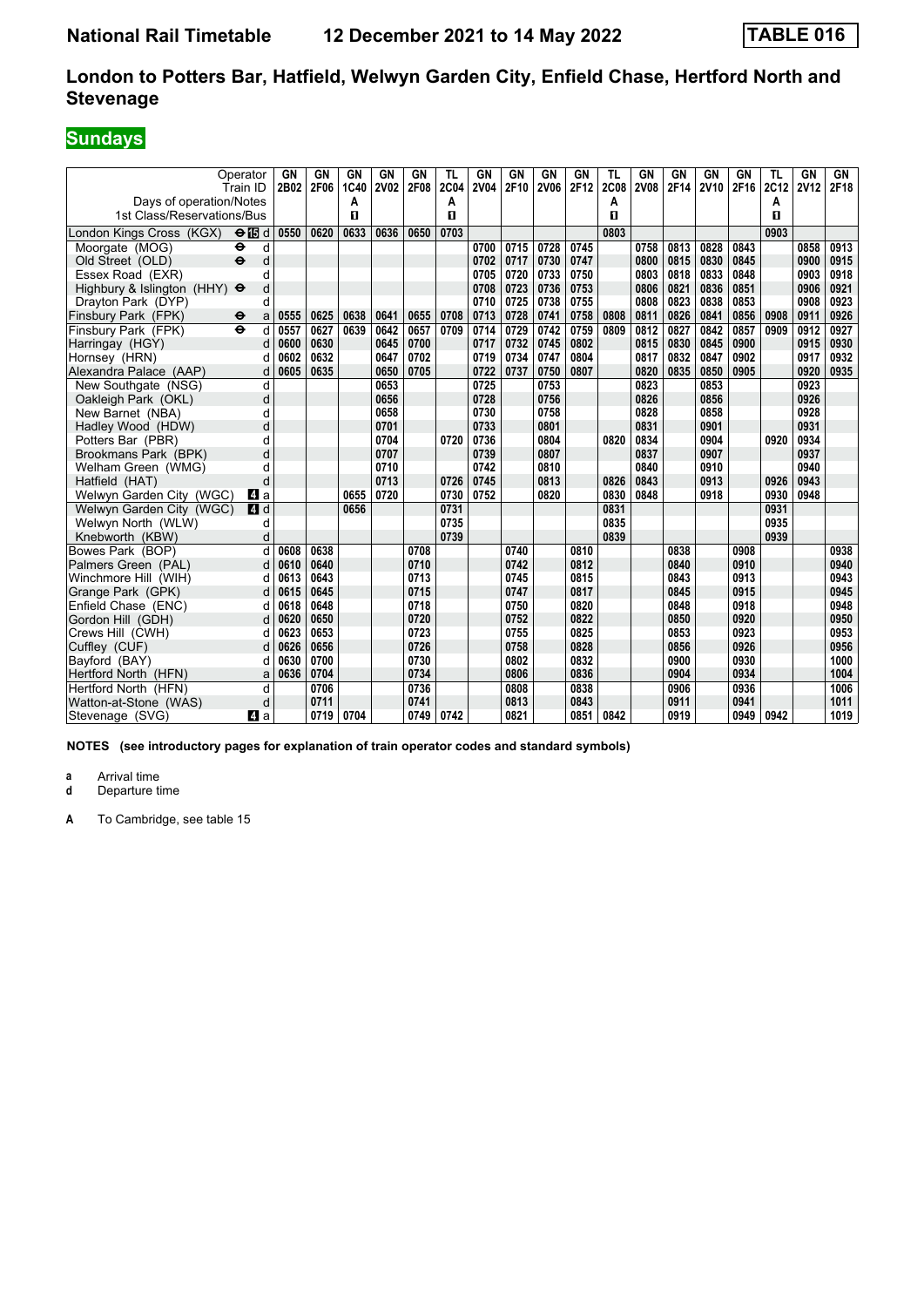# National Rail Timetable 12 December 2021 to 14 May 2022 TABLE 016

## London to Potters Bar, Hatfield, Welwyn Garden City, Enfield Chase, Hertford North and Stevenage

### Sundays

| Operator | | GN | GN | GN | GN | GN | TL | GN | GN | GN | GN | TL | GN | GN | GN | GN | TL | GN | GN |
|---|---|---|---|---|---|---|---|---|---|---|---|---|---|---|---|---|---|---|---|
| Train ID | | 2B02 | 2F06 | 1C40 | 2V02 | 2F08 | 2C04 | 2V04 | 2F10 | 2V06 | 2F12 | 2C08 | 2V08 | 2F14 | 2V10 | 2F16 | 2C12 | 2V12 | 2F18 |
| Days of operation/Notes | | | | A | | | A | | | | | A | | | | | A | | |
| 1st Class/Reservations/Bus | | | | 1 | | | 1 | | | | | 1 | | | | | 1 | | |
| London Kings Cross (KGX) ⊖ 15 | d | 0550 | 0620 | 0633 | 0636 | 0650 | 0703 | | | | | 0803 | | | | | 0903 | | |
| Moorgate (MOG) ⊖ | d | | | | | | | 0700 | 0715 | 0728 | 0745 | | 0758 | 0813 | 0828 | 0843 | | 0858 | 0913 |
| Old Street (OLD) ⊖ | d | | | | | | | 0702 | 0717 | 0730 | 0747 | | 0800 | 0815 | 0830 | 0845 | | 0900 | 0915 |
| Essex Road (EXR) | d | | | | | | | 0705 | 0720 | 0733 | 0750 | | 0803 | 0818 | 0833 | 0848 | | 0903 | 0918 |
| Highbury & Islington (HHY) ⊖ | d | | | | | | | 0708 | 0723 | 0736 | 0753 | | 0806 | 0821 | 0836 | 0851 | | 0906 | 0921 |
| Drayton Park (DYP) | d | | | | | | | 0710 | 0725 | 0738 | 0755 | | 0808 | 0823 | 0838 | 0853 | | 0908 | 0923 |
| Finsbury Park (FPK) ⊖ | a | 0555 | 0625 | 0638 | 0641 | 0655 | 0708 | 0713 | 0728 | 0741 | 0758 | 0808 | 0811 | 0826 | 0841 | 0856 | 0908 | 0911 | 0926 |
| Finsbury Park (FPK) ⊖ | d | 0557 | 0627 | 0639 | 0642 | 0657 | 0709 | 0714 | 0729 | 0742 | 0759 | 0809 | 0812 | 0827 | 0842 | 0857 | 0909 | 0912 | 0927 |
| Harringay (HGY) | d | 0600 | 0630 | | 0645 | 0700 | | 0717 | 0732 | 0745 | 0802 | | 0815 | 0830 | 0845 | 0900 | | 0915 | 0930 |
| Hornsey (HRN) | d | 0602 | 0632 | | 0647 | 0702 | | 0719 | 0734 | 0747 | 0804 | | 0817 | 0832 | 0847 | 0902 | | 0917 | 0932 |
| Alexandra Palace (AAP) | d | 0605 | 0635 | | 0650 | 0705 | | 0722 | 0737 | 0750 | 0807 | | 0820 | 0835 | 0850 | 0905 | | 0920 | 0935 |
| New Southgate (NSG) | d | | | | 0653 | | | 0725 | | 0753 | | | 0823 | | 0853 | | | 0923 | |
| Oakleigh Park (OKL) | d | | | | 0656 | | | 0728 | | 0756 | | | 0826 | | 0856 | | | 0926 | |
| New Barnet (NBA) | d | | | | 0658 | | | 0730 | | 0758 | | | 0828 | | 0858 | | | 0928 | |
| Hadley Wood (HDW) | d | | | | 0701 | | | 0733 | | 0801 | | | 0831 | | 0901 | | | 0931 | |
| Potters Bar (PBR) | d | | | | 0704 | | 0720 | 0736 | | 0804 | | 0820 | 0834 | | 0904 | | 0920 | 0934 | |
| Brookmans Park (BPK) | d | | | | 0707 | | | 0739 | | 0807 | | | 0837 | | 0907 | | | 0937 | |
| Welham Green (WMG) | d | | | | 0710 | | | 0742 | | 0810 | | | 0840 | | 0910 | | | 0940 | |
| Hatfield (HAT) | d | | | | 0713 | | 0726 | 0745 | | 0813 | | 0826 | 0843 | | 0913 | | 0926 | 0943 | |
| Welwyn Garden City (WGC) 4 | a | | | 0655 | 0720 | | 0730 | 0752 | | 0820 | | 0830 | 0848 | | 0918 | | 0930 | 0948 | |
| Welwyn Garden City (WGC) 4 | d | | | 0656 | | | 0731 | | | | | 0831 | | | | | 0931 | | |
| Welwyn North (WLW) | d | | | | | | 0735 | | | | | 0835 | | | | | 0935 | | |
| Knebworth (KBW) | d | | | | | | 0739 | | | | | 0839 | | | | | 0939 | | |
| Bowes Park (BOP) | d | 0608 | 0638 | | | 0708 | | | 0740 | | 0810 | | | 0838 | | 0908 | | | 0938 |
| Palmers Green (PAL) | d | 0610 | 0640 | | | 0710 | | | 0742 | | 0812 | | | 0840 | | 0910 | | | 0940 |
| Winchmore Hill (WIH) | d | 0613 | 0643 | | | 0713 | | | 0745 | | 0815 | | | 0843 | | 0913 | | | 0943 |
| Grange Park (GPK) | d | 0615 | 0645 | | | 0715 | | | 0747 | | 0817 | | | 0845 | | 0915 | | | 0945 |
| Enfield Chase (ENC) | d | 0618 | 0648 | | | 0718 | | | 0750 | | 0820 | | | 0848 | | 0918 | | | 0948 |
| Gordon Hill (GDH) | d | 0620 | 0650 | | | 0720 | | | 0752 | | 0822 | | | 0850 | | 0920 | | | 0950 |
| Crews Hill (CWH) | d | 0623 | 0653 | | | 0723 | | | 0755 | | 0825 | | | 0853 | | 0923 | | | 0953 |
| Cuffley (CUF) | d | 0626 | 0656 | | | 0726 | | | 0758 | | 0828 | | | 0856 | | 0926 | | | 0956 |
| Bayford (BAY) | d | 0630 | 0700 | | | 0730 | | | 0802 | | 0832 | | | 0900 | | 0930 | | | 1000 |
| Hertford North (HFN) | a | 0636 | 0704 | | | 0734 | | | 0806 | | 0836 | | | 0904 | | 0934 | | | 1004 |
| Hertford North (HFN) | d | | 0706 | | | 0736 | | | 0808 | | 0838 | | | 0906 | | 0936 | | | 1006 |
| Watton-at-Stone (WAS) | d | | 0711 | | | 0741 | | | 0813 | | 0843 | | | 0911 | | 0941 | | | 1011 |
| Stevenage (SVG) 4 | a | | 0719 | 0704 | | 0749 | 0742 | | 0821 | | 0851 | 0842 | | 0919 | | 0949 | 0942 | | 1019 |

**NOTES (see introductory pages for explanation of train operator codes and standard symbols)**

**a** Arrival time
**d** Departure time

**A** To Cambridge, see table 15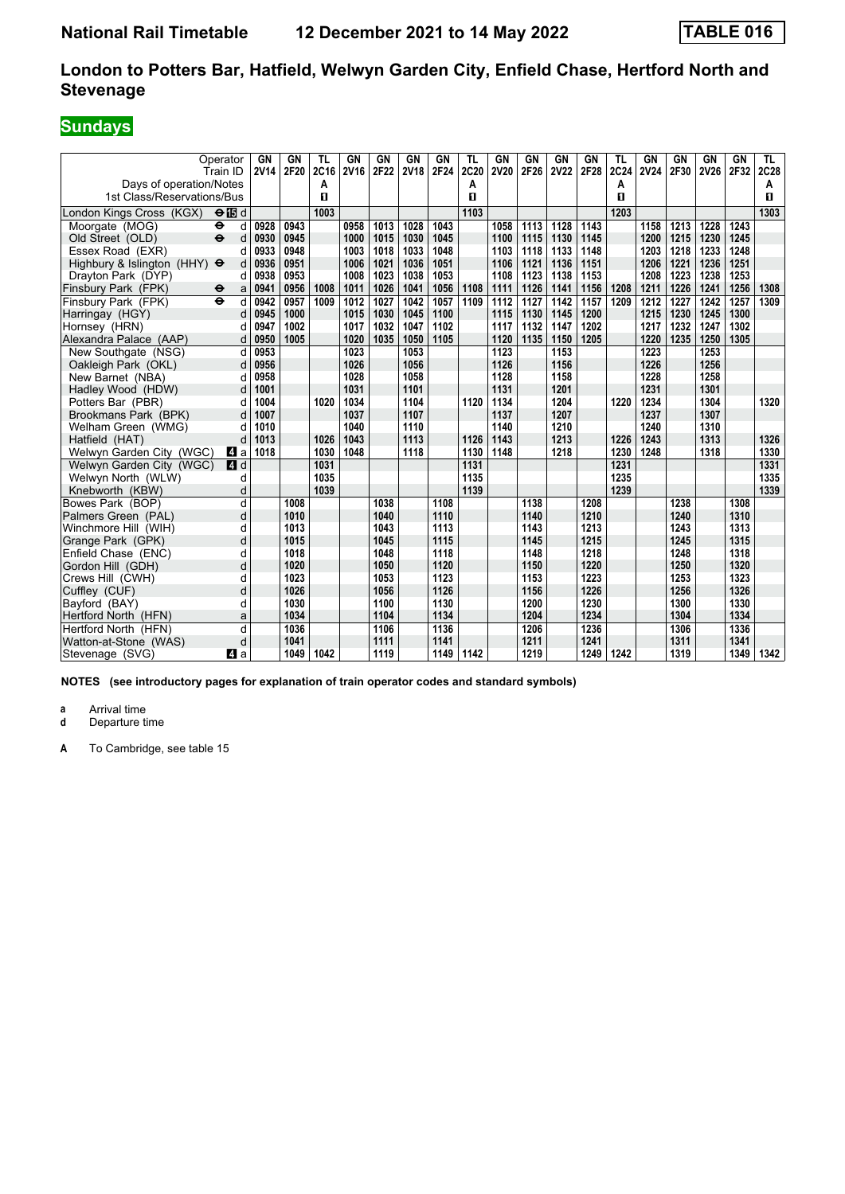# National Rail Timetable 12 December 2021 to 14 May 2022 TABLE 016

## London to Potters Bar, Hatfield, Welwyn Garden City, Enfield Chase, Hertford North and Stevenage

### Sundays

| Operator | | GN | GN | TL | GN | GN | GN | GN | TL | GN | GN | GN | GN | TL | GN | GN | GN | GN | TL |
|---|---|---|---|---|---|---|---|---|---|---|---|---|---|---|---|---|---|---|---|
| Train ID | | 2V14 | 2F20 | 2C16 | 2V16 | 2F22 | 2V18 | 2F24 | 2C20 | 2V20 | 2F26 | 2V22 | 2F28 | 2C24 | 2V24 | 2F30 | 2V26 | 2F32 | 2C28 |
| Days of operation/Notes | | | | A | | | | | A | | | | | A | | | | | A |
| 1st Class/Reservations/Bus | | | | 1 | | | | | 1 | | | | | 1 | | | | | 1 |
| London Kings Cross (KGX) ⊖15 | d | | | 1003 | | | | | 1103 | | | | | 1203 | | | | | 1303 |
| Moorgate (MOG) ⊖ | d | 0928 | 0943 | | 0958 | 1013 | 1028 | 1043 | | 1058 | 1113 | 1128 | 1143 | | 1158 | 1213 | 1228 | 1243 | |
| Old Street (OLD) ⊖ | d | 0930 | 0945 | | 1000 | 1015 | 1030 | 1045 | | 1100 | 1115 | 1130 | 1145 | | 1200 | 1215 | 1230 | 1245 | |
| Essex Road (EXR) | d | 0933 | 0948 | | 1003 | 1018 | 1033 | 1048 | | 1103 | 1118 | 1133 | 1148 | | 1203 | 1218 | 1233 | 1248 | |
| Highbury & Islington (HHY) ⊖ | d | 0936 | 0951 | | 1006 | 1021 | 1036 | 1051 | | 1106 | 1121 | 1136 | 1151 | | 1206 | 1221 | 1236 | 1251 | |
| Drayton Park (DYP) | d | 0938 | 0953 | | 1008 | 1023 | 1038 | 1053 | | 1108 | 1123 | 1138 | 1153 | | 1208 | 1223 | 1238 | 1253 | |
| Finsbury Park (FPK) ⊖ | a | 0941 | 0956 | 1008 | 1011 | 1026 | 1041 | 1056 | 1108 | 1111 | 1126 | 1141 | 1156 | 1208 | 1211 | 1226 | 1241 | 1256 | 1308 |
| Finsbury Park (FPK) ⊖ | d | 0942 | 0957 | 1009 | 1012 | 1027 | 1042 | 1057 | 1109 | 1112 | 1127 | 1142 | 1157 | 1209 | 1212 | 1227 | 1242 | 1257 | 1309 |
| Harringay (HGY) | d | 0945 | 1000 | | 1015 | 1030 | 1045 | 1100 | | 1115 | 1130 | 1145 | 1200 | | 1215 | 1230 | 1245 | 1300 | |
| Hornsey (HRN) | d | 0947 | 1002 | | 1017 | 1032 | 1047 | 1102 | | 1117 | 1132 | 1147 | 1202 | | 1217 | 1232 | 1247 | 1302 | |
| Alexandra Palace (AAP) | d | 0950 | 1005 | | 1020 | 1035 | 1050 | 1105 | | 1120 | 1135 | 1150 | 1205 | | 1220 | 1235 | 1250 | 1305 | |
| New Southgate (NSG) | d | 0953 | | | 1023 | | 1053 | | | 1123 | | 1153 | | | 1223 | | 1253 | | |
| Oakleigh Park (OKL) | d | 0956 | | | 1026 | | 1056 | | | 1126 | | 1156 | | | 1226 | | 1256 | | |
| New Barnet (NBA) | d | 0958 | | | 1028 | | 1058 | | | 1128 | | 1158 | | | 1228 | | 1258 | | |
| Hadley Wood (HDW) | d | 1001 | | | 1031 | | 1101 | | | 1131 | | 1201 | | | 1231 | | 1301 | | |
| Potters Bar (PBR) | d | 1004 | | 1020 | 1034 | | 1104 | | 1120 | 1134 | | 1204 | | 1220 | 1234 | | 1304 | | 1320 |
| Brookmans Park (BPK) | d | 1007 | | | 1037 | | 1107 | | | 1137 | | 1207 | | | 1237 | | 1307 | | |
| Welham Green (WMG) | d | 1010 | | | 1040 | | 1110 | | | 1140 | | 1210 | | | 1240 | | 1310 | | |
| Hatfield (HAT) | d | 1013 | | 1026 | 1043 | | 1113 | | 1126 | 1143 | | 1213 | | 1226 | 1243 | | 1313 | | 1326 |
| Welwyn Garden City (WGC) 4 | a | 1018 | | 1030 | 1048 | | 1118 | | 1130 | 1148 | | 1218 | | 1230 | 1248 | | 1318 | | 1330 |
| Welwyn Garden City (WGC) 4 | d | | | 1031 | | | | | 1131 | | | | | 1231 | | | | | 1331 |
| Welwyn North (WLW) | d | | | 1035 | | | | | 1135 | | | | | 1235 | | | | | 1335 |
| Knebworth (KBW) | d | | | 1039 | | | | | 1139 | | | | | 1239 | | | | | 1339 |
| Bowes Park (BOP) | d | | 1008 | | | 1038 | | 1108 | | | 1138 | | 1208 | | | 1238 | | 1308 | |
| Palmers Green (PAL) | d | | 1010 | | | 1040 | | 1110 | | | 1140 | | 1210 | | | 1240 | | 1310 | |
| Winchmore Hill (WIH) | d | | 1013 | | | 1043 | | 1113 | | | 1143 | | 1213 | | | 1243 | | 1313 | |
| Grange Park (GPK) | d | | 1015 | | | 1045 | | 1115 | | | 1145 | | 1215 | | | 1245 | | 1315 | |
| Enfield Chase (ENC) | d | | 1018 | | | 1048 | | 1118 | | | 1148 | | 1218 | | | 1248 | | 1318 | |
| Gordon Hill (GDH) | d | | 1020 | | | 1050 | | 1120 | | | 1150 | | 1220 | | | 1250 | | 1320 | |
| Crews Hill (CWH) | d | | 1023 | | | 1053 | | 1123 | | | 1153 | | 1223 | | | 1253 | | 1323 | |
| Cuffley (CUF) | d | | 1026 | | | 1056 | | 1126 | | | 1156 | | 1226 | | | 1256 | | 1326 | |
| Bayford (BAY) | d | | 1030 | | | 1100 | | 1130 | | | 1200 | | 1230 | | | 1300 | | 1330 | |
| Hertford North (HFN) | a | | 1034 | | | 1104 | | 1134 | | | 1204 | | 1234 | | | 1304 | | 1334 | |
| Hertford North (HFN) | d | | 1036 | | | 1106 | | 1136 | | | 1206 | | 1236 | | | 1306 | | 1336 | |
| Watton-at-Stone (WAS) | d | | 1041 | | | 1111 | | 1141 | | | 1211 | | 1241 | | | 1311 | | 1341 | |
| Stevenage (SVG) 4 | a | | 1049 | 1042 | | 1119 | | 1149 | 1142 | | 1219 | | 1249 | 1242 | | 1319 | | 1349 | 1342 |

**NOTES (see introductory pages for explanation of train operator codes and standard symbols)**

**a** Arrival time
**d** Departure time

**A** To Cambridge, see table 15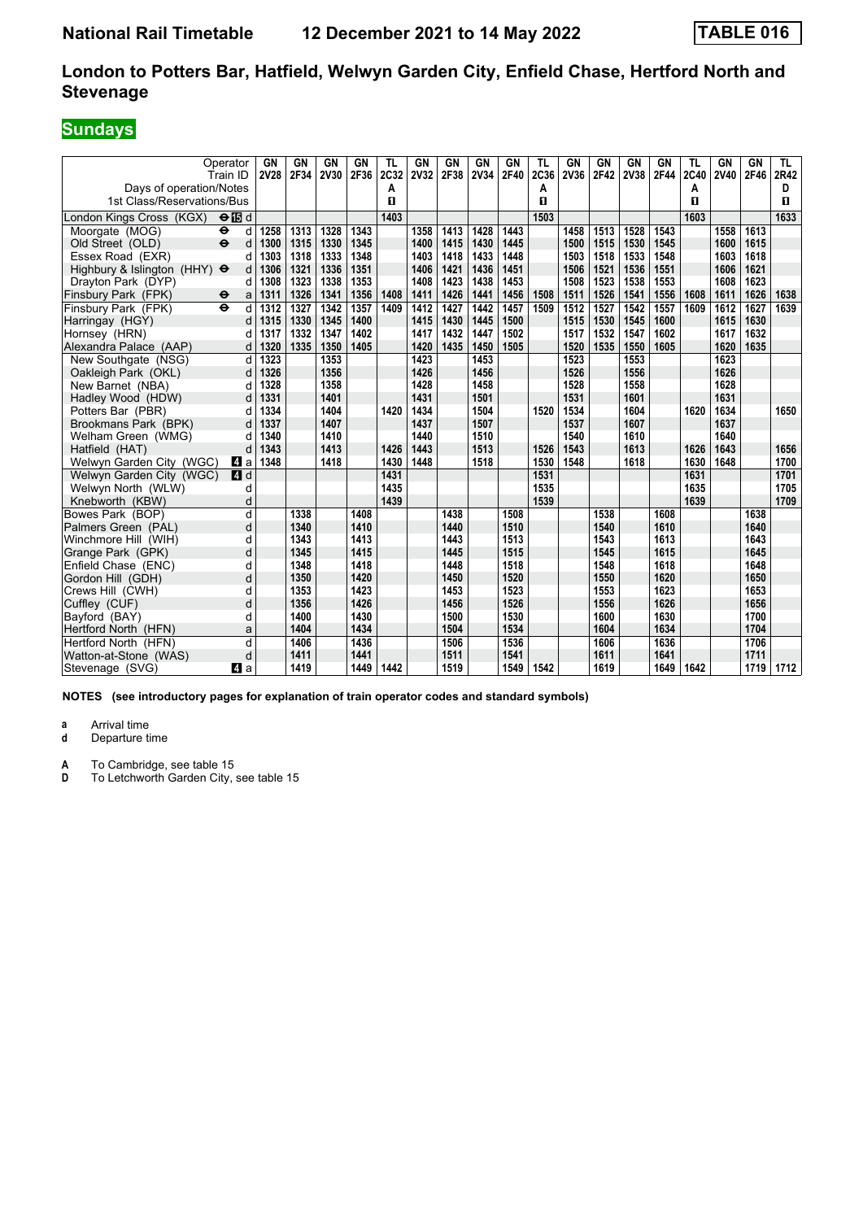# National Rail Timetable 12 December 2021 to 14 May 2022 TABLE 016

## London to Potters Bar, Hatfield, Welwyn Garden City, Enfield Chase, Hertford North and Stevenage

## Sundays

| Operator | | GN | GN | GN | GN | TL | GN | GN | GN | GN | TL | GN | GN | GN | GN | TL | GN | GN | TL |
|---|---|---|---|---|---|---|---|---|---|---|---|---|---|---|---|---|---|---|---|
| Train ID | | 2V28 | 2F34 | 2V30 | 2F36 | 2C32 | 2V32 | 2F38 | 2V34 | 2F40 | 2C36 | 2V36 | 2F42 | 2V38 | 2F44 | 2C40 | 2V40 | 2F46 | 2R42 |
| Days of operation/Notes | | | | | | A | | | | | A | | | | | A | | | D |
| 1st Class/Reservations/Bus | | | | | | 1 | | | | | 1 | | | | | 1 | | | 1 |
| London Kings Cross (KGX) ⊖15 | d | | | | | 1403 | | | | | 1503 | | | | | 1603 | | | 1633 |
| Moorgate (MOG) ⊖ | d | 1258 | 1313 | 1328 | 1343 | | 1358 | 1413 | 1428 | 1443 | | 1458 | 1513 | 1528 | 1543 | | 1558 | 1613 | |
| Old Street (OLD) ⊖ | d | 1300 | 1315 | 1330 | 1345 | | 1400 | 1415 | 1430 | 1445 | | 1500 | 1515 | 1530 | 1545 | | 1600 | 1615 | |
| Essex Road (EXR) | d | 1303 | 1318 | 1333 | 1348 | | 1403 | 1418 | 1433 | 1448 | | 1503 | 1518 | 1533 | 1548 | | 1603 | 1618 | |
| Highbury & Islington (HHY) ⊖ | d | 1306 | 1321 | 1336 | 1351 | | 1406 | 1421 | 1436 | 1451 | | 1506 | 1521 | 1536 | 1551 | | 1606 | 1621 | |
| Drayton Park (DYP) | d | 1308 | 1323 | 1338 | 1353 | | 1408 | 1423 | 1438 | 1453 | | 1508 | 1523 | 1538 | 1553 | | 1608 | 1623 | |
| Finsbury Park (FPK) ⊖ | a | 1311 | 1326 | 1341 | 1356 | 1408 | 1411 | 1426 | 1441 | 1456 | 1508 | 1511 | 1526 | 1541 | 1556 | 1608 | 1611 | 1626 | 1638 |
| Finsbury Park (FPK) ⊖ | d | 1312 | 1327 | 1342 | 1357 | 1409 | 1412 | 1427 | 1442 | 1457 | 1509 | 1512 | 1527 | 1542 | 1557 | 1609 | 1612 | 1627 | 1639 |
| Harringay (HGY) | d | 1315 | 1330 | 1345 | 1400 | | 1415 | 1430 | 1445 | 1500 | | 1515 | 1530 | 1545 | 1600 | | 1615 | 1630 | |
| Hornsey (HRN) | d | 1317 | 1332 | 1347 | 1402 | | 1417 | 1432 | 1447 | 1502 | | 1517 | 1532 | 1547 | 1602 | | 1617 | 1632 | |
| Alexandra Palace (AAP) | d | 1320 | 1335 | 1350 | 1405 | | 1420 | 1435 | 1450 | 1505 | | 1520 | 1535 | 1550 | 1605 | | 1620 | 1635 | |
| New Southgate (NSG) | d | 1323 | | 1353 | | | 1423 | | 1453 | | | 1523 | | 1553 | | | 1623 | | |
| Oakleigh Park (OKL) | d | 1326 | | 1356 | | | 1426 | | 1456 | | | 1526 | | 1556 | | | 1626 | | |
| New Barnet (NBA) | d | 1328 | | 1358 | | | 1428 | | 1458 | | | 1528 | | 1558 | | | 1628 | | |
| Hadley Wood (HDW) | d | 1331 | | 1401 | | | 1431 | | 1501 | | | 1531 | | 1601 | | | 1631 | | |
| Potters Bar (PBR) | d | 1334 | | 1404 | | 1420 | 1434 | | 1504 | | 1520 | 1534 | | 1604 | | 1620 | 1634 | | 1650 |
| Brookmans Park (BPK) | d | 1337 | | 1407 | | | 1437 | | 1507 | | | 1537 | | 1607 | | | 1637 | | |
| Welham Green (WMG) | d | 1340 | | 1410 | | | 1440 | | 1510 | | | 1540 | | 1610 | | | 1640 | | |
| Hatfield (HAT) | d | 1343 | | 1413 | | 1426 | 1443 | | 1513 | | 1526 | 1543 | | 1613 | | 1626 | 1643 | | 1656 |
| Welwyn Garden City (WGC) 4 | a | 1348 | | 1418 | | 1430 | 1448 | | 1518 | | 1530 | 1548 | | 1618 | | 1630 | 1648 | | 1700 |
| Welwyn Garden City (WGC) 4 | d | | | | | 1431 | | | | | 1531 | | | | | 1631 | | | 1701 |
| Welwyn North (WLW) | d | | | | | 1435 | | | | | 1535 | | | | | 1635 | | | 1705 |
| Knebworth (KBW) | d | | | | | 1439 | | | | | 1539 | | | | | 1639 | | | 1709 |
| Bowes Park (BOP) | d | | 1338 | | 1408 | | | 1438 | | 1508 | | | 1538 | | 1608 | | | 1638 | |
| Palmers Green (PAL) | d | | 1340 | | 1410 | | | 1440 | | 1510 | | | 1540 | | 1610 | | | 1640 | |
| Winchmore Hill (WIH) | d | | 1343 | | 1413 | | | 1443 | | 1513 | | | 1543 | | 1613 | | | 1643 | |
| Grange Park (GPK) | d | | 1345 | | 1415 | | | 1445 | | 1515 | | | 1545 | | 1615 | | | 1645 | |
| Enfield Chase (ENC) | d | | 1348 | | 1418 | | | 1448 | | 1518 | | | 1548 | | 1618 | | | 1648 | |
| Gordon Hill (GDH) | d | | 1350 | | 1420 | | | 1450 | | 1520 | | | 1550 | | 1620 | | | 1650 | |
| Crews Hill (CWH) | d | | 1353 | | 1423 | | | 1453 | | 1523 | | | 1553 | | 1623 | | | 1653 | |
| Cuffley (CUF) | d | | 1356 | | 1426 | | | 1456 | | 1526 | | | 1556 | | 1626 | | | 1656 | |
| Bayford (BAY) | d | | 1400 | | 1430 | | | 1500 | | 1530 | | | 1600 | | 1630 | | | 1700 | |
| Hertford North (HFN) | a | | 1404 | | 1434 | | | 1504 | | 1534 | | | 1604 | | 1634 | | | 1704 | |
| Hertford North (HFN) | d | | 1406 | | 1436 | | | 1506 | | 1536 | | | 1606 | | 1636 | | | 1706 | |
| Watton-at-Stone (WAS) | d | | 1411 | | 1441 | | | 1511 | | 1541 | | | 1611 | | 1641 | | | 1711 | |
| Stevenage (SVG) 4 | a | | 1419 | | 1449 | 1442 | | 1519 | | 1549 | 1542 | | 1619 | | 1649 | 1642 | | 1719 | 1712 |

**NOTES (see introductory pages for explanation of train operator codes and standard symbols)**

**a** Arrival time
**d** Departure time

**A** To Cambridge, see table 15
**D** To Letchworth Garden City, see table 15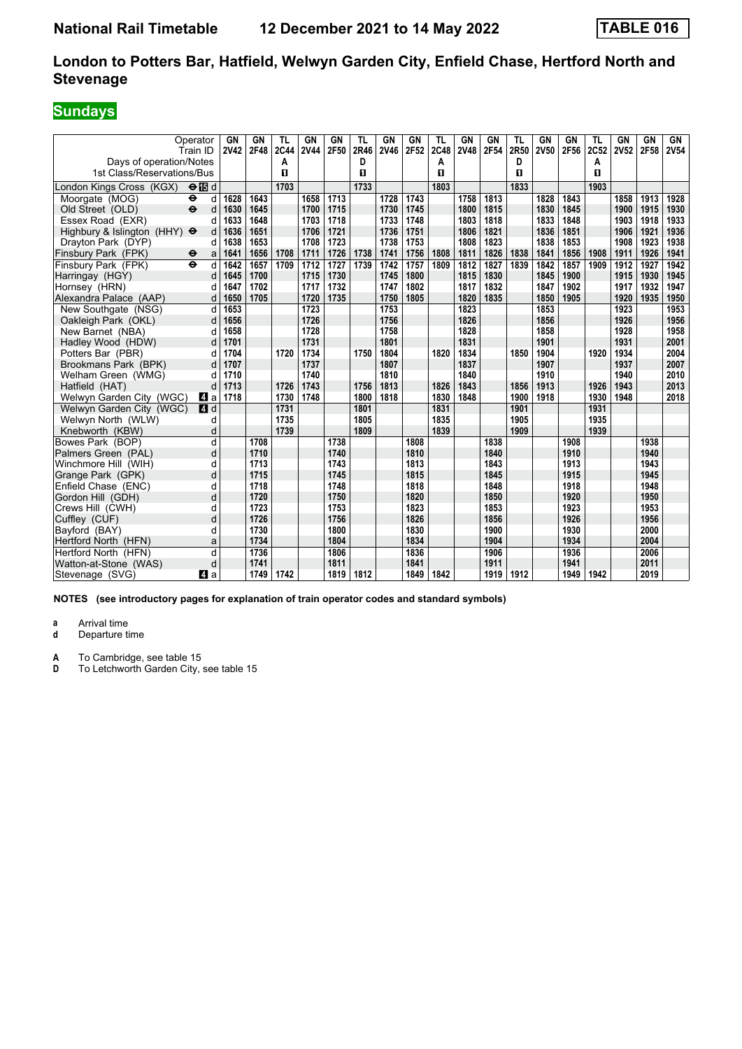# National Rail Timetable 12 December 2021 to 14 May 2022 TABLE 016

## London to Potters Bar, Hatfield, Welwyn Garden City, Enfield Chase, Hertford North and Stevenage

## Sundays

| Operator | | GN | GN | TL | GN | GN | TL | GN | GN | TL | GN | GN | TL | GN | GN | TL | GN | GN | GN |
|---|---|---|---|---|---|---|---|---|---|---|---|---|---|---|---|---|---|---|---|
| Train ID | | 2V42 | 2F48 | 2C44 | 2V44 | 2F50 | 2R46 | 2V46 | 2F52 | 2C48 | 2V48 | 2F54 | 2R50 | 2V50 | 2F56 | 2C52 | 2V52 | 2F58 | 2V54 |
| Days of operation/Notes | | | | A | | | D | | | A | | | D | | | A | | | |
| 1st Class/Reservations/Bus | | | | ◼ | | | ◼ | | | ◼ | | | ◼ | | | ◼ | | | |
| London Kings Cross (KGX) ⊖15 | d | | | 1703 | | | 1733 | | | 1803 | | | 1833 | | | 1903 | | | |
| Moorgate (MOG) ⊖ | d | 1628 | 1643 | | 1658 | 1713 | | 1728 | 1743 | | 1758 | 1813 | | 1828 | 1843 | | 1858 | 1913 | 1928 |
| Old Street (OLD) ⊖ | d | 1630 | 1645 | | 1700 | 1715 | | 1730 | 1745 | | 1800 | 1815 | | 1830 | 1845 | | 1900 | 1915 | 1930 |
| Essex Road (EXR) | d | 1633 | 1648 | | 1703 | 1718 | | 1733 | 1748 | | 1803 | 1818 | | 1833 | 1848 | | 1903 | 1918 | 1933 |
| Highbury & Islington (HHY) ⊖ | d | 1636 | 1651 | | 1706 | 1721 | | 1736 | 1751 | | 1806 | 1821 | | 1836 | 1851 | | 1906 | 1921 | 1936 |
| Drayton Park (DYP) | d | 1638 | 1653 | | 1708 | 1723 | | 1738 | 1753 | | 1808 | 1823 | | 1838 | 1853 | | 1908 | 1923 | 1938 |
| Finsbury Park (FPK) ⊖ | a | 1641 | 1656 | 1708 | 1711 | 1726 | 1738 | 1741 | 1756 | 1808 | 1811 | 1826 | 1838 | 1841 | 1856 | 1908 | 1911 | 1926 | 1941 |
| Finsbury Park (FPK) ⊖ | d | 1642 | 1657 | 1709 | 1712 | 1727 | 1739 | 1742 | 1757 | 1809 | 1812 | 1827 | 1839 | 1842 | 1857 | 1909 | 1912 | 1927 | 1942 |
| Harringay (HGY) | d | 1645 | 1700 | | 1715 | 1730 | | 1745 | 1800 | | 1815 | 1830 | | 1845 | 1900 | | 1915 | 1930 | 1945 |
| Hornsey (HRN) | d | 1647 | 1702 | | 1717 | 1732 | | 1747 | 1802 | | 1817 | 1832 | | 1847 | 1902 | | 1917 | 1932 | 1947 |
| Alexandra Palace (AAP) | d | 1650 | 1705 | | 1720 | 1735 | | 1750 | 1805 | | 1820 | 1835 | | 1850 | 1905 | | 1920 | 1935 | 1950 |
| New Southgate (NSG) | d | 1653 | | | 1723 | | | 1753 | | | 1823 | | | 1853 | | | 1923 | | 1953 |
| Oakleigh Park (OKL) | d | 1656 | | | 1726 | | | 1756 | | | 1826 | | | 1856 | | | 1926 | | 1956 |
| New Barnet (NBA) | d | 1658 | | | 1728 | | | 1758 | | | 1828 | | | 1858 | | | 1928 | | 1958 |
| Hadley Wood (HDW) | d | 1701 | | | 1731 | | | 1801 | | | 1831 | | | 1901 | | | 1931 | | 2001 |
| Potters Bar (PBR) | d | 1704 | | 1720 | 1734 | | 1750 | 1804 | | 1820 | 1834 | | 1850 | 1904 | | 1920 | 1934 | | 2004 |
| Brookmans Park (BPK) | d | 1707 | | | 1737 | | | 1807 | | | 1837 | | | 1907 | | | 1937 | | 2007 |
| Welham Green (WMG) | d | 1710 | | | 1740 | | | 1810 | | | 1840 | | | 1910 | | | 1940 | | 2010 |
| Hatfield (HAT) | d | 1713 | | 1726 | 1743 | | 1756 | 1813 | | 1826 | 1843 | | 1856 | 1913 | | 1926 | 1943 | | 2013 |
| Welwyn Garden City (WGC) 4 | a | 1718 | | 1730 | 1748 | | 1800 | 1818 | | 1830 | 1848 | | 1900 | 1918 | | 1930 | 1948 | | 2018 |
| Welwyn Garden City (WGC) 4 | d | | | 1731 | | | 1801 | | | 1831 | | | 1901 | | | 1931 | | | |
| Welwyn North (WLW) | d | | | 1735 | | | 1805 | | | 1835 | | | 1905 | | | 1935 | | | |
| Knebworth (KBW) | d | | | 1739 | | | 1809 | | | 1839 | | | 1909 | | | 1939 | | | |
| Bowes Park (BOP) | d | | 1708 | | | 1738 | | | 1808 | | | 1838 | | | 1908 | | | 1938 | |
| Palmers Green (PAL) | d | | 1710 | | | 1740 | | | 1810 | | | 1840 | | | 1910 | | | 1940 | |
| Winchmore Hill (WIH) | d | | 1713 | | | 1743 | | | 1813 | | | 1843 | | | 1913 | | | 1943 | |
| Grange Park (GPK) | d | | 1715 | | | 1745 | | | 1815 | | | 1845 | | | 1915 | | | 1945 | |
| Enfield Chase (ENC) | d | | 1718 | | | 1748 | | | 1818 | | | 1848 | | | 1918 | | | 1948 | |
| Gordon Hill (GDH) | d | | 1720 | | | 1750 | | | 1820 | | | 1850 | | | 1920 | | | 1950 | |
| Crews Hill (CWH) | d | | 1723 | | | 1753 | | | 1823 | | | 1853 | | | 1923 | | | 1953 | |
| Cuffley (CUF) | d | | 1726 | | | 1756 | | | 1826 | | | 1856 | | | 1926 | | | 1956 | |
| Bayford (BAY) | d | | 1730 | | | 1800 | | | 1830 | | | 1900 | | | 1930 | | | 2000 | |
| Hertford North (HFN) | a | | 1734 | | | 1804 | | | 1834 | | | 1904 | | | 1934 | | | 2004 | |
| Hertford North (HFN) | d | | 1736 | | | 1806 | | | 1836 | | | 1906 | | | 1936 | | | 2006 | |
| Watton-at-Stone (WAS) | d | | 1741 | | | 1811 | | | 1841 | | | 1911 | | | 1941 | | | 2011 | |
| Stevenage (SVG) 4 | a | | 1749 | 1742 | | 1819 | 1812 | | 1849 | 1842 | | 1919 | 1912 | | 1949 | 1942 | | 2019 | |

**NOTES (see introductory pages for explanation of train operator codes and standard symbols)**

**a** Arrival time
**d** Departure time

**A** To Cambridge, see table 15
**D** To Letchworth Garden City, see table 15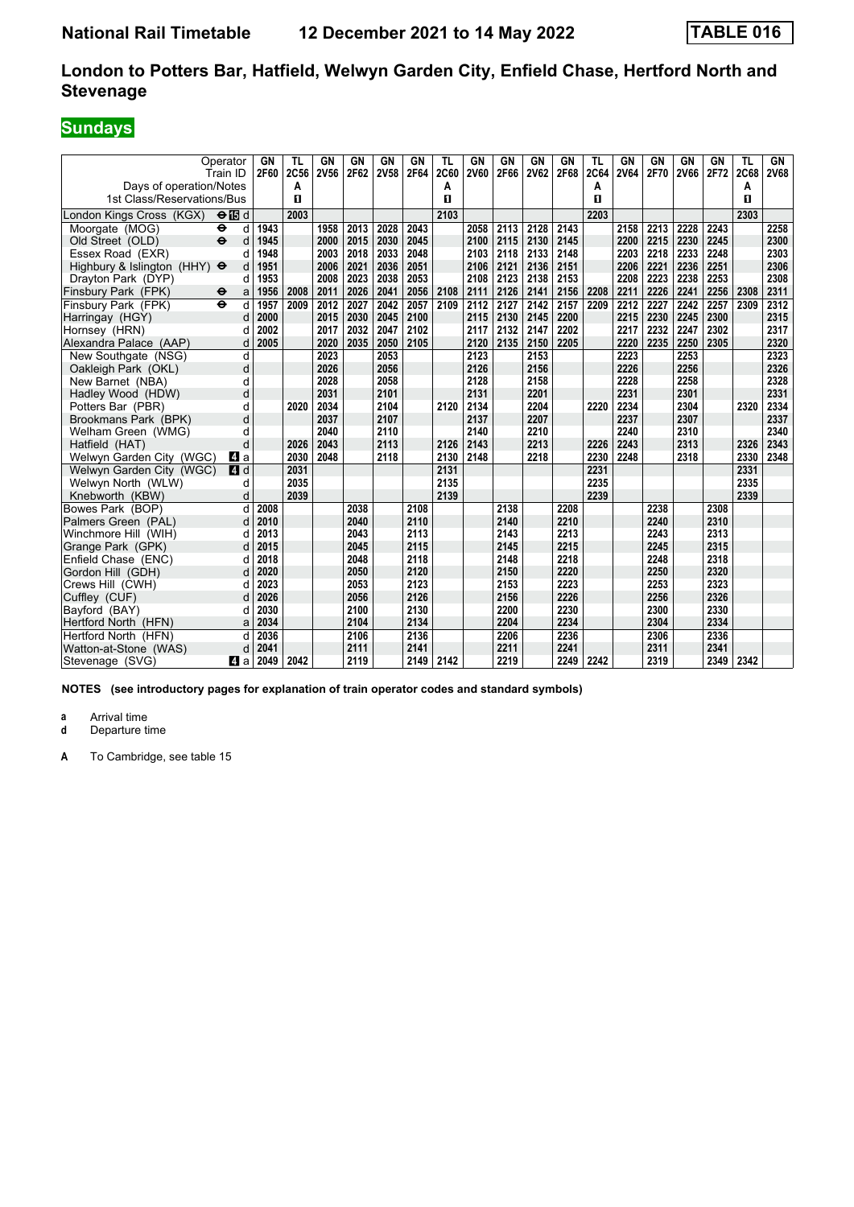# National Rail Timetable 12 December 2021 to 14 May 2022 TABLE 016

## London to Potters Bar, Hatfield, Welwyn Garden City, Enfield Chase, Hertford North and Stevenage

### Sundays

| Operator | | GN | TL | GN | GN | GN | GN | TL | GN | GN | GN | GN | TL | GN | GN | GN | GN | TL | GN |
|---|---|---|---|---|---|---|---|---|---|---|---|---|---|---|---|---|---|---|---|
| Train ID | | 2F60 | 2C56 | 2V56 | 2F62 | 2V58 | 2F64 | 2C60 | 2V60 | 2F66 | 2V62 | 2F68 | 2C64 | 2V64 | 2F70 | 2V66 | 2F72 | 2C68 | 2V68 |
| Days of operation/Notes | | | A | | | | | A | | | | | A | | | | | A | |
| 1st Class/Reservations/Bus | | | 1 | | | | | 1 | | | | | 1 | | | | | 1 | |
| London Kings Cross (KGX) ⊖ 15 | d | | 2003 | | | | | 2103 | | | | | 2203 | | | | | 2303 | |
| Moorgate (MOG) ⊖ | d | 1943 | | 1958 | 2013 | 2028 | 2043 | | 2058 | 2113 | 2128 | 2143 | | 2158 | 2213 | 2228 | 2243 | | 2258 |
| Old Street (OLD) ⊖ | d | 1945 | | 2000 | 2015 | 2030 | 2045 | | 2100 | 2115 | 2130 | 2145 | | 2200 | 2215 | 2230 | 2245 | | 2300 |
| Essex Road (EXR) | d | 1948 | | 2003 | 2018 | 2033 | 2048 | | 2103 | 2118 | 2133 | 2148 | | 2203 | 2218 | 2233 | 2248 | | 2303 |
| Highbury & Islington (HHY) ⊖ | d | 1951 | | 2006 | 2021 | 2036 | 2051 | | 2106 | 2121 | 2136 | 2151 | | 2206 | 2221 | 2236 | 2251 | | 2306 |
| Drayton Park (DYP) | d | 1953 | | 2008 | 2023 | 2038 | 2053 | | 2108 | 2123 | 2138 | 2153 | | 2208 | 2223 | 2238 | 2253 | | 2308 |
| Finsbury Park (FPK) ⊖ | a | 1956 | 2008 | 2011 | 2026 | 2041 | 2056 | 2108 | 2111 | 2126 | 2141 | 2156 | 2208 | 2211 | 2226 | 2241 | 2256 | 2308 | 2311 |
| Finsbury Park (FPK) ⊖ | d | 1957 | 2009 | 2012 | 2027 | 2042 | 2057 | 2109 | 2112 | 2127 | 2142 | 2157 | 2209 | 2212 | 2227 | 2242 | 2257 | 2309 | 2312 |
| Harringay (HGY) | d | 2000 | | 2015 | 2030 | 2045 | 2100 | | 2115 | 2130 | 2145 | 2200 | | 2215 | 2230 | 2245 | 2300 | | 2315 |
| Hornsey (HRN) | d | 2002 | | 2017 | 2032 | 2047 | 2102 | | 2117 | 2132 | 2147 | 2202 | | 2217 | 2232 | 2247 | 2302 | | 2317 |
| Alexandra Palace (AAP) | d | 2005 | | 2020 | 2035 | 2050 | 2105 | | 2120 | 2135 | 2150 | 2205 | | 2220 | 2235 | 2250 | 2305 | | 2320 |
| New Southgate (NSG) | d | | | 2023 | | 2053 | | | 2123 | | 2153 | | | 2223 | | 2253 | | | 2323 |
| Oakleigh Park (OKL) | d | | | 2026 | | 2056 | | | 2126 | | 2156 | | | 2226 | | 2256 | | | 2326 |
| New Barnet (NBA) | d | | | 2028 | | 2058 | | | 2128 | | 2158 | | | 2228 | | 2258 | | | 2328 |
| Hadley Wood (HDW) | d | | | 2031 | | 2101 | | | 2131 | | 2201 | | | 2231 | | 2301 | | | 2331 |
| Potters Bar (PBR) | d | | 2020 | 2034 | | 2104 | | 2120 | 2134 | | 2204 | | 2220 | 2234 | | 2304 | | 2320 | 2334 |
| Brookmans Park (BPK) | d | | | 2037 | | 2107 | | | 2137 | | 2207 | | | 2237 | | 2307 | | | 2337 |
| Welham Green (WMG) | d | | | 2040 | | 2110 | | | 2140 | | 2210 | | | 2240 | | 2310 | | | 2340 |
| Hatfield (HAT) | d | | 2026 | 2043 | | 2113 | | 2126 | 2143 | | 2213 | | 2226 | 2243 | | 2313 | | 2326 | 2343 |
| Welwyn Garden City (WGC) 4 | a | | 2030 | 2048 | | 2118 | | 2130 | 2148 | | 2218 | | 2230 | 2248 | | 2318 | | 2330 | 2348 |
| Welwyn Garden City (WGC) 4 | d | | 2031 | | | | | 2131 | | | | | 2231 | | | | | 2331 | |
| Welwyn North (WLW) | d | | 2035 | | | | | 2135 | | | | | 2235 | | | | | 2335 | |
| Knebworth (KBW) | d | | 2039 | | | | | 2139 | | | | | 2239 | | | | | 2339 | |
| Bowes Park (BOP) | d | 2008 | | | 2038 | | 2108 | | | 2138 | | 2208 | | | 2238 | | 2308 | | |
| Palmers Green (PAL) | d | 2010 | | | 2040 | | 2110 | | | 2140 | | 2210 | | | 2240 | | 2310 | | |
| Winchmore Hill (WIH) | d | 2013 | | | 2043 | | 2113 | | | 2143 | | 2213 | | | 2243 | | 2313 | | |
| Grange Park (GPK) | d | 2015 | | | 2045 | | 2115 | | | 2145 | | 2215 | | | 2245 | | 2315 | | |
| Enfield Chase (ENC) | d | 2018 | | | 2048 | | 2118 | | | 2148 | | 2218 | | | 2248 | | 2318 | | |
| Gordon Hill (GDH) | d | 2020 | | | 2050 | | 2120 | | | 2150 | | 2220 | | | 2250 | | 2320 | | |
| Crews Hill (CWH) | d | 2023 | | | 2053 | | 2123 | | | 2153 | | 2223 | | | 2253 | | 2323 | | |
| Cuffley (CUF) | d | 2026 | | | 2056 | | 2126 | | | 2156 | | 2226 | | | 2256 | | 2326 | | |
| Bayford (BAY) | d | 2030 | | | 2100 | | 2130 | | | 2200 | | 2230 | | | 2300 | | 2330 | | |
| Hertford North (HFN) | a | 2034 | | | 2104 | | 2134 | | | 2204 | | 2234 | | | 2304 | | 2334 | | |
| Hertford North (HFN) | d | 2036 | | | 2106 | | 2136 | | | 2206 | | 2236 | | | 2306 | | 2336 | | |
| Watton-at-Stone (WAS) | d | 2041 | | | 2111 | | 2141 | | | 2211 | | 2241 | | | 2311 | | 2341 | | |
| Stevenage (SVG) 4 | a | 2049 | 2042 | | 2119 | | 2149 | 2142 | | 2219 | | 2249 | 2242 | | 2319 | | 2349 | 2342 | |

**NOTES (see introductory pages for explanation of train operator codes and standard symbols)**

**a** Arrival time
**d** Departure time

**A** To Cambridge, see table 15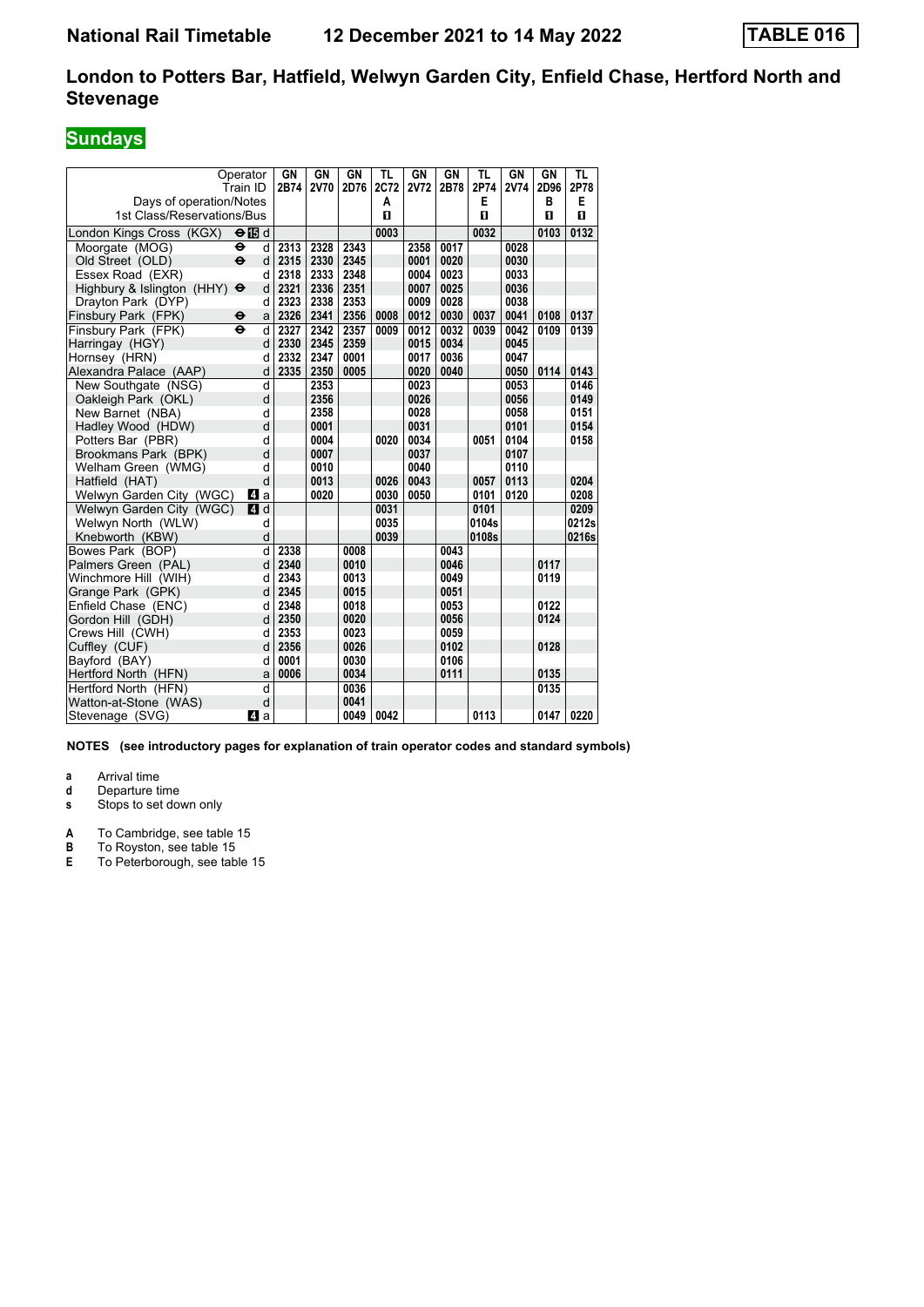# National Rail Timetable 12 December 2021 to 14 May 2022 TABLE 016

## London to Potters Bar, Hatfield, Welwyn Garden City, Enfield Chase, Hertford North and Stevenage

### Sundays

| Operator | | GN | GN | GN | TL | GN | GN | TL | GN | GN | TL |
|---|---|---|---|---|---|---|---|---|---|---|---|
| Train ID | | 2B74 | 2V70 | 2D76 | 2C72 | 2V72 | 2B78 | 2P74 | 2V74 | 2D96 | 2P78 |
| Days of operation/Notes | | | | | A | | | E | | B | E |
| 1st Class/Reservations/Bus | | | | | 1 | | | 1 | | 1 | 1 |
| London Kings Cross (KGX) ⊖ 15 | d | | | | 0003 | | | 0032 | | 0103 | 0132 |
| Moorgate (MOG) ⊖ | d | 2313 | 2328 | 2343 | | 2358 | 0017 | | 0028 | | |
| Old Street (OLD) ⊖ | d | 2315 | 2330 | 2345 | | 0001 | 0020 | | 0030 | | |
| Essex Road (EXR) | d | 2318 | 2333 | 2348 | | 0004 | 0023 | | 0033 | | |
| Highbury & Islington (HHY) ⊖ | d | 2321 | 2336 | 2351 | | 0007 | 0025 | | 0036 | | |
| Drayton Park (DYP) | d | 2323 | 2338 | 2353 | | 0009 | 0028 | | 0038 | | |
| Finsbury Park (FPK) ⊖ | a | 2326 | 2341 | 2356 | 0008 | 0012 | 0030 | 0037 | 0041 | 0108 | 0137 |
| Finsbury Park (FPK) ⊖ | d | 2327 | 2342 | 2357 | 0009 | 0012 | 0032 | 0039 | 0042 | 0109 | 0139 |
| Harringay (HGY) | d | 2330 | 2345 | 2359 | | 0015 | 0034 | | 0045 | | |
| Hornsey (HRN) | d | 2332 | 2347 | 0001 | | 0017 | 0036 | | 0047 | | |
| Alexandra Palace (AAP) | d | 2335 | 2350 | 0005 | | 0020 | 0040 | | 0050 | 0114 | 0143 |
| New Southgate (NSG) | d | | 2353 | | | 0023 | | | 0053 | | 0146 |
| Oakleigh Park (OKL) | d | | 2356 | | | 0026 | | | 0056 | | 0149 |
| New Barnet (NBA) | d | | 2358 | | | 0028 | | | 0058 | | 0151 |
| Hadley Wood (HDW) | d | | 0001 | | | 0031 | | | 0101 | | 0154 |
| Potters Bar (PBR) | d | | 0004 | | 0020 | 0034 | | 0051 | 0104 | | 0158 |
| Brookmans Park (BPK) | d | | 0007 | | | 0037 | | | 0107 | | |
| Welham Green (WMG) | d | | 0010 | | | 0040 | | | 0110 | | |
| Hatfield (HAT) | d | | 0013 | | 0026 | 0043 | | 0057 | 0113 | | 0204 |
| Welwyn Garden City (WGC) 4 | a | | 0020 | | 0030 | 0050 | | 0101 | 0120 | | 0208 |
| Welwyn Garden City (WGC) 4 | d | | | | 0031 | | | 0101 | | | 0209 |
| Welwyn North (WLW) | d | | | | 0035 | | | 0104s | | | 0212s |
| Knebworth (KBW) | d | | | | 0039 | | | 0108s | | | 0216s |
| Bowes Park (BOP) | d | 2338 | | 0008 | | | 0043 | | | | |
| Palmers Green (PAL) | d | 2340 | | 0010 | | | 0046 | | | 0117 | |
| Winchmore Hill (WIH) | d | 2343 | | 0013 | | | 0049 | | | 0119 | |
| Grange Park (GPK) | d | 2345 | | 0015 | | | 0051 | | | | |
| Enfield Chase (ENC) | d | 2348 | | 0018 | | | 0053 | | | 0122 | |
| Gordon Hill (GDH) | d | 2350 | | 0020 | | | 0056 | | | 0124 | |
| Crews Hill (CWH) | d | 2353 | | 0023 | | | 0059 | | | | |
| Cuffley (CUF) | d | 2356 | | 0026 | | | 0102 | | | 0128 | |
| Bayford (BAY) | d | 0001 | | 0030 | | | 0106 | | | | |
| Hertford North (HFN) | a | 0006 | | 0034 | | | 0111 | | | 0135 | |
| Hertford North (HFN) | d | | | 0036 | | | | | | 0135 | |
| Watton-at-Stone (WAS) | d | | | 0041 | | | | | | | |
| Stevenage (SVG) 4 | a | | | 0049 | 0042 | | | 0113 | | 0147 | 0220 |

**NOTES (see introductory pages for explanation of train operator codes and standard symbols)**

- **a** Arrival time
- **d** Departure time
- **s** Stops to set down only

- **A** To Cambridge, see table 15
- **B** To Royston, see table 15
- **E** To Peterborough, see table 15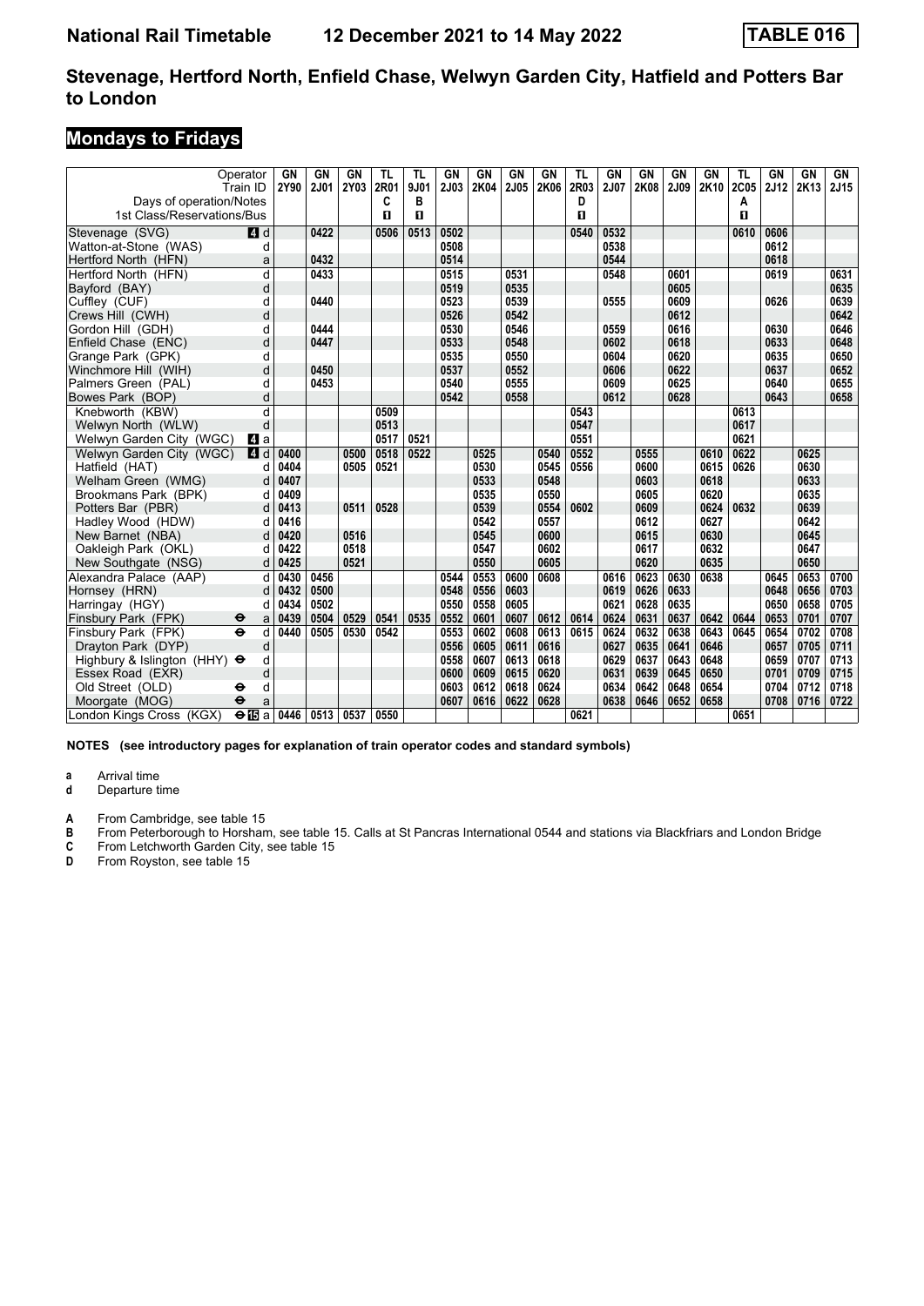# National Rail Timetable    12 December 2021 to 14 May 2022    TABLE 016

## Stevenage, Hertford North, Enfield Chase, Welwyn Garden City, Hatfield and Potters Bar to London

## Mondays to Fridays

| Operator | | GN | GN | GN | TL | TL | GN | GN | GN | GN | TL | GN | GN | GN | GN | TL | GN | GN | GN |
|---|---|---|---|---|---|---|---|---|---|---|---|---|---|---|---|---|---|---|---|
| Train ID | | 2Y90 | 2J01 | 2Y03 | 2R01 | 9J01 | 2J03 | 2K04 | 2J05 | 2K06 | 2R03 | 2J07 | 2K08 | 2J09 | 2K10 | 2C05 | 2J12 | 2K13 | 2J15 |
| Days of operation/Notes | | | | | C | B | | | | | D | | | | | A | | | |
| 1st Class/Reservations/Bus | | | | | 1 | 1 | | | | | 1 | | | | | 1 | | | |
| Stevenage (SVG) | 4 d | | 0422 | | 0506 | 0513 | 0502 | | | | 0540 | 0532 | | | | 0610 | 0606 | | |
| Watton-at-Stone (WAS) | d | | | | | | 0508 | | | | | 0538 | | | | | 0612 | | |
| Hertford North (HFN) | a | | 0432 | | | | 0514 | | | | | 0544 | | | | | 0618 | | |
| Hertford North (HFN) | d | | 0433 | | | | 0515 | | 0531 | | | 0548 | | 0601 | | | 0619 | | 0631 |
| Bayford (BAY) | d | | | | | | 0519 | | 0535 | | | | | 0605 | | | | | 0635 |
| Cuffley (CUF) | d | | 0440 | | | | 0523 | | 0539 | | | 0555 | | 0609 | | | 0626 | | 0639 |
| Crews Hill (CWH) | d | | | | | | 0526 | | 0542 | | | | | 0612 | | | | | 0642 |
| Gordon Hill (GDH) | d | | 0444 | | | | 0530 | | 0546 | | | 0559 | | 0616 | | | 0630 | | 0646 |
| Enfield Chase (ENC) | d | | 0447 | | | | 0533 | | 0548 | | | 0602 | | 0618 | | | 0633 | | 0648 |
| Grange Park (GPK) | d | | | | | | 0535 | | 0550 | | | 0604 | | 0620 | | | 0635 | | 0650 |
| Winchmore Hill (WIH) | d | | 0450 | | | | 0537 | | 0552 | | | 0606 | | 0622 | | | 0637 | | 0652 |
| Palmers Green (PAL) | d | | 0453 | | | | 0540 | | 0555 | | | 0609 | | 0625 | | | 0640 | | 0655 |
| Bowes Park (BOP) | d | | | | | | 0542 | | 0558 | | | 0612 | | 0628 | | | 0643 | | 0658 |
| Knebworth (KBW) | d | | | | 0509 | | | | | | 0543 | | | | | 0613 | | | |
| Welwyn North (WLW) | d | | | | 0513 | | | | | | 0547 | | | | | 0617 | | | |
| Welwyn Garden City (WGC) | 4 a | | | | 0517 | 0521 | | | | | 0551 | | | | | 0621 | | | |
| Welwyn Garden City (WGC) | 4 d | 0400 | | 0500 | 0518 | 0522 | | 0525 | | 0540 | 0552 | | 0555 | | 0610 | 0622 | | 0625 | |
| Hatfield (HAT) | d | 0404 | | 0505 | 0521 | | | 0530 | | 0545 | 0556 | | 0600 | | 0615 | 0626 | | 0630 | |
| Welham Green (WMG) | d | 0407 | | | | | | 0533 | | 0548 | | | 0603 | | 0618 | | | 0633 | |
| Brookmans Park (BPK) | d | 0409 | | | | | | 0535 | | 0550 | | | 0605 | | 0620 | | | 0635 | |
| Potters Bar (PBR) | d | 0413 | | 0511 | 0528 | | | 0539 | | 0554 | 0602 | | 0609 | | 0624 | 0632 | | 0639 | |
| Hadley Wood (HDW) | d | 0416 | | | | | | 0542 | | 0557 | | | 0612 | | 0627 | | | 0642 | |
| New Barnet (NBA) | d | 0420 | | 0516 | | | | 0545 | | 0600 | | | 0615 | | 0630 | | | 0645 | |
| Oakleigh Park (OKL) | d | 0422 | | 0518 | | | | 0547 | | 0602 | | | 0617 | | 0632 | | | 0647 | |
| New Southgate (NSG) | d | 0425 | | 0521 | | | | 0550 | | 0605 | | | 0620 | | 0635 | | | 0650 | |
| Alexandra Palace (AAP) | d | 0430 | 0456 | | | | 0544 | 0553 | 0600 | 0608 | | 0616 | 0623 | 0630 | 0638 | | 0645 | 0653 | 0700 |
| Hornsey (HRN) | d | 0432 | 0500 | | | | 0548 | 0556 | 0603 | | | 0619 | 0626 | 0633 | | | 0648 | 0656 | 0703 |
| Harringay (HGY) | d | 0434 | 0502 | | | | 0550 | 0558 | 0605 | | | 0621 | 0628 | 0635 | | | 0650 | 0658 | 0705 |
| Finsbury Park (FPK) ⊖ | a | 0439 | 0504 | 0529 | 0541 | 0535 | 0552 | 0601 | 0607 | 0612 | 0614 | 0624 | 0631 | 0637 | 0642 | 0644 | 0653 | 0701 | 0707 |
| Finsbury Park (FPK) ⊖ | d | 0440 | 0505 | 0530 | 0542 | | 0553 | 0602 | 0608 | 0613 | 0615 | 0624 | 0632 | 0638 | 0643 | 0645 | 0654 | 0702 | 0708 |
| Drayton Park (DYP) | d | | | | | | 0556 | 0605 | 0611 | 0616 | | 0627 | 0635 | 0641 | 0646 | | 0657 | 0705 | 0711 |
| Highbury & Islington (HHY) ⊖ | d | | | | | | 0558 | 0607 | 0613 | 0618 | | 0629 | 0637 | 0643 | 0648 | | 0659 | 0707 | 0713 |
| Essex Road (EXR) | d | | | | | | 0600 | 0609 | 0615 | 0620 | | 0631 | 0639 | 0645 | 0650 | | 0701 | 0709 | 0715 |
| Old Street (OLD) ⊖ | d | | | | | | 0603 | 0612 | 0618 | 0624 | | 0634 | 0642 | 0648 | 0654 | | 0704 | 0712 | 0718 |
| Moorgate (MOG) ⊖ | a | | | | | | 0607 | 0616 | 0622 | 0628 | | 0638 | 0646 | 0652 | 0658 | | 0708 | 0716 | 0722 |
| London Kings Cross (KGX) ⊖15 | a | 0446 | 0513 | 0537 | 0550 | | | | | | 0621 | | | | | 0651 | | | |

**NOTES (see introductory pages for explanation of train operator codes and standard symbols)**

**a** Arrival time
**d** Departure time

**A** From Cambridge, see table 15
**B** From Peterborough to Horsham, see table 15. Calls at St Pancras International 0544 and stations via Blackfriars and London Bridge
**C** From Letchworth Garden City, see table 15
**D** From Royston, see table 15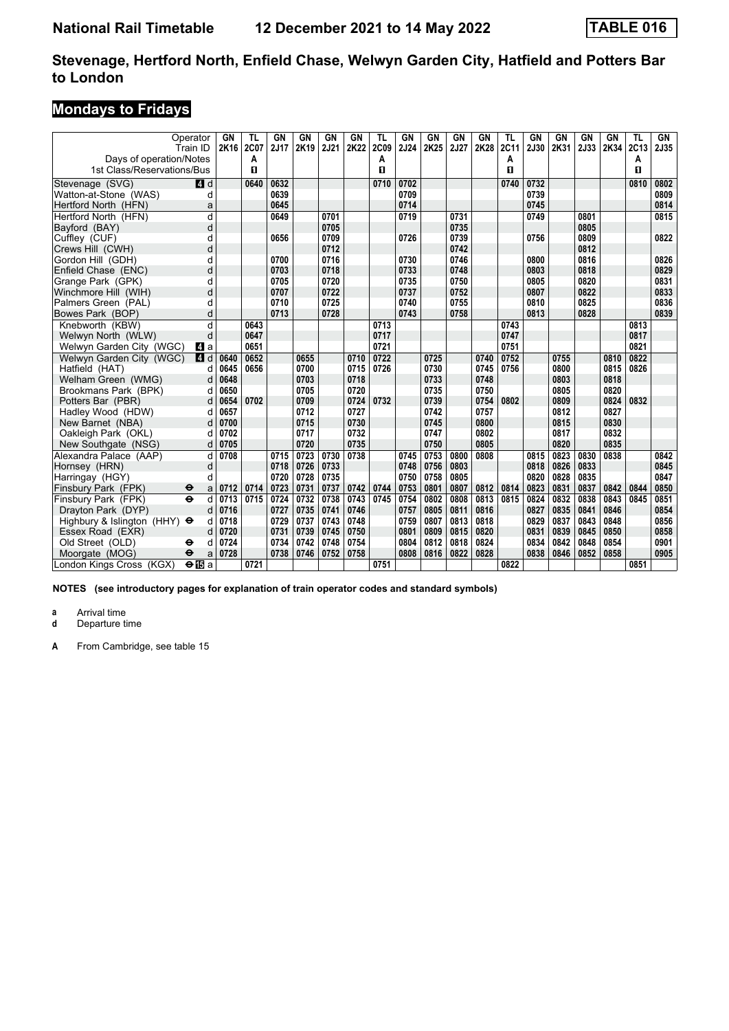# National Rail Timetable 12 December 2021 to 14 May 2022 TABLE 016

## Stevenage, Hertford North, Enfield Chase, Welwyn Garden City, Hatfield and Potters Bar to London

### Mondays to Fridays

| Operator | | GN | TL | GN | GN | GN | GN | TL | GN | GN | GN | GN | TL | GN | GN | GN | GN | TL | GN |
|---|---|---|---|---|---|---|---|---|---|---|---|---|---|---|---|---|---|---|---|
| Train ID | | 2K16 | 2C07 | 2J17 | 2K19 | 2J21 | 2K22 | 2C09 | 2J24 | 2K25 | 2J27 | 2K28 | 2C11 | 2J30 | 2K31 | 2J33 | 2K34 | 2C13 | 2J35 |
| Days of operation/Notes | | | A | | | | | A | | | | | A | | | | | A | |
| 1st Class/Reservations/Bus | | | 1 | | | | | 1 | | | | | 1 | | | | | 1 | |
| Stevenage (SVG) | 4 d | | 0640 | 0632 | | | | 0710 | 0702 | | | | 0740 | 0732 | | | | 0810 | 0802 |
| Watton-at-Stone (WAS) | d | | | 0639 | | | | | 0709 | | | | | 0739 | | | | | 0809 |
| Hertford North (HFN) | a | | | 0645 | | | | | 0714 | | | | | 0745 | | | | | 0814 |
| Hertford North (HFN) | d | | | 0649 | | 0701 | | | 0719 | | 0731 | | | 0749 | | 0801 | | | 0815 |
| Bayford (BAY) | d | | | | | 0705 | | | | | 0735 | | | | | 0805 | | | |
| Cuffley (CUF) | d | | | 0656 | | 0709 | | | 0726 | | 0739 | | | 0756 | | 0809 | | | 0822 |
| Crews Hill (CWH) | d | | | | | 0712 | | | | | 0742 | | | | | 0812 | | | |
| Gordon Hill (GDH) | d | | | 0700 | | 0716 | | | 0730 | | 0746 | | | 0800 | | 0816 | | | 0826 |
| Enfield Chase (ENC) | d | | | 0703 | | 0718 | | | 0733 | | 0748 | | | 0803 | | 0818 | | | 0829 |
| Grange Park (GPK) | d | | | 0705 | | 0720 | | | 0735 | | 0750 | | | 0805 | | 0820 | | | 0831 |
| Winchmore Hill (WIH) | d | | | 0707 | | 0722 | | | 0737 | | 0752 | | | 0807 | | 0822 | | | 0833 |
| Palmers Green (PAL) | d | | | 0710 | | 0725 | | | 0740 | | 0755 | | | 0810 | | 0825 | | | 0836 |
| Bowes Park (BOP) | d | | | 0713 | | 0728 | | | 0743 | | 0758 | | | 0813 | | 0828 | | | 0839 |
| Knebworth (KBW) | d | | 0643 | | | | | 0713 | | | | | 0743 | | | | | 0813 | |
| Welwyn North (WLW) | d | | 0647 | | | | | 0717 | | | | | 0747 | | | | | 0817 | |
| Welwyn Garden City (WGC) | 4 a | | 0651 | | | | | 0721 | | | | | 0751 | | | | | 0821 | |
| Welwyn Garden City (WGC) | 4 d | 0640 | 0652 | | 0655 | | 0710 | 0722 | | 0725 | | 0740 | 0752 | | 0755 | | 0810 | 0822 | |
| Hatfield (HAT) | d | 0645 | 0656 | | 0700 | | 0715 | 0726 | | 0730 | | 0745 | 0756 | | 0800 | | 0815 | 0826 | |
| Welham Green (WMG) | d | 0648 | | | 0703 | | 0718 | | | 0733 | | 0748 | | | 0803 | | 0818 | | |
| Brookmans Park (BPK) | d | 0650 | | | 0705 | | 0720 | | | 0735 | | 0750 | | | 0805 | | 0820 | | |
| Potters Bar (PBR) | d | 0654 | 0702 | | 0709 | | 0724 | 0732 | | 0739 | | 0754 | 0802 | | 0809 | | 0824 | 0832 | |
| Hadley Wood (HDW) | d | 0657 | | | 0712 | | 0727 | | | 0742 | | 0757 | | | 0812 | | 0827 | | |
| New Barnet (NBA) | d | 0700 | | | 0715 | | 0730 | | | 0745 | | 0800 | | | 0815 | | 0830 | | |
| Oakleigh Park (OKL) | d | 0702 | | | 0717 | | 0732 | | | 0747 | | 0802 | | | 0817 | | 0832 | | |
| New Southgate (NSG) | d | 0705 | | | 0720 | | 0735 | | | 0750 | | 0805 | | | 0820 | | 0835 | | |
| Alexandra Palace (AAP) | d | 0708 | | 0715 | 0723 | 0730 | 0738 | | 0745 | 0753 | 0800 | 0808 | | 0815 | 0823 | 0830 | 0838 | | 0842 |
| Hornsey (HRN) | d | | | 0718 | 0726 | 0733 | | | 0748 | 0756 | 0803 | | | 0818 | 0826 | 0833 | | | 0845 |
| Harringay (HGY) | d | | | 0720 | 0728 | 0735 | | | 0750 | 0758 | 0805 | | | 0820 | 0828 | 0835 | | | 0847 |
| Finsbury Park (FPK) ⊖ | a | 0712 | 0714 | 0723 | 0731 | 0737 | 0742 | 0744 | 0753 | 0801 | 0807 | 0812 | 0814 | 0823 | 0831 | 0837 | 0842 | 0844 | 0850 |
| Finsbury Park (FPK) ⊖ | d | 0713 | 0715 | 0724 | 0732 | 0738 | 0743 | 0745 | 0754 | 0802 | 0808 | 0813 | 0815 | 0824 | 0832 | 0838 | 0843 | 0845 | 0851 |
| Drayton Park (DYP) | d | 0716 | | 0727 | 0735 | 0741 | 0746 | | 0757 | 0805 | 0811 | 0816 | | 0827 | 0835 | 0841 | 0846 | | 0854 |
| Highbury & Islington (HHY) ⊖ | d | 0718 | | 0729 | 0737 | 0743 | 0748 | | 0759 | 0807 | 0813 | 0818 | | 0829 | 0837 | 0843 | 0848 | | 0856 |
| Essex Road (EXR) | d | 0720 | | 0731 | 0739 | 0745 | 0750 | | 0801 | 0809 | 0815 | 0820 | | 0831 | 0839 | 0845 | 0850 | | 0858 |
| Old Street (OLD) ⊖ | d | 0724 | | 0734 | 0742 | 0748 | 0754 | | 0804 | 0812 | 0818 | 0824 | | 0834 | 0842 | 0848 | 0854 | | 0901 |
| Moorgate (MOG) ⊖ | a | 0728 | | 0738 | 0746 | 0752 | 0758 | | 0808 | 0816 | 0822 | 0828 | | 0838 | 0846 | 0852 | 0858 | | 0905 |
| London Kings Cross (KGX) ⊖15 | a | | 0721 | | | | | 0751 | | | | | 0822 | | | | | 0851 | |

**NOTES (see introductory pages for explanation of train operator codes and standard symbols)**

**a** Arrival time
**d** Departure time

**A** From Cambridge, see table 15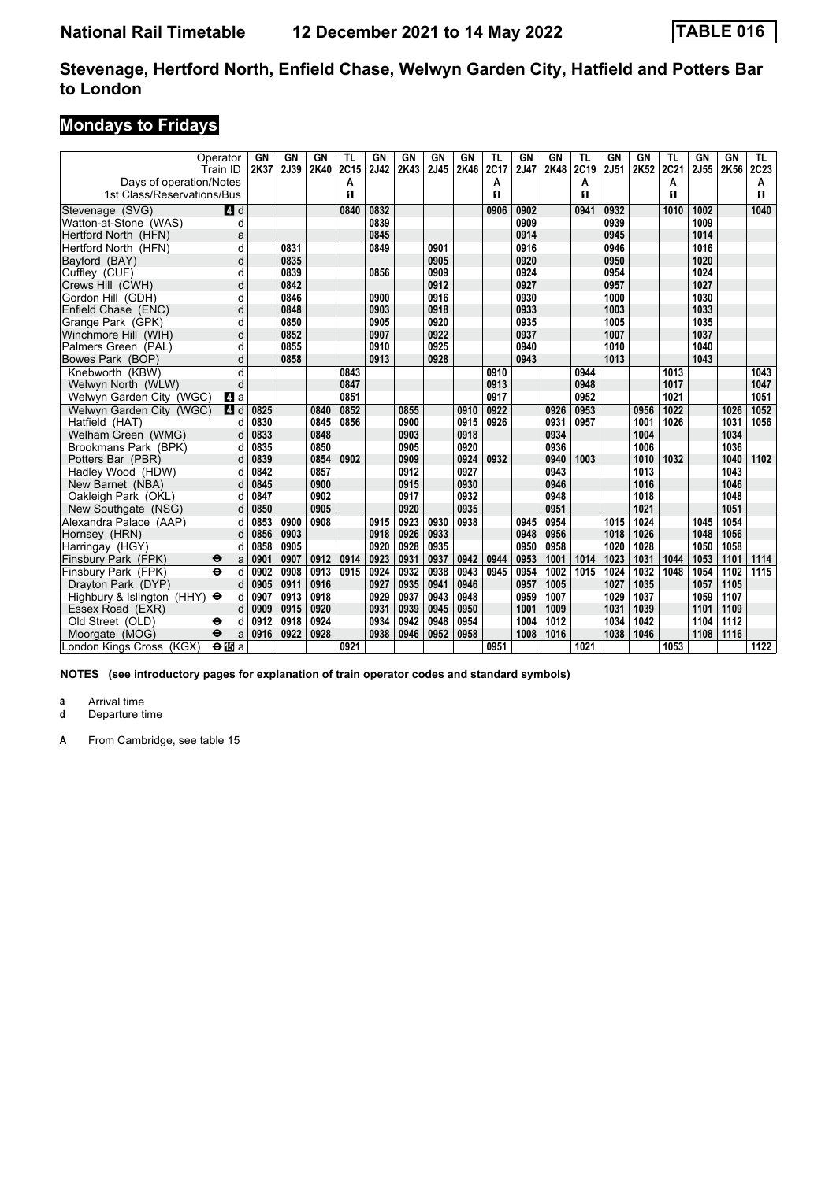# National Rail Timetable    12 December 2021 to 14 May 2022    TABLE 016

## Stevenage, Hertford North, Enfield Chase, Welwyn Garden City, Hatfield and Potters Bar to London

## Mondays to Fridays

| Operator | | GN | GN | GN | TL | GN | GN | GN | GN | TL | GN | GN | TL | GN | GN | TL | GN | GN | TL |
|---|---|---|---|---|---|---|---|---|---|---|---|---|---|---|---|---|---|---|---|
| Train ID | | 2K37 | 2J39 | 2K40 | 2C15 | 2J42 | 2K43 | 2J45 | 2K46 | 2C17 | 2J47 | 2K48 | 2C19 | 2J51 | 2K52 | 2C21 | 2J55 | 2K56 | 2C23 |
| Days of operation/Notes | | | | | A | | | | | A | | | A | | | A | | | A |
| 1st Class/Reservations/Bus | | | | | 1 | | | | | 1 | | | 1 | | | 1 | | | 1 |
| Stevenage (SVG) | 4 d | | | | 0840 | 0832 | | | | 0906 | 0902 | | 0941 | 0932 | | 1010 | 1002 | | 1040 |
| Watton-at-Stone (WAS) | d | | | | | 0839 | | | | | 0909 | | | 0939 | | | 1009 | | |
| Hertford North (HFN) | a | | | | | 0845 | | | | | 0914 | | | 0945 | | | 1014 | | |
| Hertford North (HFN) | d | | 0831 | | | 0849 | | 0901 | | | 0916 | | | 0946 | | | 1016 | | |
| Bayford (BAY) | d | | 0835 | | | | | 0905 | | | 0920 | | | 0950 | | | 1020 | | |
| Cuffley (CUF) | d | | 0839 | | | 0856 | | 0909 | | | 0924 | | | 0954 | | | 1024 | | |
| Crews Hill (CWH) | d | | 0842 | | | | | 0912 | | | 0927 | | | 0957 | | | 1027 | | |
| Gordon Hill (GDH) | d | | 0846 | | | 0900 | | 0916 | | | 0930 | | | 1000 | | | 1030 | | |
| Enfield Chase (ENC) | d | | 0848 | | | 0903 | | 0918 | | | 0933 | | | 1003 | | | 1033 | | |
| Grange Park (GPK) | d | | 0850 | | | 0905 | | 0920 | | | 0935 | | | 1005 | | | 1035 | | |
| Winchmore Hill (WIH) | d | | 0852 | | | 0907 | | 0922 | | | 0937 | | | 1007 | | | 1037 | | |
| Palmers Green (PAL) | d | | 0855 | | | 0910 | | 0925 | | | 0940 | | | 1010 | | | 1040 | | |
| Bowes Park (BOP) | d | | 0858 | | | 0913 | | 0928 | | | 0943 | | | 1013 | | | 1043 | | |
| Knebworth (KBW) | d | | | | 0843 | | | | | 0910 | | | 0944 | | | 1013 | | | 1043 |
| Welwyn North (WLW) | d | | | | 0847 | | | | | 0913 | | | 0948 | | | 1017 | | | 1047 |
| Welwyn Garden City (WGC) | 4 a | | | | 0851 | | | | | 0917 | | | 0952 | | | 1021 | | | 1051 |
| Welwyn Garden City (WGC) | 4 d | 0825 | | 0840 | 0852 | | 0855 | | 0910 | 0922 | | 0926 | 0953 | | 0956 | 1022 | | 1026 | 1052 |
| Hatfield (HAT) | d | 0830 | | 0845 | 0856 | | 0900 | | 0915 | 0926 | | 0931 | 0957 | | 1001 | 1026 | | 1031 | 1056 |
| Welham Green (WMG) | d | 0833 | | 0848 | | | 0903 | | 0918 | | | 0934 | | | 1004 | | | 1034 | |
| Brookmans Park (BPK) | d | 0835 | | 0850 | | | 0905 | | 0920 | | | 0936 | | | 1006 | | | 1036 | |
| Potters Bar (PBR) | d | 0839 | | 0854 | 0902 | | 0909 | | 0924 | 0932 | | 0940 | 1003 | | 1010 | 1032 | | 1040 | 1102 |
| Hadley Wood (HDW) | d | 0842 | | 0857 | | | 0912 | | 0927 | | | 0943 | | | 1013 | | | 1043 | |
| New Barnet (NBA) | d | 0845 | | 0900 | | | 0915 | | 0930 | | | 0946 | | | 1016 | | | 1046 | |
| Oakleigh Park (OKL) | d | 0847 | | 0902 | | | 0917 | | 0932 | | | 0948 | | | 1018 | | | 1048 | |
| New Southgate (NSG) | d | 0850 | | 0905 | | | 0920 | | 0935 | | | 0951 | | | 1021 | | | 1051 | |
| Alexandra Palace (AAP) | d | 0853 | 0900 | 0908 | | 0915 | 0923 | 0930 | 0938 | | 0945 | 0954 | | 1015 | 1024 | | 1045 | 1054 | |
| Hornsey (HRN) | d | 0856 | 0903 | | | 0918 | 0926 | 0933 | | | 0948 | 0956 | | 1018 | 1026 | | 1048 | 1056 | |
| Harringay (HGY) | d | 0858 | 0905 | | | 0920 | 0928 | 0935 | | | 0950 | 0958 | | 1020 | 1028 | | 1050 | 1058 | |
| Finsbury Park (FPK) ⊖ | a | 0901 | 0907 | 0912 | 0914 | 0923 | 0931 | 0937 | 0942 | 0944 | 0953 | 1001 | 1014 | 1023 | 1031 | 1044 | 1053 | 1101 | 1114 |
| Finsbury Park (FPK) ⊖ | d | 0902 | 0908 | 0913 | 0915 | 0924 | 0932 | 0938 | 0943 | 0945 | 0954 | 1002 | 1015 | 1024 | 1032 | 1048 | 1054 | 1102 | 1115 |
| Drayton Park (DYP) | d | 0905 | 0911 | 0916 | | 0927 | 0935 | 0941 | 0946 | | 0957 | 1005 | | 1027 | 1035 | | 1057 | 1105 | |
| Highbury & Islington (HHY) ⊖ | d | 0907 | 0913 | 0918 | | 0929 | 0937 | 0943 | 0948 | | 0959 | 1007 | | 1029 | 1037 | | 1059 | 1107 | |
| Essex Road (EXR) | d | 0909 | 0915 | 0920 | | 0931 | 0939 | 0945 | 0950 | | 1001 | 1009 | | 1031 | 1039 | | 1101 | 1109 | |
| Old Street (OLD) ⊖ | d | 0912 | 0918 | 0924 | | 0934 | 0942 | 0948 | 0954 | | 1004 | 1012 | | 1034 | 1042 | | 1104 | 1112 | |
| Moorgate (MOG) ⊖ | a | 0916 | 0922 | 0928 | | 0938 | 0946 | 0952 | 0958 | | 1008 | 1016 | | 1038 | 1046 | | 1108 | 1116 | |
| London Kings Cross (KGX) ⊖ 15 | a | | | | 0921 | | | | | 0951 | | | 1021 | | | 1053 | | | 1122 |

**NOTES (see introductory pages for explanation of train operator codes and standard symbols)**

**a** Arrival time
**d** Departure time

**A** From Cambridge, see table 15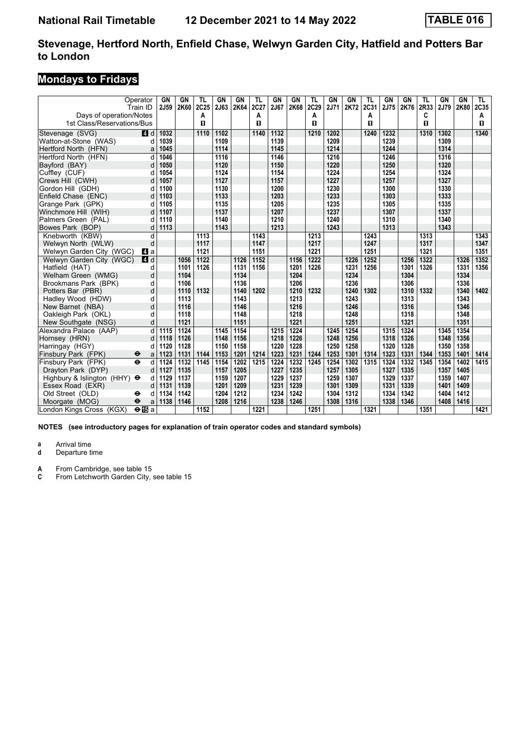**National Rail Timetable** **12 December 2021 to 14 May 2022** **TABLE 016**

## Stevenage, Hertford North, Enfield Chase, Welwyn Garden City, Hatfield and Potters Bar to London

### Mondays to Fridays

| Operator | | GN | GN | TL | GN | GN | TL | GN | GN | TL | GN | GN | TL | GN | GN | TL | GN | GN | TL |
|---|---|---|---|---|---|---|---|---|---|---|---|---|---|---|---|---|---|---|---|
| Train ID | | 2J59 | 2K60 | 2C25 | 2J63 | 2K64 | 2C27 | 2J67 | 2K68 | 2C29 | 2J71 | 2K72 | 2C31 | 2J75 | 2K76 | 2R33 | 2J79 | 2K80 | 2C35 |
| Days of operation/Notes | | | | A | | | A | | | A | | | A | | | C | | | A |
| 1st Class/Reservations/Bus | | | | 1 | | | 1 | | | 1 | | | 1 | | | 1 | | | 1 |
| Stevenage (SVG) | 4 d | 1032 | | 1110 | 1102 | | 1140 | 1132 | | 1210 | 1202 | | 1240 | 1232 | | 1310 | 1302 | | 1340 |
| Watton-at-Stone (WAS) | d | 1039 | | | 1109 | | | 1139 | | | 1209 | | | 1239 | | | 1309 | | |
| Hertford North (HFN) | a | 1045 | | | 1114 | | | 1145 | | | 1214 | | | 1244 | | | 1314 | | |
| Hertford North (HFN) | d | 1046 | | | 1116 | | | 1146 | | | 1216 | | | 1246 | | | 1316 | | |
| Bayford (BAY) | d | 1050 | | | 1120 | | | 1150 | | | 1220 | | | 1250 | | | 1320 | | |
| Cuffley (CUF) | d | 1054 | | | 1124 | | | 1154 | | | 1224 | | | 1254 | | | 1324 | | |
| Crews Hill (CWH) | d | 1057 | | | 1127 | | | 1157 | | | 1227 | | | 1257 | | | 1327 | | |
| Gordon Hill (GDH) | d | 1100 | | | 1130 | | | 1200 | | | 1230 | | | 1300 | | | 1330 | | |
| Enfield Chase (ENC) | d | 1103 | | | 1133 | | | 1203 | | | 1233 | | | 1303 | | | 1333 | | |
| Grange Park (GPK) | d | 1105 | | | 1135 | | | 1205 | | | 1235 | | | 1305 | | | 1335 | | |
| Winchmore Hill (WIH) | d | 1107 | | | 1137 | | | 1207 | | | 1237 | | | 1307 | | | 1337 | | |
| Palmers Green (PAL) | d | 1110 | | | 1140 | | | 1210 | | | 1240 | | | 1310 | | | 1340 | | |
| Bowes Park (BOP) | d | 1113 | | | 1143 | | | 1213 | | | 1243 | | | 1313 | | | 1343 | | |
| Knebworth (KBW) | d | | | 1113 | | | 1143 | | | 1213 | | | 1243 | | | 1313 | | | 1343 |
| Welwyn North (WLW) | d | | | 1117 | | | 1147 | | | 1217 | | | 1247 | | | 1317 | | | 1347 |
| Welwyn Garden City (WGC) | 4 a | | | 1121 | | | 1151 | | | 1221 | | | 1251 | | | 1321 | | | 1351 |
| Welwyn Garden City (WGC) | 4 d | | 1056 | 1122 | | 1126 | 1152 | | 1156 | 1222 | | 1226 | 1252 | | 1256 | 1322 | | 1326 | 1352 |
| Hatfield (HAT) | d | | 1101 | 1126 | | 1131 | 1156 | | 1201 | 1226 | | 1231 | 1256 | | 1301 | 1326 | | 1331 | 1356 |
| Welham Green (WMG) | d | | 1104 | | | 1134 | | | 1204 | | | 1234 | | | 1304 | | | 1334 | |
| Brookmans Park (BPK) | d | | 1106 | | | 1136 | | | 1206 | | | 1236 | | | 1306 | | | 1336 | |
| Potters Bar (PBR) | d | | 1110 | 1132 | | 1140 | 1202 | | 1210 | 1232 | | 1240 | 1302 | | 1310 | 1332 | | 1340 | 1402 |
| Hadley Wood (HDW) | d | | 1113 | | | 1143 | | | 1213 | | | 1243 | | | 1313 | | | 1343 | |
| New Barnet (NBA) | d | | 1116 | | | 1146 | | | 1216 | | | 1246 | | | 1316 | | | 1346 | |
| Oakleigh Park (OKL) | d | | 1118 | | | 1148 | | | 1218 | | | 1248 | | | 1318 | | | 1348 | |
| New Southgate (NSG) | d | | 1121 | | | 1151 | | | 1221 | | | 1251 | | | 1321 | | | 1351 | |
| Alexandra Palace (AAP) | d | 1115 | 1124 | | 1145 | 1154 | | 1215 | 1224 | | 1245 | 1254 | | 1315 | 1324 | | 1345 | 1354 | |
| Hornsey (HRN) | d | 1118 | 1126 | | 1148 | 1156 | | 1218 | 1226 | | 1248 | 1256 | | 1318 | 1326 | | 1348 | 1356 | |
| Harringay (HGY) | d | 1120 | 1128 | | 1150 | 1158 | | 1220 | 1228 | | 1250 | 1258 | | 1320 | 1328 | | 1350 | 1358 | |
| Finsbury Park (FPK) ⊖ | a | 1123 | 1131 | 1144 | 1153 | 1201 | 1214 | 1223 | 1231 | 1244 | 1253 | 1301 | 1314 | 1323 | 1331 | 1344 | 1353 | 1401 | 1414 |
| Finsbury Park (FPK) ⊖ | d | 1124 | 1132 | 1145 | 1154 | 1202 | 1215 | 1224 | 1232 | 1245 | 1254 | 1302 | 1315 | 1324 | 1332 | 1345 | 1354 | 1402 | 1415 |
| Drayton Park (DYP) | d | 1127 | 1135 | | 1157 | 1205 | | 1227 | 1235 | | 1257 | 1305 | | 1327 | 1335 | | 1357 | 1405 | |
| Highbury & Islington (HHY) ⊖ | d | 1129 | 1137 | | 1159 | 1207 | | 1229 | 1237 | | 1259 | 1307 | | 1329 | 1337 | | 1359 | 1407 | |
| Essex Road (EXR) | d | 1131 | 1139 | | 1201 | 1209 | | 1231 | 1239 | | 1301 | 1309 | | 1331 | 1339 | | 1401 | 1409 | |
| Old Street (OLD) ⊖ | d | 1134 | 1142 | | 1204 | 1212 | | 1234 | 1242 | | 1304 | 1312 | | 1334 | 1342 | | 1404 | 1412 | |
| Moorgate (MOG) ⊖ | a | 1138 | 1146 | | 1208 | 1216 | | 1238 | 1246 | | 1308 | 1316 | | 1338 | 1346 | | 1408 | 1416 | |
| London Kings Cross (KGX) ⊖15 | a | | | 1152 | | | 1221 | | | 1251 | | | 1321 | | | 1351 | | | 1421 |

**NOTES (see introductory pages for explanation of train operator codes and standard symbols)**

**a** Arrival time
**d** Departure time

**A** From Cambridge, see table 15
**C** From Letchworth Garden City, see table 15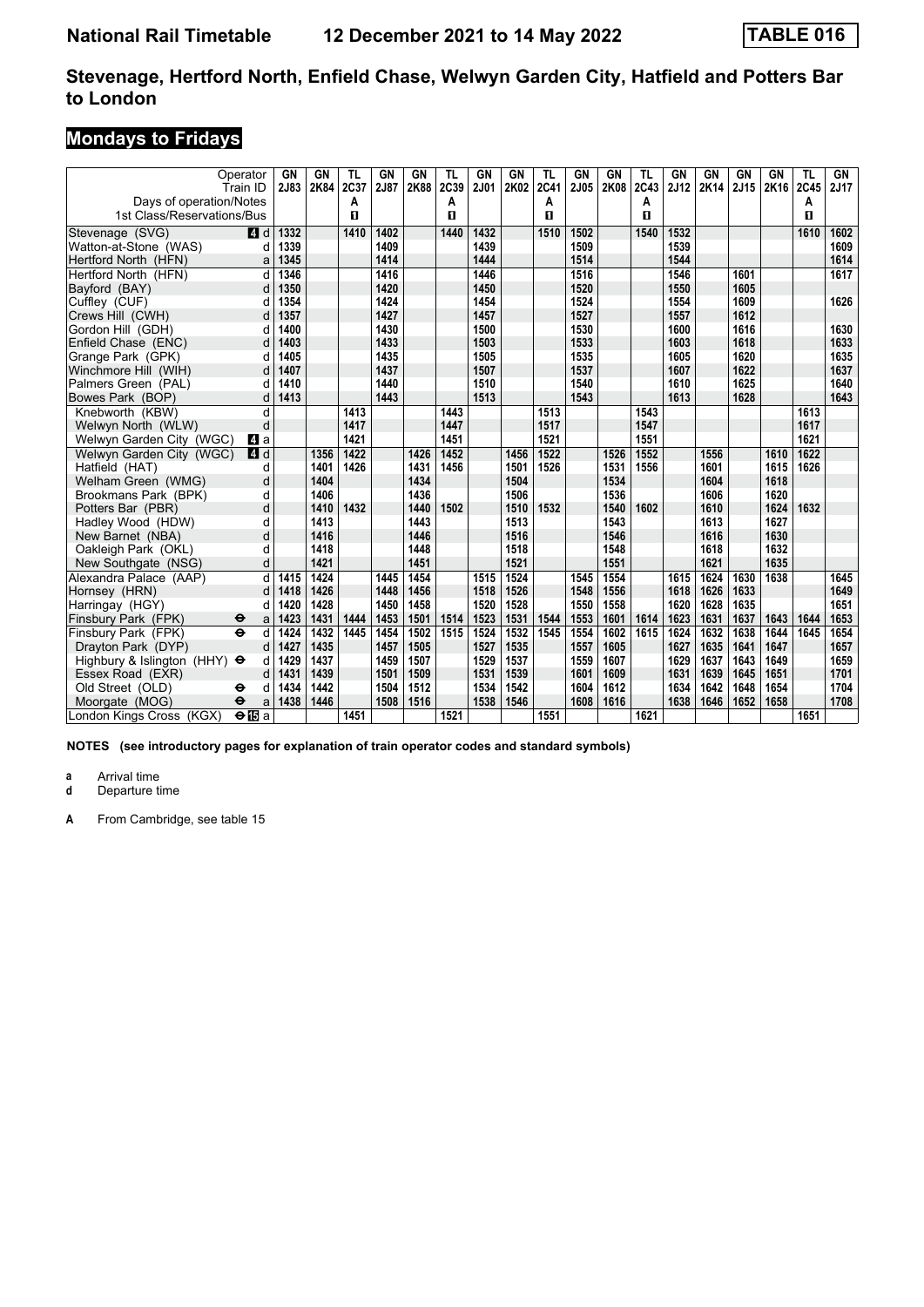# National Rail Timetable 12 December 2021 to 14 May 2022 TABLE 016

## Stevenage, Hertford North, Enfield Chase, Welwyn Garden City, Hatfield and Potters Bar to London

## Mondays to Fridays

| Operator | | GN | GN | TL | GN | GN | TL | GN | GN | TL | GN | GN | TL | GN | GN | GN | GN | TL | GN |
|---|---|---|---|---|---|---|---|---|---|---|---|---|---|---|---|---|---|---|---|
| Train ID | | 2J83 | 2K84 | 2C37 | 2J87 | 2K88 | 2C39 | 2J01 | 2K02 | 2C41 | 2J05 | 2K08 | 2C43 | 2J12 | 2K14 | 2J15 | 2K16 | 2C45 | 2J17 |
| Days of operation/Notes | | | | A | | | A | | | A | | | A | | | | | A | |
| 1st Class/Reservations/Bus | | | | ■ | | | ■ | | | ■ | | | ■ | | | | | ■ | |
| Stevenage (SVG) | 4 d | 1332 | | 1410 | 1402 | | 1440 | 1432 | | 1510 | 1502 | | 1540 | 1532 | | | | 1610 | 1602 |
| Watton-at-Stone (WAS) | d | 1339 | | | 1409 | | | 1439 | | | 1509 | | | 1539 | | | | | 1609 |
| Hertford North (HFN) | a | 1345 | | | 1414 | | | 1444 | | | 1514 | | | 1544 | | | | | 1614 |
| Hertford North (HFN) | d | 1346 | | | 1416 | | | 1446 | | | 1516 | | | 1546 | | 1601 | | | 1617 |
| Bayford (BAY) | d | 1350 | | | 1420 | | | 1450 | | | 1520 | | | 1550 | | 1605 | | | |
| Cuffley (CUF) | d | 1354 | | | 1424 | | | 1454 | | | 1524 | | | 1554 | | 1609 | | | 1626 |
| Crews Hill (CWH) | d | 1357 | | | 1427 | | | 1457 | | | 1527 | | | 1557 | | 1612 | | | |
| Gordon Hill (GDH) | d | 1400 | | | 1430 | | | 1500 | | | 1530 | | | 1600 | | 1616 | | | 1630 |
| Enfield Chase (ENC) | d | 1403 | | | 1433 | | | 1503 | | | 1533 | | | 1603 | | 1618 | | | 1633 |
| Grange Park (GPK) | d | 1405 | | | 1435 | | | 1505 | | | 1535 | | | 1605 | | 1620 | | | 1635 |
| Winchmore Hill (WIH) | d | 1407 | | | 1437 | | | 1507 | | | 1537 | | | 1607 | | 1622 | | | 1637 |
| Palmers Green (PAL) | d | 1410 | | | 1440 | | | 1510 | | | 1540 | | | 1610 | | 1625 | | | 1640 |
| Bowes Park (BOP) | d | 1413 | | | 1443 | | | 1513 | | | 1543 | | | 1613 | | 1628 | | | 1643 |
| Knebworth (KBW) | d | | | 1413 | | | 1443 | | | 1513 | | | 1543 | | | | | 1613 | |
| Welwyn North (WLW) | d | | | 1417 | | | 1447 | | | 1517 | | | 1547 | | | | | 1617 | |
| Welwyn Garden City (WGC) | 4 a | | | 1421 | | | 1451 | | | 1521 | | | 1551 | | | | | 1621 | |
| Welwyn Garden City (WGC) | 4 d | | 1356 | 1422 | | 1426 | 1452 | | 1456 | 1522 | | 1526 | 1552 | | 1556 | | 1610 | 1622 | |
| Hatfield (HAT) | d | | 1401 | 1426 | | 1431 | 1456 | | 1501 | 1526 | | 1531 | 1556 | | 1601 | | 1615 | 1626 | |
| Welham Green (WMG) | d | | 1404 | | | 1434 | | | 1504 | | | 1534 | | | 1604 | | 1618 | | |
| Brookmans Park (BPK) | d | | 1406 | | | 1436 | | | 1506 | | | 1536 | | | 1606 | | 1620 | | |
| Potters Bar (PBR) | d | | 1410 | 1432 | | 1440 | 1502 | | 1510 | 1532 | | 1540 | 1602 | | 1610 | | 1624 | 1632 | |
| Hadley Wood (HDW) | d | | 1413 | | | 1443 | | | 1513 | | | 1543 | | | 1613 | | 1627 | | |
| New Barnet (NBA) | d | | 1416 | | | 1446 | | | 1516 | | | 1546 | | | 1616 | | 1630 | | |
| Oakleigh Park (OKL) | d | | 1418 | | | 1448 | | | 1518 | | | 1548 | | | 1618 | | 1632 | | |
| New Southgate (NSG) | d | | 1421 | | | 1451 | | | 1521 | | | 1551 | | | 1621 | | 1635 | | |
| Alexandra Palace (AAP) | d | 1415 | 1424 | | 1445 | 1454 | | 1515 | 1524 | | 1545 | 1554 | | 1615 | 1624 | 1630 | 1638 | | 1645 |
| Hornsey (HRN) | d | 1418 | 1426 | | 1448 | 1456 | | 1518 | 1526 | | 1548 | 1556 | | 1618 | 1626 | 1633 | | | 1649 |
| Harringay (HGY) | d | 1420 | 1428 | | 1450 | 1458 | | 1520 | 1528 | | 1550 | 1558 | | 1620 | 1628 | 1635 | | | 1651 |
| Finsbury Park (FPK) ⊖ | a | 1423 | 1431 | 1444 | 1453 | 1501 | 1514 | 1523 | 1531 | 1544 | 1553 | 1601 | 1614 | 1623 | 1631 | 1637 | 1643 | 1644 | 1653 |
| Finsbury Park (FPK) ⊖ | d | 1424 | 1432 | 1445 | 1454 | 1502 | 1515 | 1524 | 1532 | 1545 | 1554 | 1602 | 1615 | 1624 | 1632 | 1638 | 1644 | 1645 | 1654 |
| Drayton Park (DYP) | d | 1427 | 1435 | | 1457 | 1505 | | 1527 | 1535 | | 1557 | 1605 | | 1627 | 1635 | 1641 | 1647 | | 1657 |
| Highbury & Islington (HHY) ⊖ | d | 1429 | 1437 | | 1459 | 1507 | | 1529 | 1537 | | 1559 | 1607 | | 1629 | 1637 | 1643 | 1649 | | 1659 |
| Essex Road (EXR) | d | 1431 | 1439 | | 1501 | 1509 | | 1531 | 1539 | | 1601 | 1609 | | 1631 | 1639 | 1645 | 1651 | | 1701 |
| Old Street (OLD) ⊖ | d | 1434 | 1442 | | 1504 | 1512 | | 1534 | 1542 | | 1604 | 1612 | | 1634 | 1642 | 1648 | 1654 | | 1704 |
| Moorgate (MOG) ⊖ | a | 1438 | 1446 | | 1508 | 1516 | | 1538 | 1546 | | 1608 | 1616 | | 1638 | 1646 | 1652 | 1658 | | 1708 |
| London Kings Cross (KGX) ⊖15 | a | | | 1451 | | | 1521 | | | 1551 | | | 1621 | | | | | 1651 | |

**NOTES (see introductory pages for explanation of train operator codes and standard symbols)**

**a** Arrival time
**d** Departure time

**A** From Cambridge, see table 15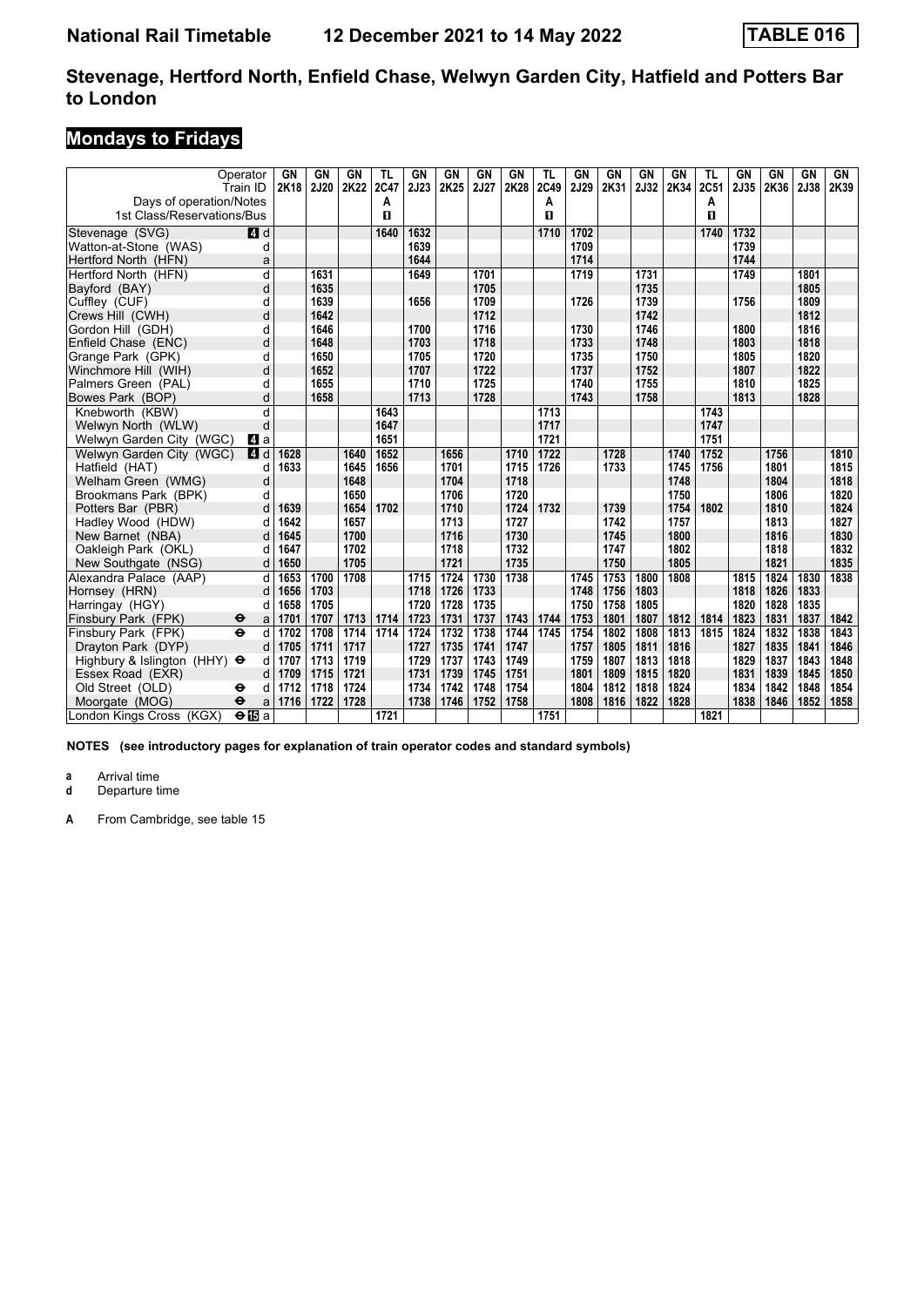# National Rail Timetable 12 December 2021 to 14 May 2022 TABLE 016

## Stevenage, Hertford North, Enfield Chase, Welwyn Garden City, Hatfield and Potters Bar to London

### Mondays to Fridays

| Operator | | GN | GN | GN | TL | GN | GN | GN | GN | TL | GN | GN | GN | GN | TL | GN | GN | GN | GN |
|---|---|---|---|---|---|---|---|---|---|---|---|---|---|---|---|---|---|---|---|
| Train ID | | 2K18 | 2J20 | 2K22 | 2C47 | 2J23 | 2K25 | 2J27 | 2K28 | 2C49 | 2J29 | 2K31 | 2J32 | 2K34 | 2C51 | 2J35 | 2K36 | 2J38 | 2K39 |
| Days of operation/Notes | | | | | A | | | | | A | | | | | A | | | | |
| 1st Class/Reservations/Bus | | | | | 1 | | | | | 1 | | | | | 1 | | | | |
| Stevenage (SVG) | 4 d | | | | 1640 | 1632 | | | | 1710 | 1702 | | | | 1740 | 1732 | | | |
| Watton-at-Stone (WAS) | d | | | | | 1639 | | | | | 1709 | | | | | 1739 | | | |
| Hertford North (HFN) | a | | | | | 1644 | | | | | 1714 | | | | | 1744 | | | |
| Hertford North (HFN) | d | | 1631 | | | 1649 | | 1701 | | | 1719 | | 1731 | | | 1749 | | 1801 | |
| Bayford (BAY) | d | | 1635 | | | | | 1705 | | | | | 1735 | | | | | 1805 | |
| Cuffley (CUF) | d | | 1639 | | | 1656 | | 1709 | | | 1726 | | 1739 | | | 1756 | | 1809 | |
| Crews Hill (CWH) | d | | 1642 | | | | | 1712 | | | | | 1742 | | | | | 1812 | |
| Gordon Hill (GDH) | d | | 1646 | | | 1700 | | 1716 | | | 1730 | | 1746 | | | 1800 | | 1816 | |
| Enfield Chase (ENC) | d | | 1648 | | | 1703 | | 1718 | | | 1733 | | 1748 | | | 1803 | | 1818 | |
| Grange Park (GPK) | d | | 1650 | | | 1705 | | 1720 | | | 1735 | | 1750 | | | 1805 | | 1820 | |
| Winchmore Hill (WIH) | d | | 1652 | | | 1707 | | 1722 | | | 1737 | | 1752 | | | 1807 | | 1822 | |
| Palmers Green (PAL) | d | | 1655 | | | 1710 | | 1725 | | | 1740 | | 1755 | | | 1810 | | 1825 | |
| Bowes Park (BOP) | d | | 1658 | | | 1713 | | 1728 | | | 1743 | | 1758 | | | 1813 | | 1828 | |
| Knebworth (KBW) | d | | | | 1643 | | | | | 1713 | | | | | 1743 | | | | |
| Welwyn North (WLW) | d | | | | 1647 | | | | | 1717 | | | | | 1747 | | | | |
| Welwyn Garden City (WGC) | 4 a | | | | 1651 | | | | | 1721 | | | | | 1751 | | | | |
| Welwyn Garden City (WGC) | 4 d | 1628 | | 1640 | 1652 | | 1656 | | 1710 | 1722 | | 1728 | | 1740 | 1752 | | 1756 | | 1810 |
| Hatfield (HAT) | d | 1633 | | 1645 | 1656 | | 1701 | | 1715 | 1726 | | 1733 | | 1745 | 1756 | | 1801 | | 1815 |
| Welham Green (WMG) | d | | | 1648 | | | 1704 | | 1718 | | | | | 1748 | | | 1804 | | 1818 |
| Brookmans Park (BPK) | d | | | 1650 | | | 1706 | | 1720 | | | | | 1750 | | | 1806 | | 1820 |
| Potters Bar (PBR) | d | 1639 | | 1654 | 1702 | | 1710 | | 1724 | 1732 | | 1739 | | 1754 | 1802 | | 1810 | | 1824 |
| Hadley Wood (HDW) | d | 1642 | | 1657 | | | 1713 | | 1727 | | | 1742 | | 1757 | | | 1813 | | 1827 |
| New Barnet (NBA) | d | 1645 | | 1700 | | | 1716 | | 1730 | | | 1745 | | 1800 | | | 1816 | | 1830 |
| Oakleigh Park (OKL) | d | 1647 | | 1702 | | | 1718 | | 1732 | | | 1747 | | 1802 | | | 1818 | | 1832 |
| New Southgate (NSG) | d | 1650 | | 1705 | | | 1721 | | 1735 | | | 1750 | | 1805 | | | 1821 | | 1835 |
| Alexandra Palace (AAP) | d | 1653 | 1700 | 1708 | | 1715 | 1724 | 1730 | 1738 | | 1745 | 1753 | 1800 | 1808 | | 1815 | 1824 | 1830 | 1838 |
| Hornsey (HRN) | d | 1656 | 1703 | | | 1718 | 1726 | 1733 | | | 1748 | 1756 | 1803 | | | 1818 | 1826 | 1833 | |
| Harringay (HGY) | d | 1658 | 1705 | | | 1720 | 1728 | 1735 | | | 1750 | 1758 | 1805 | | | 1820 | 1828 | 1835 | |
| Finsbury Park (FPK) ⊖ | a | 1701 | 1707 | 1713 | 1714 | 1723 | 1731 | 1737 | 1743 | 1744 | 1753 | 1801 | 1807 | 1812 | 1814 | 1823 | 1831 | 1837 | 1842 |
| Finsbury Park (FPK) ⊖ | d | 1702 | 1708 | 1714 | 1714 | 1724 | 1732 | 1738 | 1744 | 1745 | 1754 | 1802 | 1808 | 1813 | 1815 | 1824 | 1832 | 1838 | 1843 |
| Drayton Park (DYP) | d | 1705 | 1711 | 1717 | | 1727 | 1735 | 1741 | 1747 | | 1757 | 1805 | 1811 | 1816 | | 1827 | 1835 | 1841 | 1846 |
| Highbury & Islington (HHY) ⊖ | d | 1707 | 1713 | 1719 | | 1729 | 1737 | 1743 | 1749 | | 1759 | 1807 | 1813 | 1818 | | 1829 | 1837 | 1843 | 1848 |
| Essex Road (EXR) | d | 1709 | 1715 | 1721 | | 1731 | 1739 | 1745 | 1751 | | 1801 | 1809 | 1815 | 1820 | | 1831 | 1839 | 1845 | 1850 |
| Old Street (OLD) ⊖ | d | 1712 | 1718 | 1724 | | 1734 | 1742 | 1748 | 1754 | | 1804 | 1812 | 1818 | 1824 | | 1834 | 1842 | 1848 | 1854 |
| Moorgate (MOG) ⊖ | a | 1716 | 1722 | 1728 | | 1738 | 1746 | 1752 | 1758 | | 1808 | 1816 | 1822 | 1828 | | 1838 | 1846 | 1852 | 1858 |
| London Kings Cross (KGX) ⊖15 | a | | | | 1721 | | | | | 1751 | | | | | 1821 | | | | |

**NOTES (see introductory pages for explanation of train operator codes and standard symbols)**

**a** Arrival time
**d** Departure time

**A** From Cambridge, see table 15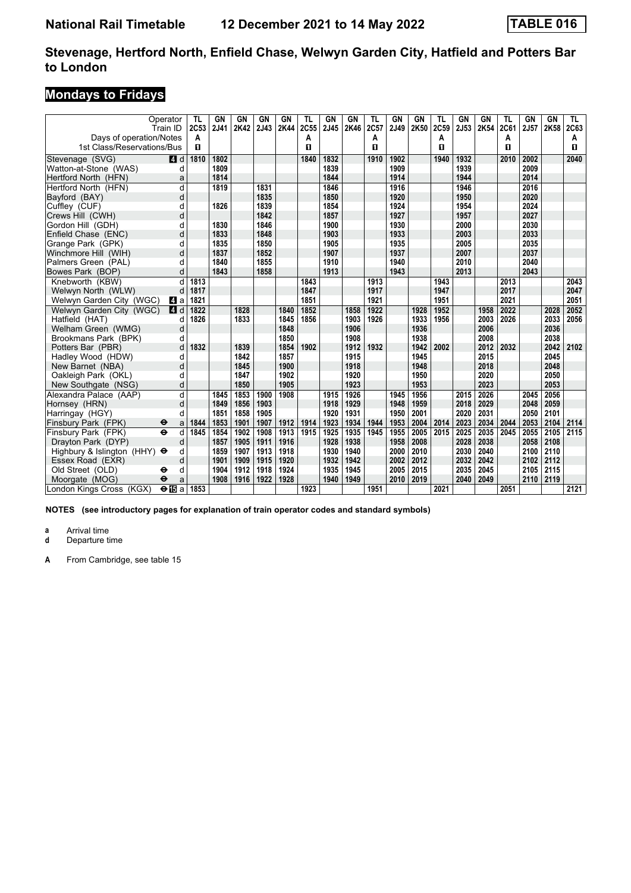**National Rail Timetable 12 December 2021 to 14 May 2022 TABLE 016**

## Stevenage, Hertford North, Enfield Chase, Welwyn Garden City, Hatfield and Potters Bar to London

## Mondays to Fridays

| Operator | | TL | GN | GN | GN | GN | TL | GN | GN | TL | GN | GN | TL | GN | GN | TL | GN | GN | TL |
|---|---|---|---|---|---|---|---|---|---|---|---|---|---|---|---|---|---|---|---|
| Train ID | | 2C53 | 2J41 | 2K42 | 2J43 | 2K44 | 2C55 | 2J45 | 2K46 | 2C57 | 2J49 | 2K50 | 2C59 | 2J53 | 2K54 | 2C61 | 2J57 | 2K58 | 2C63 |
| Days of operation/Notes | | A | | | | | A | | | A | | | A | | | A | | | A |
| 1st Class/Reservations/Bus | | ■ | | | | | ■ | | | ■ | | | ■ | | | ■ | | | ■ |
| Stevenage (SVG) | 4 d | 1810 | 1802 | | | | 1840 | 1832 | | 1910 | 1902 | | 1940 | 1932 | | 2010 | 2002 | | 2040 |
| Watton-at-Stone (WAS) | d | | 1809 | | | | | 1839 | | | 1909 | | | 1939 | | | 2009 | | |
| Hertford North (HFN) | a | | 1814 | | | | | 1844 | | | 1914 | | | 1944 | | | 2014 | | |
| Hertford North (HFN) | d | | 1819 | | 1831 | | | 1846 | | | 1916 | | | 1946 | | | 2016 | | |
| Bayford (BAY) | d | | | | 1835 | | | 1850 | | | 1920 | | | 1950 | | | 2020 | | |
| Cuffley (CUF) | d | | 1826 | | 1839 | | | 1854 | | | 1924 | | | 1954 | | | 2024 | | |
| Crews Hill (CWH) | d | | | | 1842 | | | 1857 | | | 1927 | | | 1957 | | | 2027 | | |
| Gordon Hill (GDH) | d | | 1830 | | 1846 | | | 1900 | | | 1930 | | | 2000 | | | 2030 | | |
| Enfield Chase (ENC) | d | | 1833 | | 1848 | | | 1903 | | | 1933 | | | 2003 | | | 2033 | | |
| Grange Park (GPK) | d | | 1835 | | 1850 | | | 1905 | | | 1935 | | | 2005 | | | 2035 | | |
| Winchmore Hill (WIH) | d | | 1837 | | 1852 | | | 1907 | | | 1937 | | | 2007 | | | 2037 | | |
| Palmers Green (PAL) | d | | 1840 | | 1855 | | | 1910 | | | 1940 | | | 2010 | | | 2040 | | |
| Bowes Park (BOP) | d | | 1843 | | 1858 | | | 1913 | | | 1943 | | | 2013 | | | 2043 | | |
| Knebworth (KBW) | d | 1813 | | | | | 1843 | | | 1913 | | | 1943 | | | 2013 | | | 2043 |
| Welwyn North (WLW) | d | 1817 | | | | | 1847 | | | 1917 | | | 1947 | | | 2017 | | | 2047 |
| Welwyn Garden City (WGC) | 4 a | 1821 | | | | | 1851 | | | 1921 | | | 1951 | | | 2021 | | | 2051 |
| Welwyn Garden City (WGC) | 4 d | 1822 | | 1828 | | 1840 | 1852 | | 1858 | 1922 | | 1928 | 1952 | | 1958 | 2022 | | 2028 | 2052 |
| Hatfield (HAT) | d | 1826 | | 1833 | | 1845 | 1856 | | 1903 | 1926 | | 1933 | 1956 | | 2003 | 2026 | | 2033 | 2056 |
| Welham Green (WMG) | d | | | | | 1848 | | | 1906 | | | 1936 | | | 2006 | | | 2036 | |
| Brookmans Park (BPK) | d | | | | | 1850 | | | 1908 | | | 1938 | | | 2008 | | | 2038 | |
| Potters Bar (PBR) | d | 1832 | | 1839 | | 1854 | 1902 | | 1912 | 1932 | | 1942 | 2002 | | 2012 | 2032 | | 2042 | 2102 |
| Hadley Wood (HDW) | d | | | 1842 | | 1857 | | | 1915 | | | 1945 | | | 2015 | | | 2045 | |
| New Barnet (NBA) | d | | | 1845 | | 1900 | | | 1918 | | | 1948 | | | 2018 | | | 2048 | |
| Oakleigh Park (OKL) | d | | | 1847 | | 1902 | | | 1920 | | | 1950 | | | 2020 | | | 2050 | |
| New Southgate (NSG) | d | | | 1850 | | 1905 | | | 1923 | | | 1953 | | | 2023 | | | 2053 | |
| Alexandra Palace (AAP) | d | | 1845 | 1853 | 1900 | 1908 | | 1915 | 1926 | | 1945 | 1956 | | 2015 | 2026 | | 2045 | 2056 | |
| Hornsey (HRN) | d | | 1849 | 1856 | 1903 | | | 1918 | 1929 | | 1948 | 1959 | | 2018 | 2029 | | 2048 | 2059 | |
| Harringay (HGY) | d | | 1851 | 1858 | 1905 | | | 1920 | 1931 | | 1950 | 2001 | | 2020 | 2031 | | 2050 | 2101 | |
| Finsbury Park (FPK) ⊖ | a | 1844 | 1853 | 1901 | 1907 | 1912 | 1914 | 1923 | 1934 | 1944 | 1953 | 2004 | 2014 | 2023 | 2034 | 2044 | 2053 | 2104 | 2114 |
| Finsbury Park (FPK) ⊖ | d | 1845 | 1854 | 1902 | 1908 | 1913 | 1915 | 1925 | 1935 | 1945 | 1955 | 2005 | 2015 | 2025 | 2035 | 2045 | 2055 | 2105 | 2115 |
| Drayton Park (DYP) | d | | 1857 | 1905 | 1911 | 1916 | | 1928 | 1938 | | 1958 | 2008 | | 2028 | 2038 | | 2058 | 2108 | |
| Highbury & Islington (HHY) ⊖ | d | | 1859 | 1907 | 1913 | 1918 | | 1930 | 1940 | | 2000 | 2010 | | 2030 | 2040 | | 2100 | 2110 | |
| Essex Road (EXR) | d | | 1901 | 1909 | 1915 | 1920 | | 1932 | 1942 | | 2002 | 2012 | | 2032 | 2042 | | 2102 | 2112 | |
| Old Street (OLD) ⊖ | d | | 1904 | 1912 | 1918 | 1924 | | 1935 | 1945 | | 2005 | 2015 | | 2035 | 2045 | | 2105 | 2115 | |
| Moorgate (MOG) ⊖ | a | | 1908 | 1916 | 1922 | 1928 | | 1940 | 1949 | | 2010 | 2019 | | 2040 | 2049 | | 2110 | 2119 | |
| London Kings Cross (KGX) ⊖15 | a | 1853 | | | | | 1923 | | | 1951 | | | 2021 | | | 2051 | | | 2121 |

**NOTES (see introductory pages for explanation of train operator codes and standard symbols)**

**a** Arrival time
**d** Departure time

**A** From Cambridge, see table 15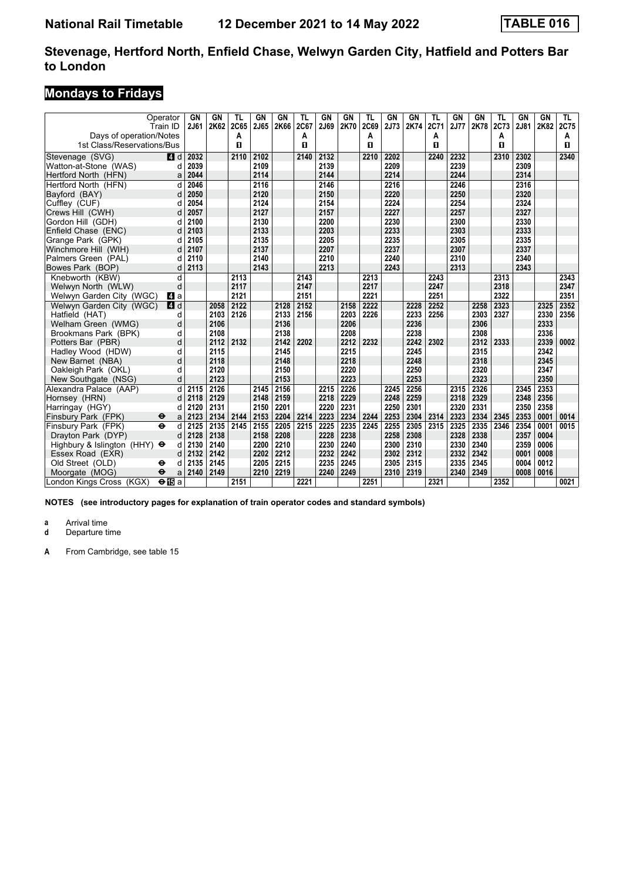# National Rail Timetable 12 December 2021 to 14 May 2022 TABLE 016

## Stevenage, Hertford North, Enfield Chase, Welwyn Garden City, Hatfield and Potters Bar to London

## Mondays to Fridays

| Operator | | GN | GN | TL | GN | GN | TL | GN | GN | TL | GN | GN | TL | GN | GN | TL | GN | GN | TL |
|---|---|---|---|---|---|---|---|---|---|---|---|---|---|---|---|---|---|---|---|
| Train ID | | 2J61 | 2K62 | 2C65 | 2J65 | 2K66 | 2C67 | 2J69 | 2K70 | 2C69 | 2J73 | 2K74 | 2C71 | 2J77 | 2K78 | 2C73 | 2J81 | 2K82 | 2C75 |
| Days of operation/Notes | | | | A | | | A | | | A | | | A | | | A | | | A |
| 1st Class/Reservations/Bus | | | | 1 | | | 1 | | | 1 | | | 1 | | | 1 | | | 1 |
| Stevenage (SVG) | 4 d | 2032 | | 2110 | 2102 | | 2140 | 2132 | | 2210 | 2202 | | 2240 | 2232 | | 2310 | 2302 | | 2340 |
| Watton-at-Stone (WAS) | d | 2039 | | | 2109 | | | 2139 | | | 2209 | | | 2239 | | | 2309 | | |
| Hertford North (HFN) | a | 2044 | | | 2114 | | | 2144 | | | 2214 | | | 2244 | | | 2314 | | |
| Hertford North (HFN) | d | 2046 | | | 2116 | | | 2146 | | | 2216 | | | 2246 | | | 2316 | | |
| Bayford (BAY) | d | 2050 | | | 2120 | | | 2150 | | | 2220 | | | 2250 | | | 2320 | | |
| Cuffley (CUF) | d | 2054 | | | 2124 | | | 2154 | | | 2224 | | | 2254 | | | 2324 | | |
| Crews Hill (CWH) | d | 2057 | | | 2127 | | | 2157 | | | 2227 | | | 2257 | | | 2327 | | |
| Gordon Hill (GDH) | d | 2100 | | | 2130 | | | 2200 | | | 2230 | | | 2300 | | | 2330 | | |
| Enfield Chase (ENC) | d | 2103 | | | 2133 | | | 2203 | | | 2233 | | | 2303 | | | 2333 | | |
| Grange Park (GPK) | d | 2105 | | | 2135 | | | 2205 | | | 2235 | | | 2305 | | | 2335 | | |
| Winchmore Hill (WIH) | d | 2107 | | | 2137 | | | 2207 | | | 2237 | | | 2307 | | | 2337 | | |
| Palmers Green (PAL) | d | 2110 | | | 2140 | | | 2210 | | | 2240 | | | 2310 | | | 2340 | | |
| Bowes Park (BOP) | d | 2113 | | | 2143 | | | 2213 | | | 2243 | | | 2313 | | | 2343 | | |
| Knebworth (KBW) | d | | | 2113 | | | 2143 | | | 2213 | | | 2243 | | | 2313 | | | 2343 |
| Welwyn North (WLW) | d | | | 2117 | | | 2147 | | | 2217 | | | 2247 | | | 2318 | | | 2347 |
| Welwyn Garden City (WGC) | 4 a | | | 2121 | | | 2151 | | | 2221 | | | 2251 | | | 2322 | | | 2351 |
| Welwyn Garden City (WGC) | 4 d | | 2058 | 2122 | | 2128 | 2152 | | 2158 | 2222 | | 2228 | 2252 | | 2258 | 2323 | | 2325 | 2352 |
| Hatfield (HAT) | d | | 2103 | 2126 | | 2133 | 2156 | | 2203 | 2226 | | 2233 | 2256 | | 2303 | 2327 | | 2330 | 2356 |
| Welham Green (WMG) | d | | 2106 | | | 2136 | | | 2206 | | | 2236 | | | 2306 | | | 2333 | |
| Brookmans Park (BPK) | d | | 2108 | | | 2138 | | | 2208 | | | 2238 | | | 2308 | | | 2336 | |
| Potters Bar (PBR) | d | | 2112 | 2132 | | 2142 | 2202 | | 2212 | 2232 | | 2242 | 2302 | | 2312 | 2333 | | 2339 | 0002 |
| Hadley Wood (HDW) | d | | 2115 | | | 2145 | | | 2215 | | | 2245 | | | 2315 | | | 2342 | |
| New Barnet (NBA) | d | | 2118 | | | 2148 | | | 2218 | | | 2248 | | | 2318 | | | 2345 | |
| Oakleigh Park (OKL) | d | | 2120 | | | 2150 | | | 2220 | | | 2250 | | | 2320 | | | 2347 | |
| New Southgate (NSG) | d | | 2123 | | | 2153 | | | 2223 | | | 2253 | | | 2323 | | | 2350 | |
| Alexandra Palace (AAP) | d | 2115 | 2126 | | 2145 | 2156 | | 2215 | 2226 | | 2245 | 2256 | | 2315 | 2326 | | 2345 | 2353 | |
| Hornsey (HRN) | d | 2118 | 2129 | | 2148 | 2159 | | 2218 | 2229 | | 2248 | 2259 | | 2318 | 2329 | | 2348 | 2356 | |
| Harringay (HGY) | d | 2120 | 2131 | | 2150 | 2201 | | 2220 | 2231 | | 2250 | 2301 | | 2320 | 2331 | | 2350 | 2358 | |
| Finsbury Park (FPK) ⊖ | a | 2123 | 2134 | 2144 | 2153 | 2204 | 2214 | 2223 | 2234 | 2244 | 2253 | 2304 | 2314 | 2323 | 2334 | 2345 | 2353 | 0001 | 0014 |
| Finsbury Park (FPK) ⊖ | d | 2125 | 2135 | 2145 | 2155 | 2205 | 2215 | 2225 | 2235 | 2245 | 2255 | 2305 | 2315 | 2325 | 2335 | 2346 | 2354 | 0001 | 0015 |
| Drayton Park (DYP) | d | 2128 | 2138 | | 2158 | 2208 | | 2228 | 2238 | | 2258 | 2308 | | 2328 | 2338 | | 2357 | 0004 | |
| Highbury & Islington (HHY) ⊖ | d | 2130 | 2140 | | 2200 | 2210 | | 2230 | 2240 | | 2300 | 2310 | | 2330 | 2340 | | 2359 | 0006 | |
| Essex Road (EXR) | d | 2132 | 2142 | | 2202 | 2212 | | 2232 | 2242 | | 2302 | 2312 | | 2332 | 2342 | | 0001 | 0008 | |
| Old Street (OLD) ⊖ | d | 2135 | 2145 | | 2205 | 2215 | | 2235 | 2245 | | 2305 | 2315 | | 2335 | 2345 | | 0004 | 0012 | |
| Moorgate (MOG) ⊖ | a | 2140 | 2149 | | 2210 | 2219 | | 2240 | 2249 | | 2310 | 2319 | | 2340 | 2349 | | 0008 | 0016 | |
| London Kings Cross (KGX) ⊖15 | a | | | 2151 | | | 2221 | | | 2251 | | | 2321 | | | 2352 | | | 0021 |

**NOTES (see introductory pages for explanation of train operator codes and standard symbols)**

**a** Arrival time
**d** Departure time

**A** From Cambridge, see table 15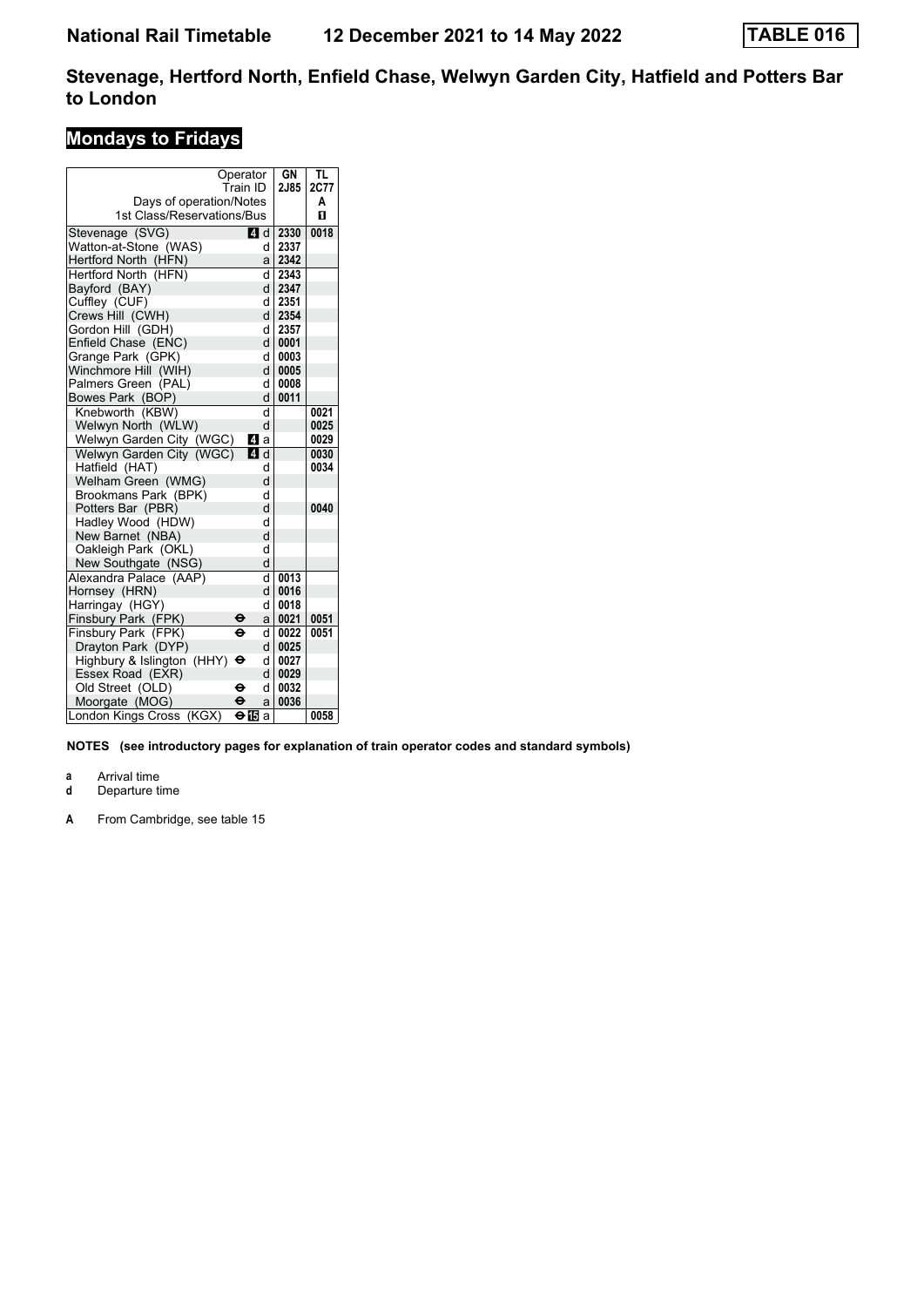# National Rail Timetable 12 December 2021 to 14 May 2022 TABLE 016

## Stevenage, Hertford North, Enfield Chase, Welwyn Garden City, Hatfield and Potters Bar to London

### Mondays to Fridays

| Operator | | GN | TL |
|---|---|---|---|
| Train ID | | 2J85 | 2C77 |
| Days of operation/Notes | | | A |
| 1st Class/Reservations/Bus | | | 1 |
| Stevenage (SVG) | 4 d | 2330 | 0018 |
| Watton-at-Stone (WAS) | d | 2337 | |
| Hertford North (HFN) | a | 2342 | |
| Hertford North (HFN) | d | 2343 | |
| Bayford (BAY) | d | 2347 | |
| Cuffley (CUF) | d | 2351 | |
| Crews Hill (CWH) | d | 2354 | |
| Gordon Hill (GDH) | d | 2357 | |
| Enfield Chase (ENC) | d | 0001 | |
| Grange Park (GPK) | d | 0003 | |
| Winchmore Hill (WIH) | d | 0005 | |
| Palmers Green (PAL) | d | 0008 | |
| Bowes Park (BOP) | d | 0011 | |
| Knebworth (KBW) | d | | 0021 |
| Welwyn North (WLW) | d | | 0025 |
| Welwyn Garden City (WGC) | 4 a | | 0029 |
| Welwyn Garden City (WGC) | 4 d | | 0030 |
| Hatfield (HAT) | d | | 0034 |
| Welham Green (WMG) | d | | |
| Brookmans Park (BPK) | d | | |
| Potters Bar (PBR) | d | | 0040 |
| Hadley Wood (HDW) | d | | |
| New Barnet (NBA) | d | | |
| Oakleigh Park (OKL) | d | | |
| New Southgate (NSG) | d | | |
| Alexandra Palace (AAP) | d | 0013 | |
| Hornsey (HRN) | d | 0016 | |
| Harringay (HGY) | d | 0018 | |
| Finsbury Park (FPK) ⊖ | a | 0021 | 0051 |
| Finsbury Park (FPK) ⊖ | d | 0022 | 0051 |
| Drayton Park (DYP) | d | 0025 | |
| Highbury & Islington (HHY) ⊖ | d | 0027 | |
| Essex Road (EXR) | d | 0029 | |
| Old Street (OLD) ⊖ | d | 0032 | |
| Moorgate (MOG) ⊖ | a | 0036 | |
| London Kings Cross (KGX) ⊖ 15 | a | | 0058 |

**NOTES (see introductory pages for explanation of train operator codes and standard symbols)**

- **a** Arrival time
- **d** Departure time
- **A** From Cambridge, see table 15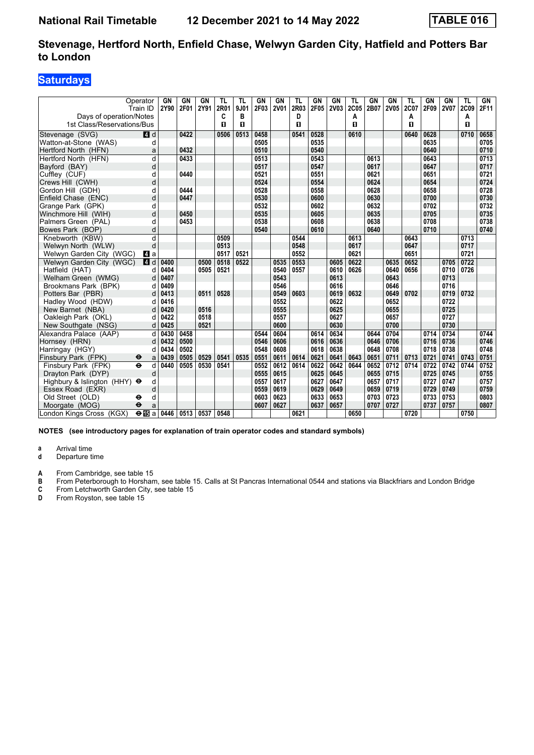# National Rail Timetable 12 December 2021 to 14 May 2022 TABLE 016

## Stevenage, Hertford North, Enfield Chase, Welwyn Garden City, Hatfield and Potters Bar to London

### Saturdays

| Operator | | GN | GN | GN | TL | TL | GN | GN | TL | GN | GN | TL | GN | GN | TL | GN | GN | TL | GN |
|---|---|---|---|---|---|---|---|---|---|---|---|---|---|---|---|---|---|---|---|
| Train ID | | 2Y90 | 2F01 | 2Y91 | 2R01 | 9J01 | 2F03 | 2V01 | 2R03 | 2F05 | 2V03 | 2C05 | 2B07 | 2V05 | 2C07 | 2F09 | 2V07 | 2C09 | 2F11 |
| Days of operation/Notes | | | | | C | B | | | D | | | A | | | A | | | A | |
| 1st Class/Reservations/Bus | | | | | 1 | 1 | | | 1 | | | 1 | | | 1 | | | 1 | |
| Stevenage (SVG) | 4 d | | 0422 | | 0506 | 0513 | 0458 | | 0541 | 0528 | | 0610 | | | 0640 | 0628 | | 0710 | 0658 |
| Watton-at-Stone (WAS) | d | | | | | | 0505 | | | 0535 | | | | | | 0635 | | | 0705 |
| Hertford North (HFN) | a | | 0432 | | | | 0510 | | | 0540 | | | | | | 0640 | | | 0710 |
| Hertford North (HFN) | d | | 0433 | | | | 0513 | | | 0543 | | | 0613 | | | 0643 | | | 0713 |
| Bayford (BAY) | d | | | | | | 0517 | | | 0547 | | | 0617 | | | 0647 | | | 0717 |
| Cuffley (CUF) | d | | 0440 | | | | 0521 | | | 0551 | | | 0621 | | | 0651 | | | 0721 |
| Crews Hill (CWH) | d | | | | | | 0524 | | | 0554 | | | 0624 | | | 0654 | | | 0724 |
| Gordon Hill (GDH) | d | | 0444 | | | | 0528 | | | 0558 | | | 0628 | | | 0658 | | | 0728 |
| Enfield Chase (ENC) | d | | 0447 | | | | 0530 | | | 0600 | | | 0630 | | | 0700 | | | 0730 |
| Grange Park (GPK) | d | | | | | | 0532 | | | 0602 | | | 0632 | | | 0702 | | | 0732 |
| Winchmore Hill (WIH) | d | | 0450 | | | | 0535 | | | 0605 | | | 0635 | | | 0705 | | | 0735 |
| Palmers Green (PAL) | d | | 0453 | | | | 0538 | | | 0608 | | | 0638 | | | 0708 | | | 0738 |
| Bowes Park (BOP) | d | | | | | | 0540 | | | 0610 | | | 0640 | | | 0710 | | | 0740 |
| Knebworth (KBW) | d | | | | 0509 | | | | 0544 | | | 0613 | | | 0643 | | | 0713 | |
| Welwyn North (WLW) | d | | | | 0513 | | | | 0548 | | | 0617 | | | 0647 | | | 0717 | |
| Welwyn Garden City (WGC) | 4 a | | | | 0517 | 0521 | | | 0552 | | | 0621 | | | 0651 | | | 0721 | |
| Welwyn Garden City (WGC) | 4 d | 0400 | | 0500 | 0518 | 0522 | | 0535 | 0553 | | 0605 | 0622 | | 0635 | 0652 | | 0705 | 0722 | |
| Hatfield (HAT) | d | 0404 | | 0505 | 0521 | | | 0540 | 0557 | | 0610 | 0626 | | 0640 | 0656 | | 0710 | 0726 | |
| Welham Green (WMG) | d | 0407 | | | | | | 0543 | | | 0613 | | | 0643 | | | 0713 | | |
| Brookmans Park (BPK) | d | 0409 | | | | | | 0546 | | | 0616 | | | 0646 | | | 0716 | | |
| Potters Bar (PBR) | d | 0413 | | 0511 | 0528 | | | 0549 | 0603 | | 0619 | 0632 | | 0649 | 0702 | | 0719 | 0732 | |
| Hadley Wood (HDW) | d | 0416 | | | | | | 0552 | | | 0622 | | | 0652 | | | 0722 | | |
| New Barnet (NBA) | d | 0420 | | 0516 | | | | 0555 | | | 0625 | | | 0655 | | | 0725 | | |
| Oakleigh Park (OKL) | d | 0422 | | 0518 | | | | 0557 | | | 0627 | | | 0657 | | | 0727 | | |
| New Southgate (NSG) | d | 0425 | | 0521 | | | | 0600 | | | 0630 | | | 0700 | | | 0730 | | |
| Alexandra Palace (AAP) | d | 0430 | 0458 | | | | 0544 | 0604 | | 0614 | 0634 | | 0644 | 0704 | | 0714 | 0734 | | 0744 |
| Hornsey (HRN) | d | 0432 | 0500 | | | | 0546 | 0606 | | 0616 | 0636 | | 0646 | 0706 | | 0716 | 0736 | | 0746 |
| Harringay (HGY) | d | 0434 | 0502 | | | | 0548 | 0608 | | 0618 | 0638 | | 0648 | 0708 | | 0718 | 0738 | | 0748 |
| Finsbury Park (FPK) ⊖ | a | 0439 | 0505 | 0529 | 0541 | 0535 | 0551 | 0611 | 0614 | 0621 | 0641 | 0643 | 0651 | 0711 | 0713 | 0721 | 0741 | 0743 | 0751 |
| Finsbury Park (FPK) ⊖ | d | 0440 | 0505 | 0530 | 0541 | | 0552 | 0612 | 0614 | 0622 | 0642 | 0644 | 0652 | 0712 | 0714 | 0722 | 0742 | 0744 | 0752 |
| Drayton Park (DYP) | d | | | | | | 0555 | 0615 | | 0625 | 0645 | | 0655 | 0715 | | 0725 | 0745 | | 0755 |
| Highbury & Islington (HHY) ⊖ | d | | | | | | 0557 | 0617 | | 0627 | 0647 | | 0657 | 0717 | | 0727 | 0747 | | 0757 |
| Essex Road (EXR) | d | | | | | | 0559 | 0619 | | 0629 | 0649 | | 0659 | 0719 | | 0729 | 0749 | | 0759 |
| Old Street (OLD) ⊖ | d | | | | | | 0603 | 0623 | | 0633 | 0653 | | 0703 | 0723 | | 0733 | 0753 | | 0803 |
| Moorgate (MOG) ⊖ | a | | | | | | 0607 | 0627 | | 0637 | 0657 | | 0707 | 0727 | | 0737 | 0757 | | 0807 |
| London Kings Cross (KGX) ⊖15 | a | 0446 | 0513 | 0537 | 0548 | | | | 0621 | | | 0650 | | | 0720 | | | 0750 | |

**NOTES (see introductory pages for explanation of train operator codes and standard symbols)**

**a** Arrival time
**d** Departure time

**A** From Cambridge, see table 15
**B** From Peterborough to Horsham, see table 15. Calls at St Pancras International 0544 and stations via Blackfriars and London Bridge
**C** From Letchworth Garden City, see table 15
**D** From Royston, see table 15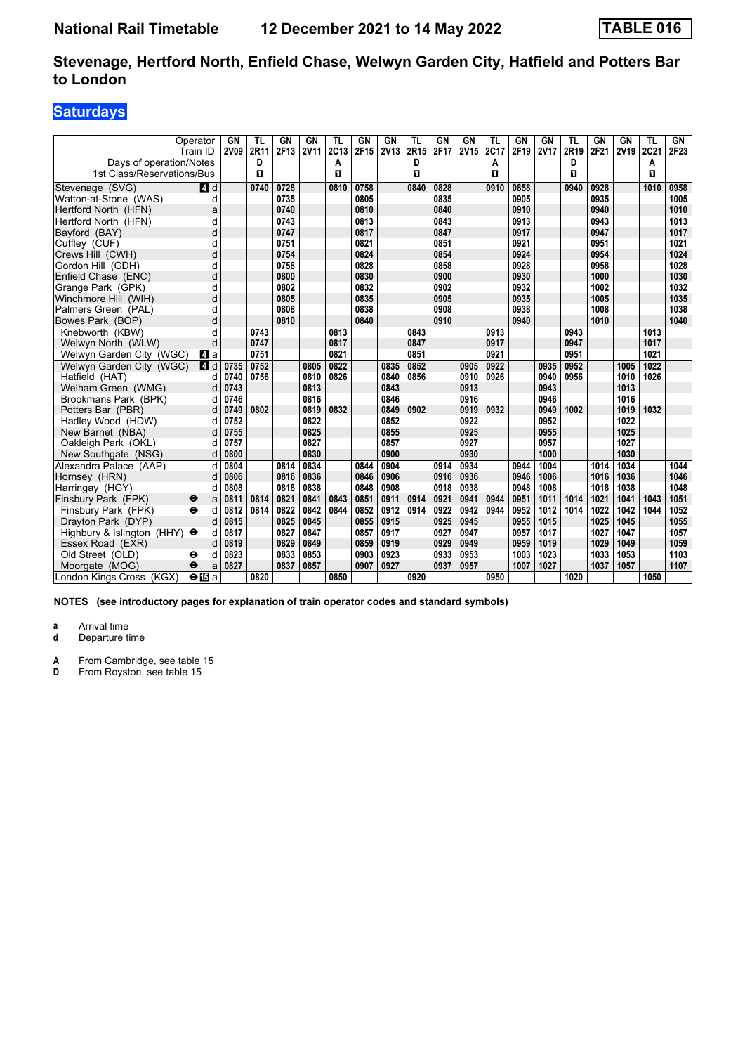# National Rail Timetable 12 December 2021 to 14 May 2022 TABLE 016

## Stevenage, Hertford North, Enfield Chase, Welwyn Garden City, Hatfield and Potters Bar to London

### Saturdays

| Operator | | GN | TL | GN | GN | TL | GN | GN | TL | GN | GN | TL | GN | GN | TL | GN | GN | TL | GN |
|---|---|---|---|---|---|---|---|---|---|---|---|---|---|---|---|---|---|---|---|
| Train ID | | 2V09 | 2R11 | 2F13 | 2V11 | 2C13 | 2F15 | 2V13 | 2R15 | 2F17 | 2V15 | 2C17 | 2F19 | 2V17 | 2R19 | 2F21 | 2V19 | 2C21 | 2F23 |
| Days of operation/Notes | | | D | | | A | | | D | | | A | | | D | | | A | |
| 1st Class/Reservations/Bus | | | ■ | | | ■ | | | ■ | | | ■ | | | ■ | | | ■ | |
| Stevenage (SVG) | 4 d | | 0740 | 0728 | | 0810 | 0758 | | 0840 | 0828 | | 0910 | 0858 | | 0940 | 0928 | | 1010 | 0958 |
| Watton-at-Stone (WAS) | d | | | 0735 | | | 0805 | | | 0835 | | | 0905 | | | 0935 | | | 1005 |
| Hertford North (HFN) | a | | | 0740 | | | 0810 | | | 0840 | | | 0910 | | | 0940 | | | 1010 |
| Hertford North (HFN) | d | | | 0743 | | | 0813 | | | 0843 | | | 0913 | | | 0943 | | | 1013 |
| Bayford (BAY) | d | | | 0747 | | | 0817 | | | 0847 | | | 0917 | | | 0947 | | | 1017 |
| Cuffley (CUF) | d | | | 0751 | | | 0821 | | | 0851 | | | 0921 | | | 0951 | | | 1021 |
| Crews Hill (CWH) | d | | | 0754 | | | 0824 | | | 0854 | | | 0924 | | | 0954 | | | 1024 |
| Gordon Hill (GDH) | d | | | 0758 | | | 0828 | | | 0858 | | | 0928 | | | 0958 | | | 1028 |
| Enfield Chase (ENC) | d | | | 0800 | | | 0830 | | | 0900 | | | 0930 | | | 1000 | | | 1030 |
| Grange Park (GPK) | d | | | 0802 | | | 0832 | | | 0902 | | | 0932 | | | 1002 | | | 1032 |
| Winchmore Hill (WIH) | d | | | 0805 | | | 0835 | | | 0905 | | | 0935 | | | 1005 | | | 1035 |
| Palmers Green (PAL) | d | | | 0808 | | | 0838 | | | 0908 | | | 0938 | | | 1008 | | | 1038 |
| Bowes Park (BOP) | d | | | 0810 | | | 0840 | | | 0910 | | | 0940 | | | 1010 | | | 1040 |
| Knebworth (KBW) | d | | 0743 | | | 0813 | | | 0843 | | | 0913 | | | 0943 | | | 1013 | |
| Welwyn North (WLW) | d | | 0747 | | | 0817 | | | 0847 | | | 0917 | | | 0947 | | | 1017 | |
| Welwyn Garden City (WGC) | 4 a | | 0751 | | | 0821 | | | 0851 | | | 0921 | | | 0951 | | | 1021 | |
| Welwyn Garden City (WGC) | 4 d | 0735 | 0752 | | 0805 | 0822 | | 0835 | 0852 | | 0905 | 0922 | | 0935 | 0952 | | 1005 | 1022 | |
| Hatfield (HAT) | d | 0740 | 0756 | | 0810 | 0826 | | 0840 | 0856 | | 0910 | 0926 | | 0940 | 0956 | | 1010 | 1026 | |
| Welham Green (WMG) | d | 0743 | | | 0813 | | | 0843 | | | 0913 | | | 0943 | | | 1013 | | |
| Brookmans Park (BPK) | d | 0746 | | | 0816 | | | 0846 | | | 0916 | | | 0946 | | | 1016 | | |
| Potters Bar (PBR) | d | 0749 | 0802 | | 0819 | 0832 | | 0849 | 0902 | | 0919 | 0932 | | 0949 | 1002 | | 1019 | 1032 | |
| Hadley Wood (HDW) | d | 0752 | | | 0822 | | | 0852 | | | 0922 | | | 0952 | | | 1022 | | |
| New Barnet (NBA) | d | 0755 | | | 0825 | | | 0855 | | | 0925 | | | 0955 | | | 1025 | | |
| Oakleigh Park (OKL) | d | 0757 | | | 0827 | | | 0857 | | | 0927 | | | 0957 | | | 1027 | | |
| New Southgate (NSG) | d | 0800 | | | 0830 | | | 0900 | | | 0930 | | | 1000 | | | 1030 | | |
| Alexandra Palace (AAP) | d | 0804 | | 0814 | 0834 | | 0844 | 0904 | | 0914 | 0934 | | 0944 | 1004 | | 1014 | 1034 | | 1044 |
| Hornsey (HRN) | d | 0806 | | 0816 | 0836 | | 0846 | 0906 | | 0916 | 0936 | | 0946 | 1006 | | 1016 | 1036 | | 1046 |
| Harringay (HGY) | d | 0808 | | 0818 | 0838 | | 0848 | 0908 | | 0918 | 0938 | | 0948 | 1008 | | 1018 | 1038 | | 1048 |
| Finsbury Park (FPK) ⊖ | a | 0811 | 0814 | 0821 | 0841 | 0843 | 0851 | 0911 | 0914 | 0921 | 0941 | 0944 | 0951 | 1011 | 1014 | 1021 | 1041 | 1043 | 1051 |
| Finsbury Park (FPK) ⊖ | d | 0812 | 0814 | 0822 | 0842 | 0844 | 0852 | 0912 | 0914 | 0922 | 0942 | 0944 | 0952 | 1012 | 1014 | 1022 | 1042 | 1044 | 1052 |
| Drayton Park (DYP) | d | 0815 | | 0825 | 0845 | | 0855 | 0915 | | 0925 | 0945 | | 0955 | 1015 | | 1025 | 1045 | | 1055 |
| Highbury & Islington (HHY) ⊖ | d | 0817 | | 0827 | 0847 | | 0857 | 0917 | | 0927 | 0947 | | 0957 | 1017 | | 1027 | 1047 | | 1057 |
| Essex Road (EXR) | d | 0819 | | 0829 | 0849 | | 0859 | 0919 | | 0929 | 0949 | | 0959 | 1019 | | 1029 | 1049 | | 1059 |
| Old Street (OLD) ⊖ | d | 0823 | | 0833 | 0853 | | 0903 | 0923 | | 0933 | 0953 | | 1003 | 1023 | | 1033 | 1053 | | 1103 |
| Moorgate (MOG) ⊖ | a | 0827 | | 0837 | 0857 | | 0907 | 0927 | | 0937 | 0957 | | 1007 | 1027 | | 1037 | 1057 | | 1107 |
| London Kings Cross (KGX) ⊖15 | a | | 0820 | | | 0850 | | | 0920 | | | 0950 | | | 1020 | | | 1050 | |

**NOTES (see introductory pages for explanation of train operator codes and standard symbols)**

**a** Arrival time
**d** Departure time

**A** From Cambridge, see table 15
**D** From Royston, see table 15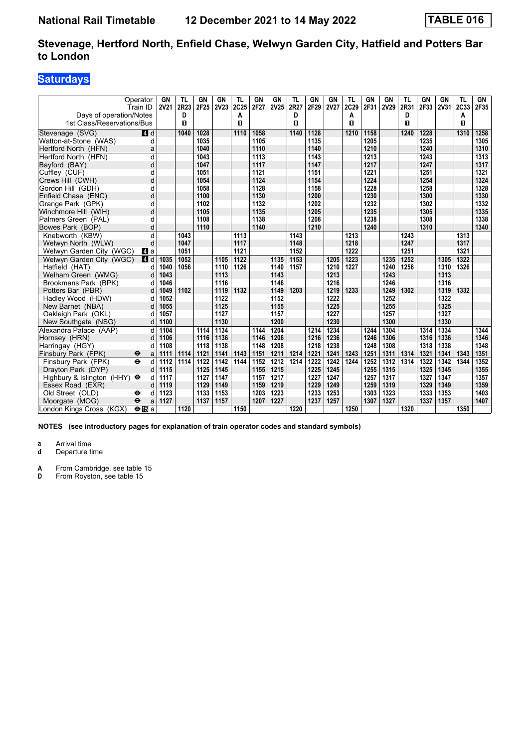# National Rail Timetable 12 December 2021 to 14 May 2022 TABLE 016

## Stevenage, Hertford North, Enfield Chase, Welwyn Garden City, Hatfield and Potters Bar to London

### Saturdays

| Operator | | GN | TL | GN | GN | TL | GN | GN | TL | GN | GN | TL | GN | GN | TL | GN | GN | TL | GN |
|---|---|---|---|---|---|---|---|---|---|---|---|---|---|---|---|---|---|---|---|
| Train ID | | 2V21 | 2R23 | 2F25 | 2V23 | 2C25 | 2F27 | 2V25 | 2R27 | 2F29 | 2V27 | 2C29 | 2F31 | 2V29 | 2R31 | 2F33 | 2V31 | 2C33 | 2F35 |
| Days of operation/Notes | | | D | | | A | | | D | | | A | | | D | | | A | |
| 1st Class/Reservations/Bus | | | ■ | | | ■ | | | ■ | | | ■ | | | ■ | | | ■ | |
| Stevenage (SVG) | 4 d | | 1040 | 1028 | | 1110 | 1058 | | 1140 | 1128 | | 1210 | 1158 | | 1240 | 1228 | | 1310 | 1258 |
| Watton-at-Stone (WAS) | d | | | 1035 | | | 1105 | | | 1135 | | | 1205 | | | 1235 | | | 1305 |
| Hertford North (HFN) | a | | | 1040 | | | 1110 | | | 1140 | | | 1210 | | | 1240 | | | 1310 |
| Hertford North (HFN) | d | | | 1043 | | | 1113 | | | 1143 | | | 1213 | | | 1243 | | | 1313 |
| Bayford (BAY) | d | | | 1047 | | | 1117 | | | 1147 | | | 1217 | | | 1247 | | | 1317 |
| Cuffley (CUF) | d | | | 1051 | | | 1121 | | | 1151 | | | 1221 | | | 1251 | | | 1321 |
| Crews Hill (CWH) | d | | | 1054 | | | 1124 | | | 1154 | | | 1224 | | | 1254 | | | 1324 |
| Gordon Hill (GDH) | d | | | 1058 | | | 1128 | | | 1158 | | | 1228 | | | 1258 | | | 1328 |
| Enfield Chase (ENC) | d | | | 1100 | | | 1130 | | | 1200 | | | 1230 | | | 1300 | | | 1330 |
| Grange Park (GPK) | d | | | 1102 | | | 1132 | | | 1202 | | | 1232 | | | 1302 | | | 1332 |
| Winchmore Hill (WIH) | d | | | 1105 | | | 1135 | | | 1205 | | | 1235 | | | 1305 | | | 1335 |
| Palmers Green (PAL) | d | | | 1108 | | | 1138 | | | 1208 | | | 1238 | | | 1308 | | | 1338 |
| Bowes Park (BOP) | d | | | 1110 | | | 1140 | | | 1210 | | | 1240 | | | 1310 | | | 1340 |
| Knebworth (KBW) | d | | 1043 | | | 1113 | | | 1143 | | | 1213 | | | 1243 | | | 1313 | |
| Welwyn North (WLW) | d | | 1047 | | | 1117 | | | 1148 | | | 1218 | | | 1247 | | | 1317 | |
| Welwyn Garden City (WGC) | 4 a | | 1051 | | | 1121 | | | 1152 | | | 1222 | | | 1251 | | | 1321 | |
| Welwyn Garden City (WGC) | 4 d | 1035 | 1052 | | 1105 | 1122 | | 1135 | 1153 | | 1205 | 1223 | | 1235 | 1252 | | 1305 | 1322 | |
| Hatfield (HAT) | d | 1040 | 1056 | | 1110 | 1126 | | 1140 | 1157 | | 1210 | 1227 | | 1240 | 1256 | | 1310 | 1326 | |
| Welham Green (WMG) | d | 1043 | | | 1113 | | | 1143 | | | 1213 | | | 1243 | | | 1313 | | |
| Brookmans Park (BPK) | d | 1046 | | | 1116 | | | 1146 | | | 1216 | | | 1246 | | | 1316 | | |
| Potters Bar (PBR) | d | 1049 | 1102 | | 1119 | 1132 | | 1149 | 1203 | | 1219 | 1233 | | 1249 | 1302 | | 1319 | 1332 | |
| Hadley Wood (HDW) | d | 1052 | | | 1122 | | | 1152 | | | 1222 | | | 1252 | | | 1322 | | |
| New Barnet (NBA) | d | 1055 | | | 1125 | | | 1155 | | | 1225 | | | 1255 | | | 1325 | | |
| Oakleigh Park (OKL) | d | 1057 | | | 1127 | | | 1157 | | | 1227 | | | 1257 | | | 1327 | | |
| New Southgate (NSG) | d | 1100 | | | 1130 | | | 1200 | | | 1230 | | | 1300 | | | 1330 | | |
| Alexandra Palace (AAP) | d | 1104 | | 1114 | 1134 | | 1144 | 1204 | | 1214 | 1234 | | 1244 | 1304 | | 1314 | 1334 | | 1344 |
| Hornsey (HRN) | d | 1106 | | 1116 | 1136 | | 1146 | 1206 | | 1216 | 1236 | | 1246 | 1306 | | 1316 | 1336 | | 1346 |
| Harringay (HGY) | d | 1108 | | 1118 | 1138 | | 1148 | 1208 | | 1218 | 1238 | | 1248 | 1308 | | 1318 | 1338 | | 1348 |
| Finsbury Park (FPK) ⊖ | a | 1111 | 1114 | 1121 | 1141 | 1143 | 1151 | 1211 | 1214 | 1221 | 1241 | 1243 | 1251 | 1311 | 1314 | 1321 | 1341 | 1343 | 1351 |
| Finsbury Park (FPK) ⊖ | d | 1112 | 1114 | 1122 | 1142 | 1144 | 1152 | 1212 | 1214 | 1222 | 1242 | 1244 | 1252 | 1312 | 1314 | 1322 | 1342 | 1344 | 1352 |
| Drayton Park (DYP) | d | 1115 | | 1125 | 1145 | | 1155 | 1215 | | 1225 | 1245 | | 1255 | 1315 | | 1325 | 1345 | | 1355 |
| Highbury & Islington (HHY) ⊖ | d | 1117 | | 1127 | 1147 | | 1157 | 1217 | | 1227 | 1247 | | 1257 | 1317 | | 1327 | 1347 | | 1357 |
| Essex Road (EXR) | d | 1119 | | 1129 | 1149 | | 1159 | 1219 | | 1229 | 1249 | | 1259 | 1319 | | 1329 | 1349 | | 1359 |
| Old Street (OLD) ⊖ | d | 1123 | | 1133 | 1153 | | 1203 | 1223 | | 1233 | 1253 | | 1303 | 1323 | | 1333 | 1353 | | 1403 |
| Moorgate (MOG) ⊖ | a | 1127 | | 1137 | 1157 | | 1207 | 1227 | | 1237 | 1257 | | 1307 | 1327 | | 1337 | 1357 | | 1407 |
| London Kings Cross (KGX) ⊖15 | a | | 1120 | | | 1150 | | | 1220 | | | 1250 | | | 1320 | | | 1350 | |

**NOTES (see introductory pages for explanation of train operator codes and standard symbols)**

**a** Arrival time
**d** Departure time

**A** From Cambridge, see table 15
**D** From Royston, see table 15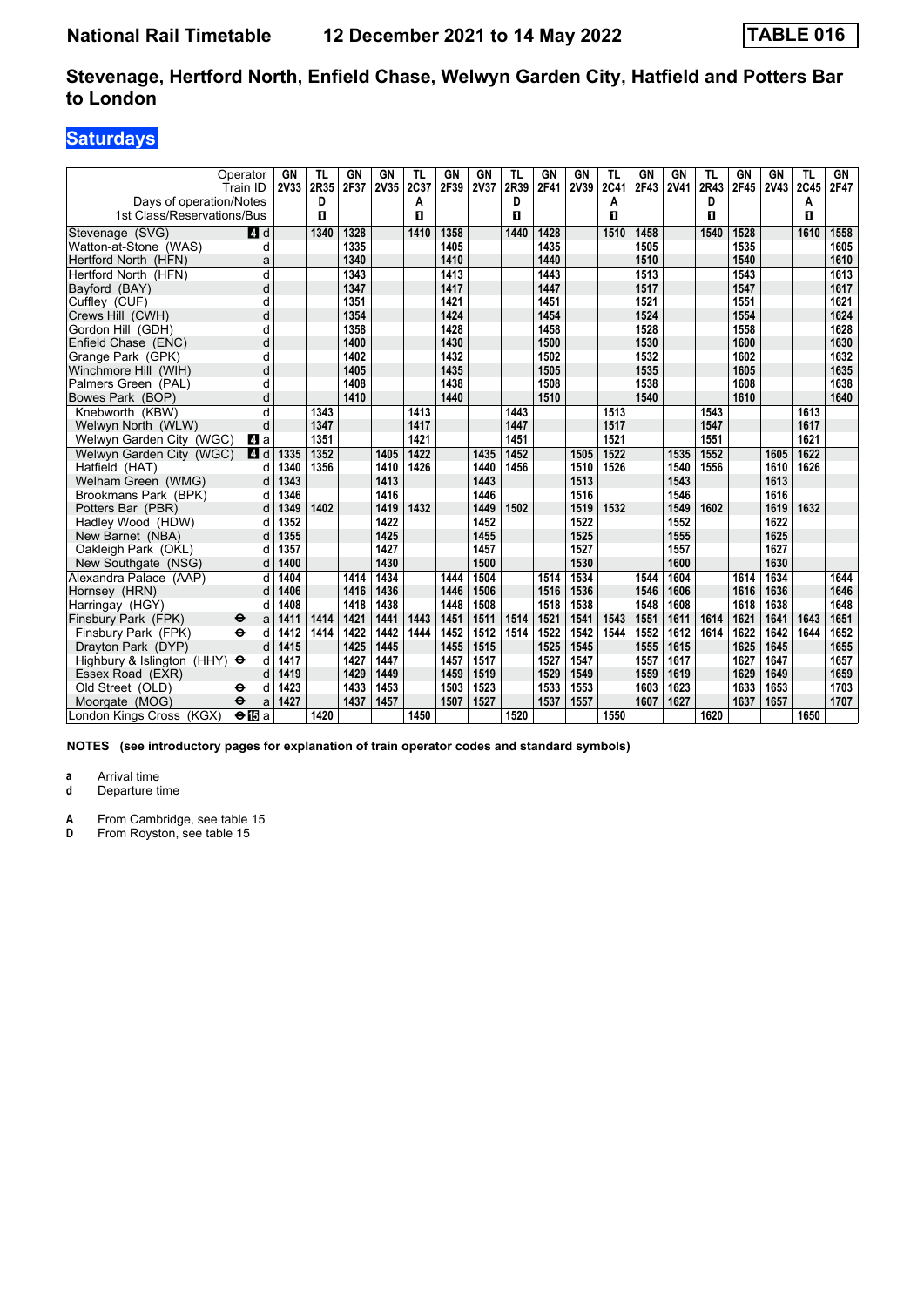# National Rail Timetable 12 December 2021 to 14 May 2022 TABLE 016

## Stevenage, Hertford North, Enfield Chase, Welwyn Garden City, Hatfield and Potters Bar to London

### Saturdays

| Operator | | GN | TL | GN | GN | TL | GN | GN | TL | GN | GN | TL | GN | GN | TL | GN | GN | TL | GN |
|---|---|---|---|---|---|---|---|---|---|---|---|---|---|---|---|---|---|---|---|
| Train ID | | 2V33 | 2R35 | 2F37 | 2V35 | 2C37 | 2F39 | 2V37 | 2R39 | 2F41 | 2V39 | 2C41 | 2F43 | 2V41 | 2R43 | 2F45 | 2V43 | 2C45 | 2F47 |
| Days of operation/Notes | | | D | | | A | | | D | | | A | | | D | | | A | |
| 1st Class/Reservations/Bus | | | ■ | | | ■ | | | ■ | | | ■ | | | ■ | | | ■ | |
| Stevenage (SVG) | 4 d | | 1340 | 1328 | | 1410 | 1358 | | 1440 | 1428 | | 1510 | 1458 | | 1540 | 1528 | | 1610 | 1558 |
| Watton-at-Stone (WAS) | d | | | 1335 | | | 1405 | | | 1435 | | | 1505 | | | 1535 | | | 1605 |
| Hertford North (HFN) | a | | | 1340 | | | 1410 | | | 1440 | | | 1510 | | | 1540 | | | 1610 |
| Hertford North (HFN) | d | | | 1343 | | | 1413 | | | 1443 | | | 1513 | | | 1543 | | | 1613 |
| Bayford (BAY) | d | | | 1347 | | | 1417 | | | 1447 | | | 1517 | | | 1547 | | | 1617 |
| Cuffley (CUF) | d | | | 1351 | | | 1421 | | | 1451 | | | 1521 | | | 1551 | | | 1621 |
| Crews Hill (CWH) | d | | | 1354 | | | 1424 | | | 1454 | | | 1524 | | | 1554 | | | 1624 |
| Gordon Hill (GDH) | d | | | 1358 | | | 1428 | | | 1458 | | | 1528 | | | 1558 | | | 1628 |
| Enfield Chase (ENC) | d | | | 1400 | | | 1430 | | | 1500 | | | 1530 | | | 1600 | | | 1630 |
| Grange Park (GPK) | d | | | 1402 | | | 1432 | | | 1502 | | | 1532 | | | 1602 | | | 1632 |
| Winchmore Hill (WIH) | d | | | 1405 | | | 1435 | | | 1505 | | | 1535 | | | 1605 | | | 1635 |
| Palmers Green (PAL) | d | | | 1408 | | | 1438 | | | 1508 | | | 1538 | | | 1608 | | | 1638 |
| Bowes Park (BOP) | d | | | 1410 | | | 1440 | | | 1510 | | | 1540 | | | 1610 | | | 1640 |
| Knebworth (KBW) | d | | 1343 | | | 1413 | | | 1443 | | | 1513 | | | 1543 | | | 1613 | |
| Welwyn North (WLW) | d | | 1347 | | | 1417 | | | 1447 | | | 1517 | | | 1547 | | | 1617 | |
| Welwyn Garden City (WGC) | 4 a | | 1351 | | | 1421 | | | 1451 | | | 1521 | | | 1551 | | | 1621 | |
| Welwyn Garden City (WGC) | 4 d | 1335 | 1352 | | 1405 | 1422 | | 1435 | 1452 | | 1505 | 1522 | | 1535 | 1552 | | 1605 | 1622 | |
| Hatfield (HAT) | d | 1340 | 1356 | | 1410 | 1426 | | 1440 | 1456 | | 1510 | 1526 | | 1540 | 1556 | | 1610 | 1626 | |
| Welham Green (WMG) | d | 1343 | | | 1413 | | | 1443 | | | 1513 | | | 1543 | | | 1613 | | |
| Brookmans Park (BPK) | d | 1346 | | | 1416 | | | 1446 | | | 1516 | | | 1546 | | | 1616 | | |
| Potters Bar (PBR) | d | 1349 | 1402 | | 1419 | 1432 | | 1449 | 1502 | | 1519 | 1532 | | 1549 | 1602 | | 1619 | 1632 | |
| Hadley Wood (HDW) | d | 1352 | | | 1422 | | | 1452 | | | 1522 | | | 1552 | | | 1622 | | |
| New Barnet (NBA) | d | 1355 | | | 1425 | | | 1455 | | | 1525 | | | 1555 | | | 1625 | | |
| Oakleigh Park (OKL) | d | 1357 | | | 1427 | | | 1457 | | | 1527 | | | 1557 | | | 1627 | | |
| New Southgate (NSG) | d | 1400 | | | 1430 | | | 1500 | | | 1530 | | | 1600 | | | 1630 | | |
| Alexandra Palace (AAP) | d | 1404 | | 1414 | 1434 | | 1444 | 1504 | | 1514 | 1534 | | 1544 | 1604 | | 1614 | 1634 | | 1644 |
| Hornsey (HRN) | d | 1406 | | 1416 | 1436 | | 1446 | 1506 | | 1516 | 1536 | | 1546 | 1606 | | 1616 | 1636 | | 1646 |
| Harringay (HGY) | d | 1408 | | 1418 | 1438 | | 1448 | 1508 | | 1518 | 1538 | | 1548 | 1608 | | 1618 | 1638 | | 1648 |
| Finsbury Park (FPK) ⊖ | a | 1411 | 1414 | 1421 | 1441 | 1443 | 1451 | 1511 | 1514 | 1521 | 1541 | 1543 | 1551 | 1611 | 1614 | 1621 | 1641 | 1643 | 1651 |
| Finsbury Park (FPK) ⊖ | d | 1412 | 1414 | 1422 | 1442 | 1444 | 1452 | 1512 | 1514 | 1522 | 1542 | 1544 | 1552 | 1612 | 1614 | 1622 | 1642 | 1644 | 1652 |
| Drayton Park (DYP) | d | 1415 | | 1425 | 1445 | | 1455 | 1515 | | 1525 | 1545 | | 1555 | 1615 | | 1625 | 1645 | | 1655 |
| Highbury & Islington (HHY) ⊖ | d | 1417 | | 1427 | 1447 | | 1457 | 1517 | | 1527 | 1547 | | 1557 | 1617 | | 1627 | 1647 | | 1657 |
| Essex Road (EXR) | d | 1419 | | 1429 | 1449 | | 1459 | 1519 | | 1529 | 1549 | | 1559 | 1619 | | 1629 | 1649 | | 1659 |
| Old Street (OLD) ⊖ | d | 1423 | | 1433 | 1453 | | 1503 | 1523 | | 1533 | 1553 | | 1603 | 1623 | | 1633 | 1653 | | 1703 |
| Moorgate (MOG) ⊖ | a | 1427 | | 1437 | 1457 | | 1507 | 1527 | | 1537 | 1557 | | 1607 | 1627 | | 1637 | 1657 | | 1707 |
| London Kings Cross (KGX) ⊖15 | a | | 1420 | | | 1450 | | | 1520 | | | 1550 | | | 1620 | | | 1650 | |

**NOTES (see introductory pages for explanation of train operator codes and standard symbols)**

**a** Arrival time
**d** Departure time

**A** From Cambridge, see table 15
**D** From Royston, see table 15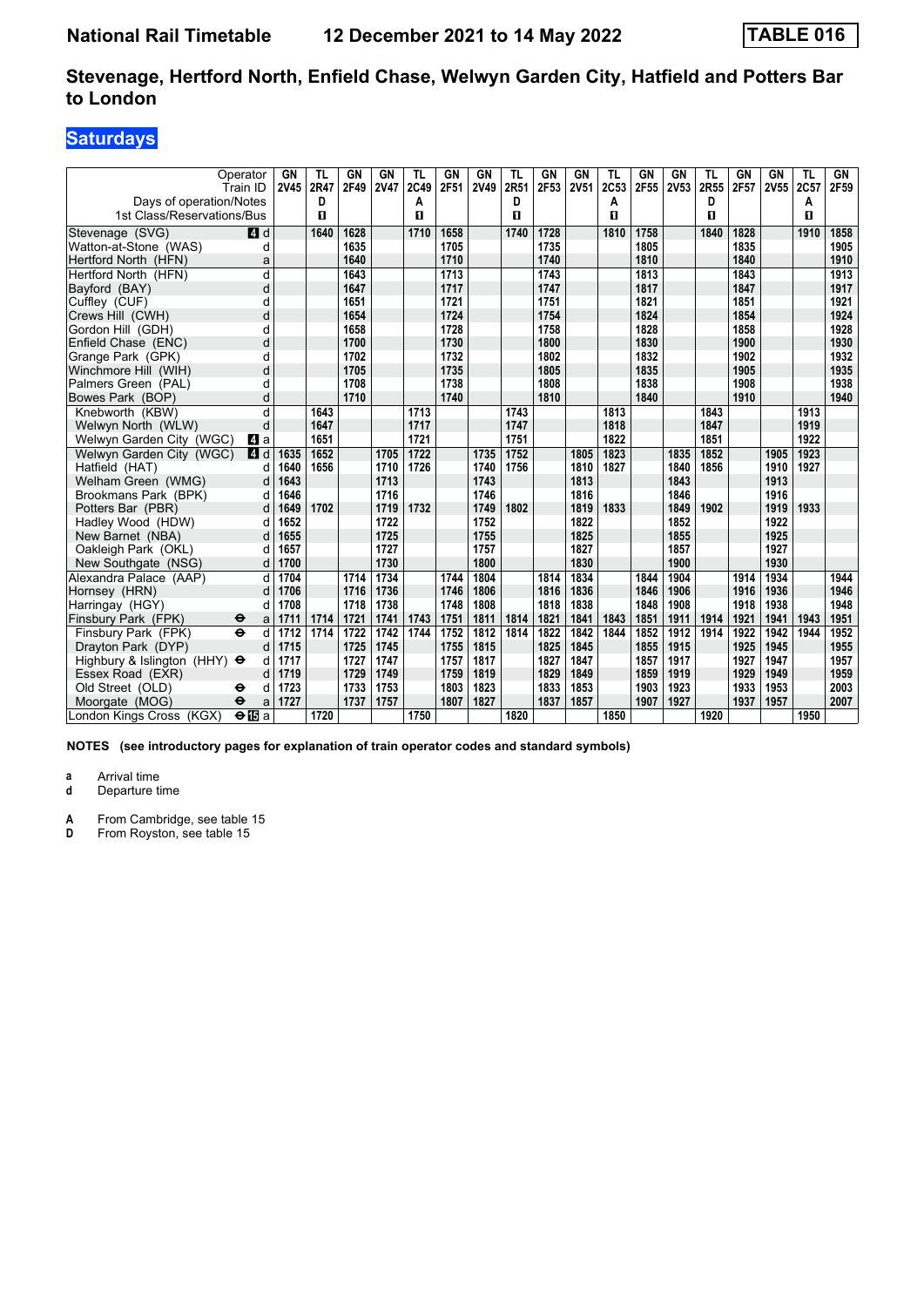# National Rail Timetable 12 December 2021 to 14 May 2022 TABLE 016

## Stevenage, Hertford North, Enfield Chase, Welwyn Garden City, Hatfield and Potters Bar to London

### Saturdays

| Operator | | GN | TL | GN | GN | TL | GN | GN | TL | GN | GN | TL | GN | GN | TL | GN | GN | TL | GN |
|---|---|---|---|---|---|---|---|---|---|---|---|---|---|---|---|---|---|---|---|
| Train ID | | 2V45 | 2R47 | 2F49 | 2V47 | 2C49 | 2F51 | 2V49 | 2R51 | 2F53 | 2V51 | 2C53 | 2F55 | 2V53 | 2R55 | 2F57 | 2V55 | 2C57 | 2F59 |
| Days of operation/Notes | | | D | | | A | | | D | | | A | | | D | | | A | |
| 1st Class/Reservations/Bus | | | ◨ | | | ◨ | | | ◨ | | | ◨ | | | ◨ | | | ◨ | |
| Stevenage (SVG) | 4 d | | 1640 | 1628 | | 1710 | 1658 | | 1740 | 1728 | | 1810 | 1758 | | 1840 | 1828 | | 1910 | 1858 |
| Watton-at-Stone (WAS) | d | | | 1635 | | | 1705 | | | 1735 | | | 1805 | | | 1835 | | | 1905 |
| Hertford North (HFN) | a | | | 1640 | | | 1710 | | | 1740 | | | 1810 | | | 1840 | | | 1910 |
| Hertford North (HFN) | d | | | 1643 | | | 1713 | | | 1743 | | | 1813 | | | 1843 | | | 1913 |
| Bayford (BAY) | d | | | 1647 | | | 1717 | | | 1747 | | | 1817 | | | 1847 | | | 1917 |
| Cuffley (CUF) | d | | | 1651 | | | 1721 | | | 1751 | | | 1821 | | | 1851 | | | 1921 |
| Crews Hill (CWH) | d | | | 1654 | | | 1724 | | | 1754 | | | 1824 | | | 1854 | | | 1924 |
| Gordon Hill (GDH) | d | | | 1658 | | | 1728 | | | 1758 | | | 1828 | | | 1858 | | | 1928 |
| Enfield Chase (ENC) | d | | | 1700 | | | 1730 | | | 1800 | | | 1830 | | | 1900 | | | 1930 |
| Grange Park (GPK) | d | | | 1702 | | | 1732 | | | 1802 | | | 1832 | | | 1902 | | | 1932 |
| Winchmore Hill (WIH) | d | | | 1705 | | | 1735 | | | 1805 | | | 1835 | | | 1905 | | | 1935 |
| Palmers Green (PAL) | d | | | 1708 | | | 1738 | | | 1808 | | | 1838 | | | 1908 | | | 1938 |
| Bowes Park (BOP) | d | | | 1710 | | | 1740 | | | 1810 | | | 1840 | | | 1910 | | | 1940 |
| Knebworth (KBW) | d | | 1643 | | | 1713 | | | 1743 | | | 1813 | | | 1843 | | | 1913 | |
| Welwyn North (WLW) | d | | 1647 | | | 1717 | | | 1747 | | | 1818 | | | 1847 | | | 1919 | |
| Welwyn Garden City (WGC) | 4 a | | 1651 | | | 1721 | | | 1751 | | | 1822 | | | 1851 | | | 1922 | |
| Welwyn Garden City (WGC) | 4 d | 1635 | 1652 | | 1705 | 1722 | | 1735 | 1752 | | 1805 | 1823 | | 1835 | 1852 | | 1905 | 1923 | |
| Hatfield (HAT) | d | 1640 | 1656 | | 1710 | 1726 | | 1740 | 1756 | | 1810 | 1827 | | 1840 | 1856 | | 1910 | 1927 | |
| Welham Green (WMG) | d | 1643 | | | 1713 | | | 1743 | | | 1813 | | | 1843 | | | 1913 | | |
| Brookmans Park (BPK) | d | 1646 | | | 1716 | | | 1746 | | | 1816 | | | 1846 | | | 1916 | | |
| Potters Bar (PBR) | d | 1649 | 1702 | | 1719 | 1732 | | 1749 | 1802 | | 1819 | 1833 | | 1849 | 1902 | | 1919 | 1933 | |
| Hadley Wood (HDW) | d | 1652 | | | 1722 | | | 1752 | | | 1822 | | | 1852 | | | 1922 | | |
| New Barnet (NBA) | d | 1655 | | | 1725 | | | 1755 | | | 1825 | | | 1855 | | | 1925 | | |
| Oakleigh Park (OKL) | d | 1657 | | | 1727 | | | 1757 | | | 1827 | | | 1857 | | | 1927 | | |
| New Southgate (NSG) | d | 1700 | | | 1730 | | | 1800 | | | 1830 | | | 1900 | | | 1930 | | |
| Alexandra Palace (AAP) | d | 1704 | | 1714 | 1734 | | 1744 | 1804 | | 1814 | 1834 | | 1844 | 1904 | | 1914 | 1934 | | 1944 |
| Hornsey (HRN) | d | 1706 | | 1716 | 1736 | | 1746 | 1806 | | 1816 | 1836 | | 1846 | 1906 | | 1916 | 1936 | | 1946 |
| Harringay (HGY) | d | 1708 | | 1718 | 1738 | | 1748 | 1808 | | 1818 | 1838 | | 1848 | 1908 | | 1918 | 1938 | | 1948 |
| Finsbury Park (FPK) ⊖ | a | 1711 | 1714 | 1721 | 1741 | 1743 | 1751 | 1811 | 1814 | 1821 | 1841 | 1843 | 1851 | 1911 | 1914 | 1921 | 1941 | 1943 | 1951 |
| Finsbury Park (FPK) ⊖ | d | 1712 | 1714 | 1722 | 1742 | 1744 | 1752 | 1812 | 1814 | 1822 | 1842 | 1844 | 1852 | 1912 | 1914 | 1922 | 1942 | 1944 | 1952 |
| Drayton Park (DYP) | d | 1715 | | 1725 | 1745 | | 1755 | 1815 | | 1825 | 1845 | | 1855 | 1915 | | 1925 | 1945 | | 1955 |
| Highbury & Islington (HHY) ⊖ | d | 1717 | | 1727 | 1747 | | 1757 | 1817 | | 1827 | 1847 | | 1857 | 1917 | | 1927 | 1947 | | 1957 |
| Essex Road (EXR) | d | 1719 | | 1729 | 1749 | | 1759 | 1819 | | 1829 | 1849 | | 1859 | 1919 | | 1929 | 1949 | | 1959 |
| Old Street (OLD) ⊖ | d | 1723 | | 1733 | 1753 | | 1803 | 1823 | | 1833 | 1853 | | 1903 | 1923 | | 1933 | 1953 | | 2003 |
| Moorgate (MOG) ⊖ | a | 1727 | | 1737 | 1757 | | 1807 | 1827 | | 1837 | 1857 | | 1907 | 1927 | | 1937 | 1957 | | 2007 |
| London Kings Cross (KGX) ⊖15 | a | | 1720 | | | 1750 | | | 1820 | | | 1850 | | | 1920 | | | 1950 | |

**NOTES (see introductory pages for explanation of train operator codes and standard symbols)**

**a** Arrival time
**d** Departure time

**A** From Cambridge, see table 15
**D** From Royston, see table 15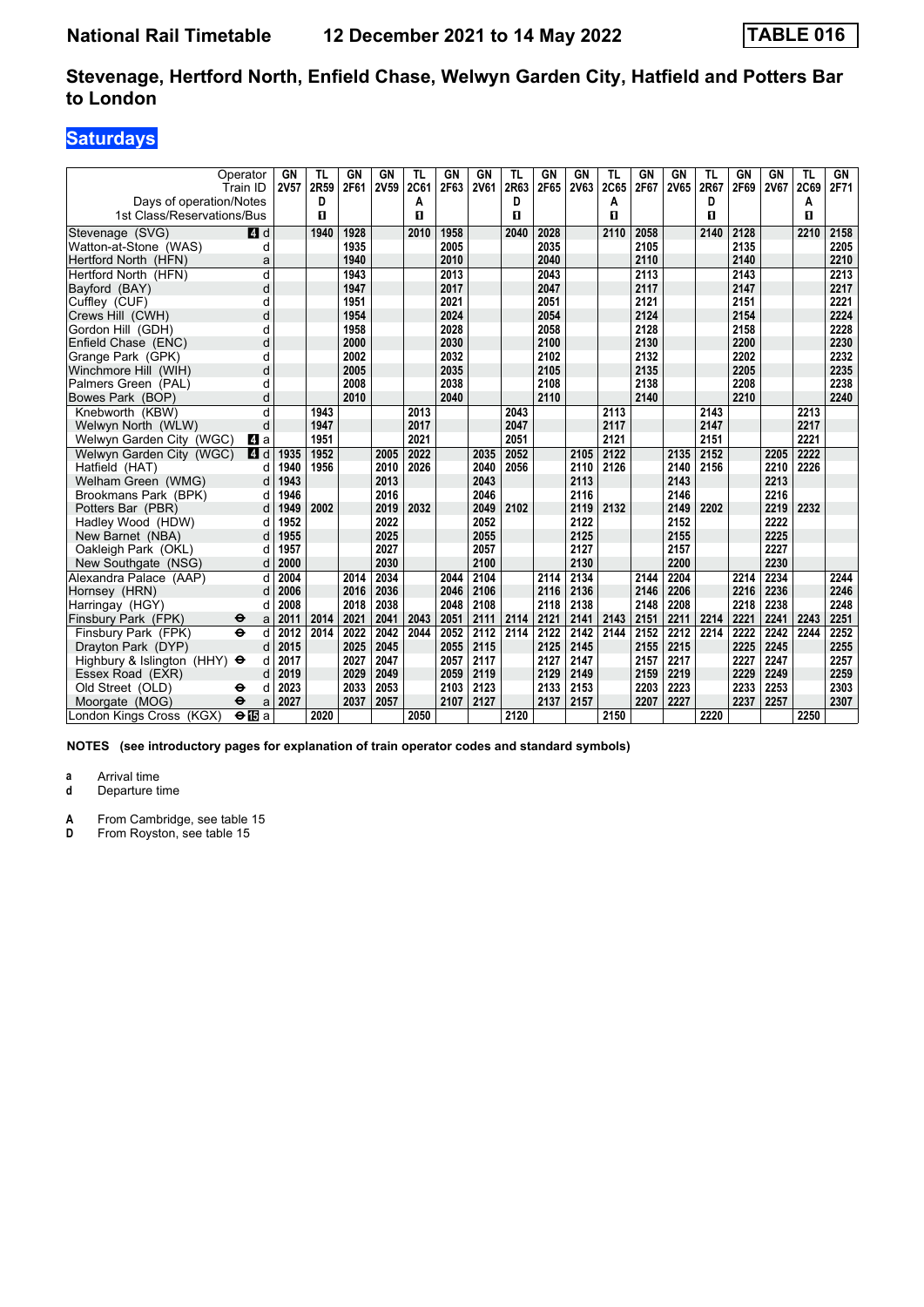National Rail Timetable    12 December 2021 to 14 May 2022    TABLE 016

## Stevenage, Hertford North, Enfield Chase, Welwyn Garden City, Hatfield and Potters Bar to London

### Saturdays

| Operator | | GN | TL | GN | GN | TL | GN | GN | TL | GN | GN | TL | GN | GN | TL | GN | GN | TL | GN |
|---|---|---|---|---|---|---|---|---|---|---|---|---|---|---|---|---|---|---|---|
| Train ID | | 2V57 | 2R59 | 2F61 | 2V59 | 2C61 | 2F63 | 2V61 | 2R63 | 2F65 | 2V63 | 2C65 | 2F67 | 2V65 | 2R67 | 2F69 | 2V67 | 2C69 | 2F71 |
| Days of operation/Notes | | | D | | | A | | | D | | | A | | | D | | | A | |
| 1st Class/Reservations/Bus | | | ■ | | | ■ | | | ■ | | | ■ | | | ■ | | | ■ | |
| Stevenage (SVG) | 4 d | | 1940 | 1928 | | 2010 | 1958 | | 2040 | 2028 | | 2110 | 2058 | | 2140 | 2128 | | 2210 | 2158 |
| Watton-at-Stone (WAS) | d | | | 1935 | | | 2005 | | | 2035 | | | 2105 | | | 2135 | | | 2205 |
| Hertford North (HFN) | a | | | 1940 | | | 2010 | | | 2040 | | | 2110 | | | 2140 | | | 2210 |
| Hertford North (HFN) | d | | | 1943 | | | 2013 | | | 2043 | | | 2113 | | | 2143 | | | 2213 |
| Bayford (BAY) | d | | | 1947 | | | 2017 | | | 2047 | | | 2117 | | | 2147 | | | 2217 |
| Cuffley (CUF) | d | | | 1951 | | | 2021 | | | 2051 | | | 2121 | | | 2151 | | | 2221 |
| Crews Hill (CWH) | d | | | 1954 | | | 2024 | | | 2054 | | | 2124 | | | 2154 | | | 2224 |
| Gordon Hill (GDH) | d | | | 1958 | | | 2028 | | | 2058 | | | 2128 | | | 2158 | | | 2228 |
| Enfield Chase (ENC) | d | | | 2000 | | | 2030 | | | 2100 | | | 2130 | | | 2200 | | | 2230 |
| Grange Park (GPK) | d | | | 2002 | | | 2032 | | | 2102 | | | 2132 | | | 2202 | | | 2232 |
| Winchmore Hill (WIH) | d | | | 2005 | | | 2035 | | | 2105 | | | 2135 | | | 2205 | | | 2235 |
| Palmers Green (PAL) | d | | | 2008 | | | 2038 | | | 2108 | | | 2138 | | | 2208 | | | 2238 |
| Bowes Park (BOP) | d | | | 2010 | | | 2040 | | | 2110 | | | 2140 | | | 2210 | | | 2240 |
| Knebworth (KBW) | d | | 1943 | | | 2013 | | | 2043 | | | 2113 | | | 2143 | | | 2213 | |
| Welwyn North (WLW) | d | | 1947 | | | 2017 | | | 2047 | | | 2117 | | | 2147 | | | 2217 | |
| Welwyn Garden City (WGC) | 4 a | | 1951 | | | 2021 | | | 2051 | | | 2121 | | | 2151 | | | 2221 | |
| Welwyn Garden City (WGC) | 4 d | 1935 | 1952 | | 2005 | 2022 | | 2035 | 2052 | | 2105 | 2122 | | 2135 | 2152 | | 2205 | 2222 | |
| Hatfield (HAT) | d | 1940 | 1956 | | 2010 | 2026 | | 2040 | 2056 | | 2110 | 2126 | | 2140 | 2156 | | 2210 | 2226 | |
| Welham Green (WMG) | d | 1943 | | | 2013 | | | 2043 | | | 2113 | | | 2143 | | | 2213 | | |
| Brookmans Park (BPK) | d | 1946 | | | 2016 | | | 2046 | | | 2116 | | | 2146 | | | 2216 | | |
| Potters Bar (PBR) | d | 1949 | 2002 | | 2019 | 2032 | | 2049 | 2102 | | 2119 | 2132 | | 2149 | 2202 | | 2219 | 2232 | |
| Hadley Wood (HDW) | d | 1952 | | | 2022 | | | 2052 | | | 2122 | | | 2152 | | | 2222 | | |
| New Barnet (NBA) | d | 1955 | | | 2025 | | | 2055 | | | 2125 | | | 2155 | | | 2225 | | |
| Oakleigh Park (OKL) | d | 1957 | | | 2027 | | | 2057 | | | 2127 | | | 2157 | | | 2227 | | |
| New Southgate (NSG) | d | 2000 | | | 2030 | | | 2100 | | | 2130 | | | 2200 | | | 2230 | | |
| Alexandra Palace (AAP) | d | 2004 | | 2014 | 2034 | | 2044 | 2104 | | 2114 | 2134 | | 2144 | 2204 | | 2214 | 2234 | | 2244 |
| Hornsey (HRN) | d | 2006 | | 2016 | 2036 | | 2046 | 2106 | | 2116 | 2136 | | 2146 | 2206 | | 2216 | 2236 | | 2246 |
| Harringay (HGY) | d | 2008 | | 2018 | 2038 | | 2048 | 2108 | | 2118 | 2138 | | 2148 | 2208 | | 2218 | 2238 | | 2248 |
| Finsbury Park (FPK) ⊖ | a | 2011 | 2014 | 2021 | 2041 | 2043 | 2051 | 2111 | 2114 | 2121 | 2141 | 2143 | 2151 | 2211 | 2214 | 2221 | 2241 | 2243 | 2251 |
| Finsbury Park (FPK) ⊖ | d | 2012 | 2014 | 2022 | 2042 | 2044 | 2052 | 2112 | 2114 | 2122 | 2142 | 2144 | 2152 | 2212 | 2214 | 2222 | 2242 | 2244 | 2252 |
| Drayton Park (DYP) | d | 2015 | | 2025 | 2045 | | 2055 | 2115 | | 2125 | 2145 | | 2155 | 2215 | | 2225 | 2245 | | 2255 |
| Highbury & Islington (HHY) ⊖ | d | 2017 | | 2027 | 2047 | | 2057 | 2117 | | 2127 | 2147 | | 2157 | 2217 | | 2227 | 2247 | | 2257 |
| Essex Road (EXR) | d | 2019 | | 2029 | 2049 | | 2059 | 2119 | | 2129 | 2149 | | 2159 | 2219 | | 2229 | 2249 | | 2259 |
| Old Street (OLD) ⊖ | d | 2023 | | 2033 | 2053 | | 2103 | 2123 | | 2133 | 2153 | | 2203 | 2223 | | 2233 | 2253 | | 2303 |
| Moorgate (MOG) ⊖ | a | 2027 | | 2037 | 2057 | | 2107 | 2127 | | 2137 | 2157 | | 2207 | 2227 | | 2237 | 2257 | | 2307 |
| London Kings Cross (KGX) ⊖15 | a | | 2020 | | | 2050 | | | 2120 | | | 2150 | | | 2220 | | | 2250 | |

**NOTES (see introductory pages for explanation of train operator codes and standard symbols)**

**a** Arrival time
**d** Departure time

**A** From Cambridge, see table 15
**D** From Royston, see table 15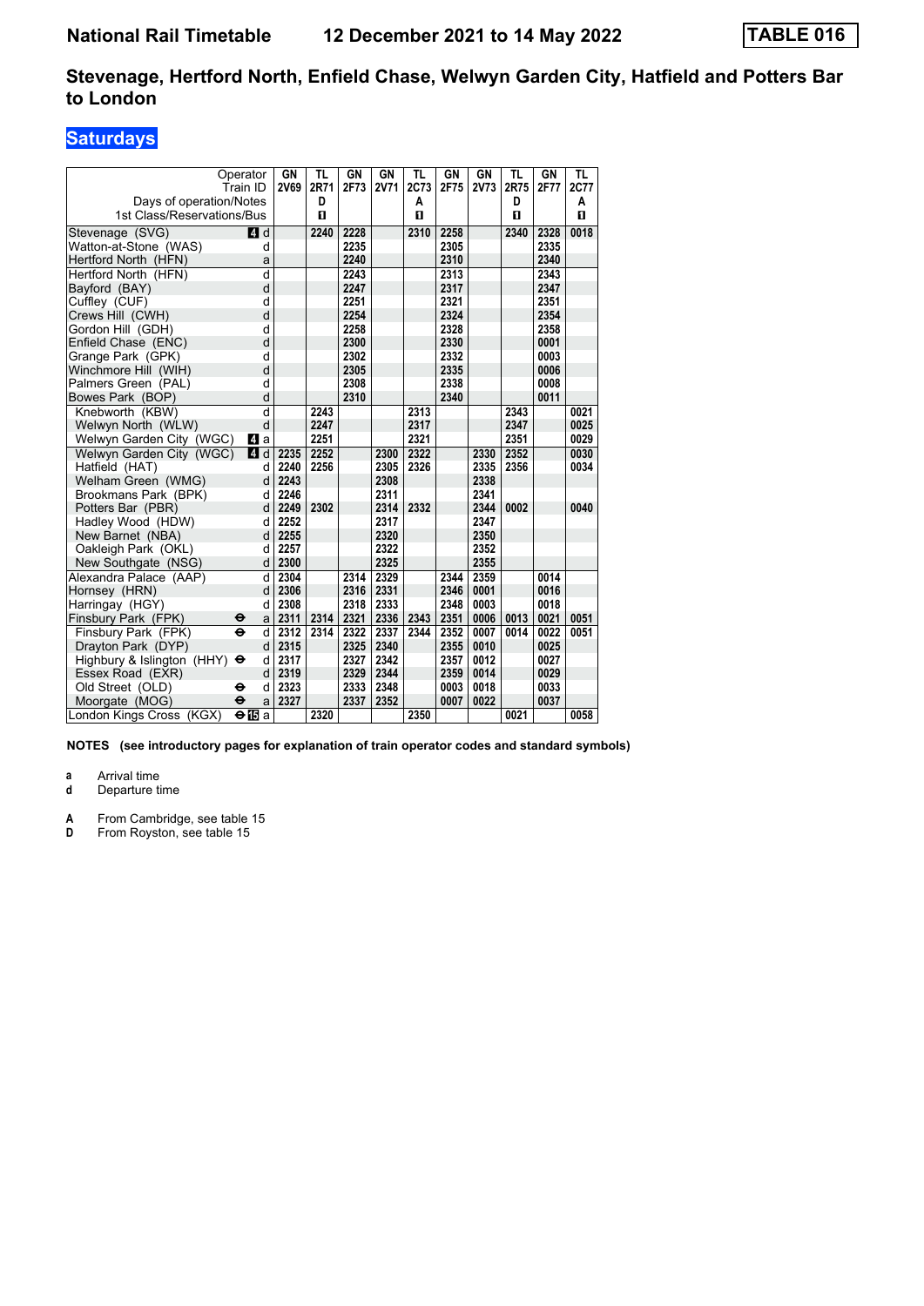National Rail Timetable 12 December 2021 to 14 May 2022 **TABLE 016**

## Stevenage, Hertford North, Enfield Chase, Welwyn Garden City, Hatfield and Potters Bar to London

### Saturdays

| Operator | | GN | TL | GN | GN | TL | GN | GN | TL | GN | TL |
|---|---|---|---|---|---|---|---|---|---|---|---|
| Train ID | | 2V69 | 2R71 | 2F73 | 2V71 | 2C73 | 2F75 | 2V73 | 2R75 | 2F77 | 2C77 |
| Days of operation/Notes | | | D | | | A | | | D | | A |
| 1st Class/Reservations/Bus | | | 1 | | | 1 | | | 1 | | 1 |
| Stevenage (SVG) | 4 d | | 2240 | 2228 | | 2310 | 2258 | | 2340 | 2328 | 0018 |
| Watton-at-Stone (WAS) | d | | | 2235 | | | 2305 | | | 2335 | |
| Hertford North (HFN) | a | | | 2240 | | | 2310 | | | 2340 | |
| Hertford North (HFN) | d | | | 2243 | | | 2313 | | | 2343 | |
| Bayford (BAY) | d | | | 2247 | | | 2317 | | | 2347 | |
| Cuffley (CUF) | d | | | 2251 | | | 2321 | | | 2351 | |
| Crews Hill (CWH) | d | | | 2254 | | | 2324 | | | 2354 | |
| Gordon Hill (GDH) | d | | | 2258 | | | 2328 | | | 2358 | |
| Enfield Chase (ENC) | d | | | 2300 | | | 2330 | | | 0001 | |
| Grange Park (GPK) | d | | | 2302 | | | 2332 | | | 0003 | |
| Winchmore Hill (WIH) | d | | | 2305 | | | 2335 | | | 0006 | |
| Palmers Green (PAL) | d | | | 2308 | | | 2338 | | | 0008 | |
| Bowes Park (BOP) | d | | | 2310 | | | 2340 | | | 0011 | |
| Knebworth (KBW) | d | | 2243 | | | 2313 | | | 2343 | | 0021 |
| Welwyn North (WLW) | d | | 2247 | | | 2317 | | | 2347 | | 0025 |
| Welwyn Garden City (WGC) | 4 a | | 2251 | | | 2321 | | | 2351 | | 0029 |
| Welwyn Garden City (WGC) | 4 d | 2235 | 2252 | | 2300 | 2322 | | 2330 | 2352 | | 0030 |
| Hatfield (HAT) | d | 2240 | 2256 | | 2305 | 2326 | | 2335 | 2356 | | 0034 |
| Welham Green (WMG) | d | 2243 | | | 2308 | | | 2338 | | | |
| Brookmans Park (BPK) | d | 2246 | | | 2311 | | | 2341 | | | |
| Potters Bar (PBR) | d | 2249 | 2302 | | 2314 | 2332 | | 2344 | 0002 | | 0040 |
| Hadley Wood (HDW) | d | 2252 | | | 2317 | | | 2347 | | | |
| New Barnet (NBA) | d | 2255 | | | 2320 | | | 2350 | | | |
| Oakleigh Park (OKL) | d | 2257 | | | 2322 | | | 2352 | | | |
| New Southgate (NSG) | d | 2300 | | | 2325 | | | 2355 | | | |
| Alexandra Palace (AAP) | d | 2304 | | 2314 | 2329 | | 2344 | 2359 | | 0014 | |
| Hornsey (HRN) | d | 2306 | | 2316 | 2331 | | 2346 | 0001 | | 0016 | |
| Harringay (HGY) | d | 2308 | | 2318 | 2333 | | 2348 | 0003 | | 0018 | |
| Finsbury Park (FPK) ⊖ | a | 2311 | 2314 | 2321 | 2336 | 2343 | 2351 | 0006 | 0013 | 0021 | 0051 |
| Finsbury Park (FPK) ⊖ | d | 2312 | 2314 | 2322 | 2337 | 2344 | 2352 | 0007 | 0014 | 0022 | 0051 |
| Drayton Park (DYP) | d | 2315 | | 2325 | 2340 | | 2355 | 0010 | | 0025 | |
| Highbury & Islington (HHY) ⊖ | d | 2317 | | 2327 | 2342 | | 2357 | 0012 | | 0027 | |
| Essex Road (EXR) | d | 2319 | | 2329 | 2344 | | 2359 | 0014 | | 0029 | |
| Old Street (OLD) ⊖ | d | 2323 | | 2333 | 2348 | | 0003 | 0018 | | 0033 | |
| Moorgate (MOG) ⊖ | a | 2327 | | 2337 | 2352 | | 0007 | 0022 | | 0037 | |
| London Kings Cross (KGX) ⊖15 | a | | 2320 | | | 2350 | | | 0021 | | 0058 |

**NOTES (see introductory pages for explanation of train operator codes and standard symbols)**

**a** Arrival time
**d** Departure time

**A** From Cambridge, see table 15
**D** From Royston, see table 15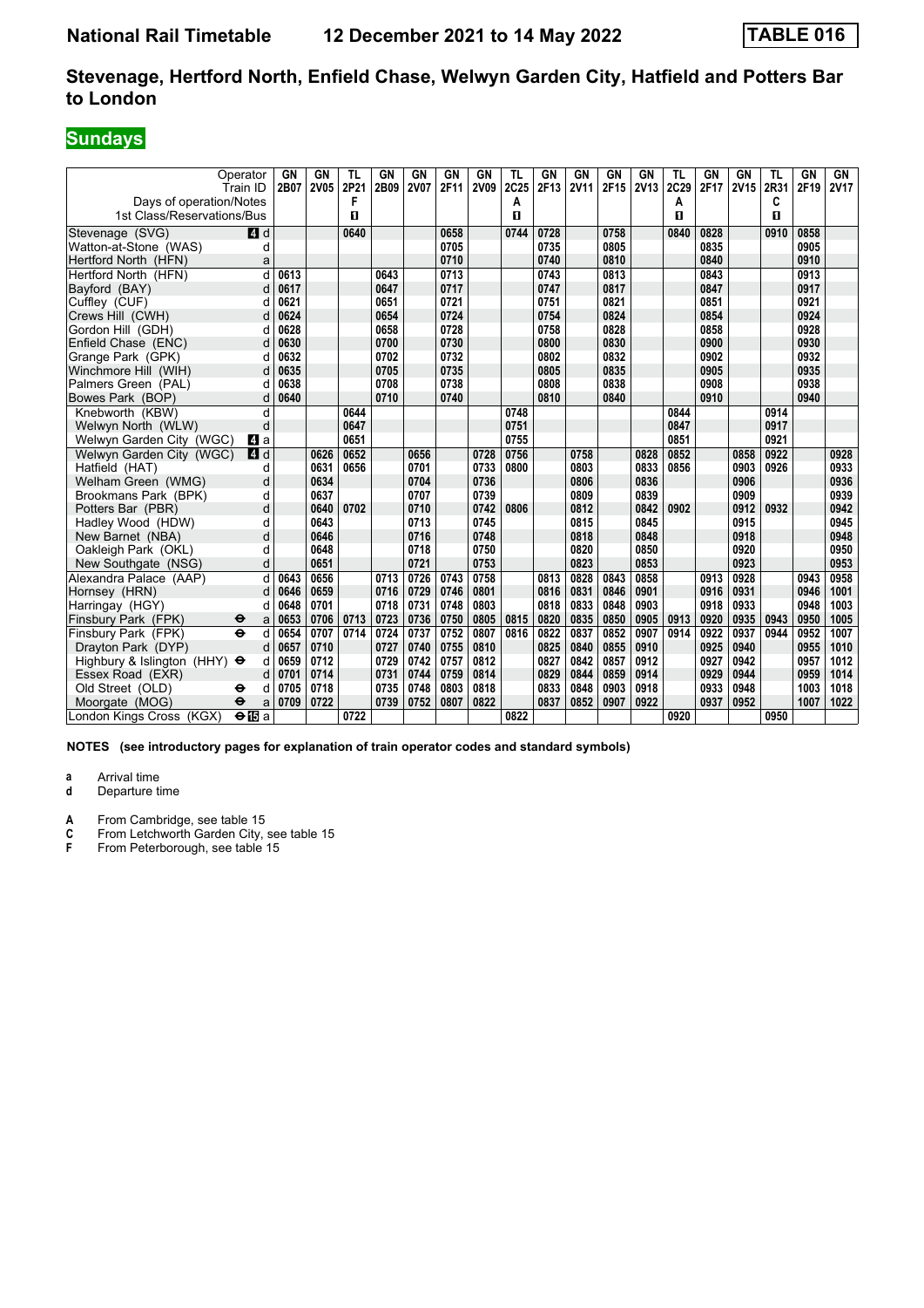# National Rail Timetable 12 December 2021 to 14 May 2022 TABLE 016

## Stevenage, Hertford North, Enfield Chase, Welwyn Garden City, Hatfield and Potters Bar to London

## Sundays

| Operator | | GN | GN | TL | GN | GN | GN | GN | TL | GN | GN | GN | GN | TL | GN | GN | TL | GN | GN |
|---|---|---|---|---|---|---|---|---|---|---|---|---|---|---|---|---|---|---|---|
| Train ID | | 2B07 | 2V05 | 2P21 | 2B09 | 2V07 | 2F11 | 2V09 | 2C25 | 2F13 | 2V11 | 2F15 | 2V13 | 2C29 | 2F17 | 2V15 | 2R31 | 2F19 | 2V17 |
| Days of operation/Notes | | | | F | | | | | A | | | | | A | | | C | | |
| 1st Class/Reservations/Bus | | | | 1 | | | | | 1 | | | | | 1 | | | 1 | | |
| Stevenage (SVG) | 4 d | | | 0640 | | | 0658 | | 0744 | 0728 | | 0758 | | 0840 | 0828 | | 0910 | 0858 | |
| Watton-at-Stone (WAS) | d | | | | | | 0705 | | | 0735 | | 0805 | | | 0835 | | | 0905 | |
| Hertford North (HFN) | a | | | | | | 0710 | | | 0740 | | 0810 | | | 0840 | | | 0910 | |
| Hertford North (HFN) | d | 0613 | | | 0643 | | 0713 | | | 0743 | | 0813 | | | 0843 | | | 0913 | |
| Bayford (BAY) | d | 0617 | | | 0647 | | 0717 | | | 0747 | | 0817 | | | 0847 | | | 0917 | |
| Cuffley (CUF) | d | 0621 | | | 0651 | | 0721 | | | 0751 | | 0821 | | | 0851 | | | 0921 | |
| Crews Hill (CWH) | d | 0624 | | | 0654 | | 0724 | | | 0754 | | 0824 | | | 0854 | | | 0924 | |
| Gordon Hill (GDH) | d | 0628 | | | 0658 | | 0728 | | | 0758 | | 0828 | | | 0858 | | | 0928 | |
| Enfield Chase (ENC) | d | 0630 | | | 0700 | | 0730 | | | 0800 | | 0830 | | | 0900 | | | 0930 | |
| Grange Park (GPK) | d | 0632 | | | 0702 | | 0732 | | | 0802 | | 0832 | | | 0902 | | | 0932 | |
| Winchmore Hill (WIH) | d | 0635 | | | 0705 | | 0735 | | | 0805 | | 0835 | | | 0905 | | | 0935 | |
| Palmers Green (PAL) | d | 0638 | | | 0708 | | 0738 | | | 0808 | | 0838 | | | 0908 | | | 0938 | |
| Bowes Park (BOP) | d | 0640 | | | 0710 | | 0740 | | | 0810 | | 0840 | | | 0910 | | | 0940 | |
| Knebworth (KBW) | d | | | 0644 | | | | | 0748 | | | | | 0844 | | | 0914 | | |
| Welwyn North (WLW) | d | | | 0647 | | | | | 0751 | | | | | 0847 | | | 0917 | | |
| Welwyn Garden City (WGC) | 4 a | | | 0651 | | | | | 0755 | | | | | 0851 | | | 0921 | | |
| Welwyn Garden City (WGC) | 4 d | | 0626 | 0652 | | 0656 | | 0728 | 0756 | | 0758 | | 0828 | 0852 | | 0858 | 0922 | | 0928 |
| Hatfield (HAT) | d | | 0631 | 0656 | | 0701 | | 0733 | 0800 | | 0803 | | 0833 | 0856 | | 0903 | 0926 | | 0933 |
| Welham Green (WMG) | d | | 0634 | | | 0704 | | 0736 | | | 0806 | | 0836 | | | 0906 | | | 0936 |
| Brookmans Park (BPK) | d | | 0637 | | | 0707 | | 0739 | | | 0809 | | 0839 | | | 0909 | | | 0939 |
| Potters Bar (PBR) | d | | 0640 | 0702 | | 0710 | | 0742 | 0806 | | 0812 | | 0842 | 0902 | | 0912 | 0932 | | 0942 |
| Hadley Wood (HDW) | d | | 0643 | | | 0713 | | 0745 | | | 0815 | | 0845 | | | 0915 | | | 0945 |
| New Barnet (NBA) | d | | 0646 | | | 0716 | | 0748 | | | 0818 | | 0848 | | | 0918 | | | 0948 |
| Oakleigh Park (OKL) | d | | 0648 | | | 0718 | | 0750 | | | 0820 | | 0850 | | | 0920 | | | 0950 |
| New Southgate (NSG) | d | | 0651 | | | 0721 | | 0753 | | | 0823 | | 0853 | | | 0923 | | | 0953 |
| Alexandra Palace (AAP) | d | 0643 | 0656 | | 0713 | 0726 | 0743 | 0758 | | 0813 | 0828 | 0843 | 0858 | | 0913 | 0928 | | 0943 | 0958 |
| Hornsey (HRN) | d | 0646 | 0659 | | 0716 | 0729 | 0746 | 0801 | | 0816 | 0831 | 0846 | 0901 | | 0916 | 0931 | | 0946 | 1001 |
| Harringay (HGY) | d | 0648 | 0701 | | 0718 | 0731 | 0748 | 0803 | | 0818 | 0833 | 0848 | 0903 | | 0918 | 0933 | | 0948 | 1003 |
| Finsbury Park (FPK) ⊖ | a | 0653 | 0706 | 0713 | 0723 | 0736 | 0750 | 0805 | 0815 | 0820 | 0835 | 0850 | 0905 | 0913 | 0920 | 0935 | 0943 | 0950 | 1005 |
| Finsbury Park (FPK) ⊖ | d | 0654 | 0707 | 0714 | 0724 | 0737 | 0752 | 0807 | 0816 | 0822 | 0837 | 0852 | 0907 | 0914 | 0922 | 0937 | 0944 | 0952 | 1007 |
| Drayton Park (DYP) | d | 0657 | 0710 | | 0727 | 0740 | 0755 | 0810 | | 0825 | 0840 | 0855 | 0910 | | 0925 | 0940 | | 0955 | 1010 |
| Highbury & Islington (HHY) ⊖ | d | 0659 | 0712 | | 0729 | 0742 | 0757 | 0812 | | 0827 | 0842 | 0857 | 0912 | | 0927 | 0942 | | 0957 | 1012 |
| Essex Road (EXR) | d | 0701 | 0714 | | 0731 | 0744 | 0759 | 0814 | | 0829 | 0844 | 0859 | 0914 | | 0929 | 0944 | | 0959 | 1014 |
| Old Street (OLD) ⊖ | d | 0705 | 0718 | | 0735 | 0748 | 0803 | 0818 | | 0833 | 0848 | 0903 | 0918 | | 0933 | 0948 | | 1003 | 1018 |
| Moorgate (MOG) ⊖ | a | 0709 | 0722 | | 0739 | 0752 | 0807 | 0822 | | 0837 | 0852 | 0907 | 0922 | | 0937 | 0952 | | 1007 | 1022 |
| London Kings Cross (KGX) ⊖15 | a | | | 0722 | | | | | 0822 | | | | | 0920 | | | 0950 | | |

**NOTES (see introductory pages for explanation of train operator codes and standard symbols)**

**a** Arrival time
**d** Departure time

**A** From Cambridge, see table 15
**C** From Letchworth Garden City, see table 15
**F** From Peterborough, see table 15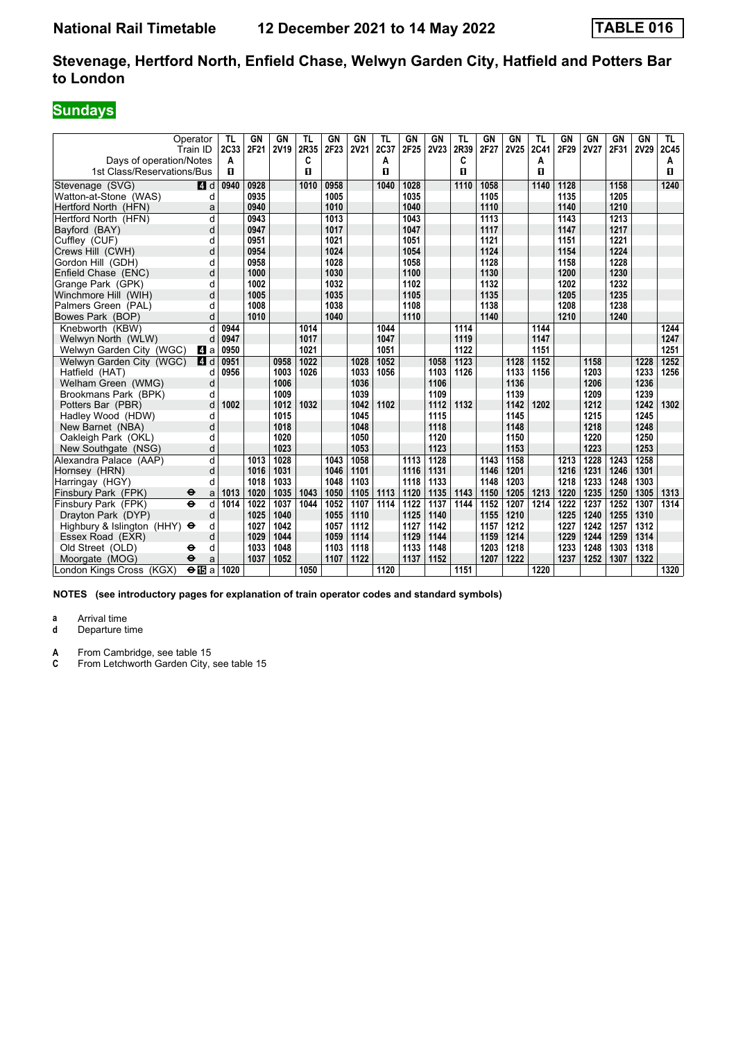**National Rail Timetable** **12 December 2021 to 14 May 2022** **TABLE 016**

## Stevenage, Hertford North, Enfield Chase, Welwyn Garden City, Hatfield and Potters Bar to London

### Sundays

| Operator | | TL | GN | GN | TL | GN | GN | TL | GN | GN | TL | GN | GN | TL | GN | GN | GN | GN | TL |
|---|---|---|---|---|---|---|---|---|---|---|---|---|---|---|---|---|---|---|---|
| Train ID | | 2C33 | 2F21 | 2V19 | 2R35 | 2F23 | 2V21 | 2C37 | 2F25 | 2V23 | 2R39 | 2F27 | 2V25 | 2C41 | 2F29 | 2V27 | 2F31 | 2V29 | 2C45 |
| Days of operation/Notes | | A | | | C | | | A | | | C | | | A | | | | | A |
| 1st Class/Reservations/Bus | | 1 | | | 1 | | | 1 | | | 1 | | | 1 | | | | | 1 |
| Stevenage (SVG) | 4 d | 0940 | 0928 | | 1010 | 0958 | | 1040 | 1028 | | 1110 | 1058 | | 1140 | 1128 | | 1158 | | 1240 |
| Watton-at-Stone (WAS) | d | | 0935 | | | 1005 | | | 1035 | | | 1105 | | | 1135 | | 1205 | | |
| Hertford North (HFN) | a | | 0940 | | | 1010 | | | 1040 | | | 1110 | | | 1140 | | 1210 | | |
| Hertford North (HFN) | d | | 0943 | | | 1013 | | | 1043 | | | 1113 | | | 1143 | | 1213 | | |
| Bayford (BAY) | d | | 0947 | | | 1017 | | | 1047 | | | 1117 | | | 1147 | | 1217 | | |
| Cuffley (CUF) | d | | 0951 | | | 1021 | | | 1051 | | | 1121 | | | 1151 | | 1221 | | |
| Crews Hill (CWH) | d | | 0954 | | | 1024 | | | 1054 | | | 1124 | | | 1154 | | 1224 | | |
| Gordon Hill (GDH) | d | | 0958 | | | 1028 | | | 1058 | | | 1128 | | | 1158 | | 1228 | | |
| Enfield Chase (ENC) | d | | 1000 | | | 1030 | | | 1100 | | | 1130 | | | 1200 | | 1230 | | |
| Grange Park (GPK) | d | | 1002 | | | 1032 | | | 1102 | | | 1132 | | | 1202 | | 1232 | | |
| Winchmore Hill (WIH) | d | | 1005 | | | 1035 | | | 1105 | | | 1135 | | | 1205 | | 1235 | | |
| Palmers Green (PAL) | d | | 1008 | | | 1038 | | | 1108 | | | 1138 | | | 1208 | | 1238 | | |
| Bowes Park (BOP) | d | | 1010 | | | 1040 | | | 1110 | | | 1140 | | | 1210 | | 1240 | | |
| Knebworth (KBW) | d | 0944 | | | 1014 | | | 1044 | | | 1114 | | | 1144 | | | | | 1244 |
| Welwyn North (WLW) | d | 0947 | | | 1017 | | | 1047 | | | 1119 | | | 1147 | | | | | 1247 |
| Welwyn Garden City (WGC) | 4 a | 0950 | | | 1021 | | | 1051 | | | 1122 | | | 1151 | | | | | 1251 |
| Welwyn Garden City (WGC) | 4 d | 0951 | | 0958 | 1022 | | 1028 | 1052 | | 1058 | 1123 | | 1128 | 1152 | | 1158 | | 1228 | 1252 |
| Hatfield (HAT) | d | 0956 | | 1003 | 1026 | | 1033 | 1056 | | 1103 | 1126 | | 1133 | 1156 | | 1203 | | 1233 | 1256 |
| Welham Green (WMG) | d | | | 1006 | | | 1036 | | | 1106 | | | 1136 | | | 1206 | | 1236 | |
| Brookmans Park (BPK) | d | | | 1009 | | | 1039 | | | 1109 | | | 1139 | | | 1209 | | 1239 | |
| Potters Bar (PBR) | d | 1002 | | 1012 | 1032 | | 1042 | 1102 | | 1112 | 1132 | | 1142 | 1202 | | 1212 | | 1242 | 1302 |
| Hadley Wood (HDW) | d | | | 1015 | | | 1045 | | | 1115 | | | 1145 | | | 1215 | | 1245 | |
| New Barnet (NBA) | d | | | 1018 | | | 1048 | | | 1118 | | | 1148 | | | 1218 | | 1248 | |
| Oakleigh Park (OKL) | d | | | 1020 | | | 1050 | | | 1120 | | | 1150 | | | 1220 | | 1250 | |
| New Southgate (NSG) | d | | | 1023 | | | 1053 | | | 1123 | | | 1153 | | | 1223 | | 1253 | |
| Alexandra Palace (AAP) | d | | 1013 | 1028 | | 1043 | 1058 | | 1113 | 1128 | | 1143 | 1158 | | 1213 | 1228 | 1243 | 1258 | |
| Hornsey (HRN) | d | | 1016 | 1031 | | 1046 | 1101 | | 1116 | 1131 | | 1146 | 1201 | | 1216 | 1231 | 1246 | 1301 | |
| Harringay (HGY) | d | | 1018 | 1033 | | 1048 | 1103 | | 1118 | 1133 | | 1148 | 1203 | | 1218 | 1233 | 1248 | 1303 | |
| Finsbury Park (FPK) ⊖ | a | 1013 | 1020 | 1035 | 1043 | 1050 | 1105 | 1113 | 1120 | 1135 | 1143 | 1150 | 1205 | 1213 | 1220 | 1235 | 1250 | 1305 | 1313 |
| Finsbury Park (FPK) ⊖ | d | 1014 | 1022 | 1037 | 1044 | 1052 | 1107 | 1114 | 1122 | 1137 | 1144 | 1152 | 1207 | 1214 | 1222 | 1237 | 1252 | 1307 | 1314 |
| Drayton Park (DYP) | d | | 1025 | 1040 | | 1055 | 1110 | | 1125 | 1140 | | 1155 | 1210 | | 1225 | 1240 | 1255 | 1310 | |
| Highbury & Islington (HHY) ⊖ | d | | 1027 | 1042 | | 1057 | 1112 | | 1127 | 1142 | | 1157 | 1212 | | 1227 | 1242 | 1257 | 1312 | |
| Essex Road (EXR) | d | | 1029 | 1044 | | 1059 | 1114 | | 1129 | 1144 | | 1159 | 1214 | | 1229 | 1244 | 1259 | 1314 | |
| Old Street (OLD) ⊖ | d | | 1033 | 1048 | | 1103 | 1118 | | 1133 | 1148 | | 1203 | 1218 | | 1233 | 1248 | 1303 | 1318 | |
| Moorgate (MOG) ⊖ | a | | 1037 | 1052 | | 1107 | 1122 | | 1137 | 1152 | | 1207 | 1222 | | 1237 | 1252 | 1307 | 1322 | |
| London Kings Cross (KGX) ⊖15 | a | 1020 | | | 1050 | | | 1120 | | | 1151 | | | 1220 | | | | | 1320 |

**NOTES (see introductory pages for explanation of train operator codes and standard symbols)**

**a** Arrival time
**d** Departure time

**A** From Cambridge, see table 15
**C** From Letchworth Garden City, see table 15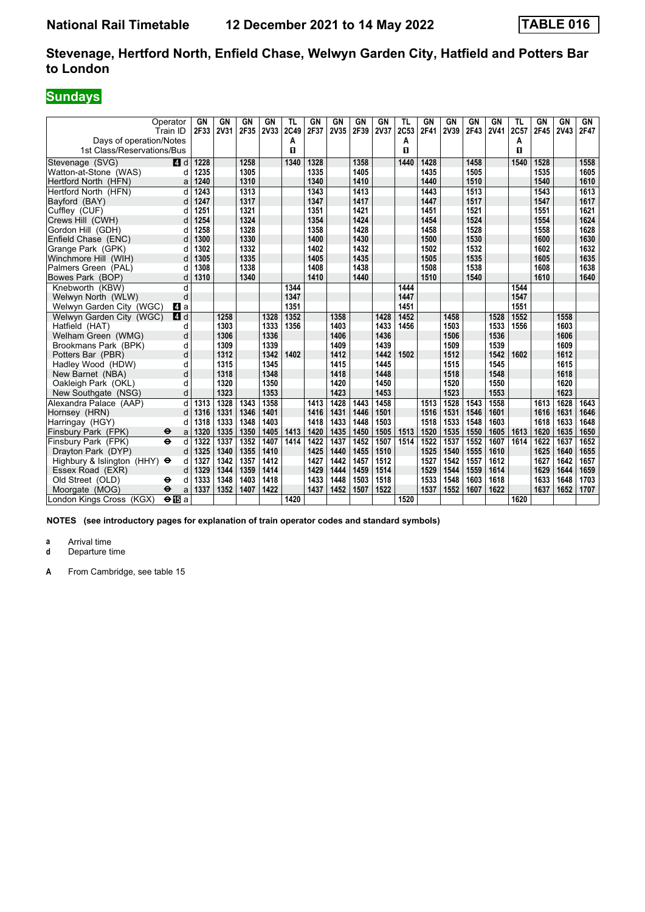**National Rail Timetable    12 December 2021 to 14 May 2022    TABLE 016**

## Stevenage, Hertford North, Enfield Chase, Welwyn Garden City, Hatfield and Potters Bar to London

### Sundays

| Operator | | GN | GN | GN | GN | TL | GN | GN | GN | GN | TL | GN | GN | GN | GN | TL | GN | GN | GN |
|---|---|---|---|---|---|---|---|---|---|---|---|---|---|---|---|---|---|---|---|
| Train ID | | 2F33 | 2V31 | 2F35 | 2V33 | 2C49 | 2F37 | 2V35 | 2F39 | 2V37 | 2C53 | 2F41 | 2V39 | 2F43 | 2V41 | 2C57 | 2F45 | 2V43 | 2F47 |
| Days of operation/Notes | | | | | | A | | | | | A | | | | | A | | | |
| 1st Class/Reservations/Bus | | | | | | ■ | | | | | ■ | | | | | ■ | | | |
| Stevenage (SVG) | 4 d | 1228 | | 1258 | | 1340 | 1328 | | 1358 | | 1440 | 1428 | | 1458 | | 1540 | 1528 | | 1558 |
| Watton-at-Stone (WAS) | d | 1235 | | 1305 | | | 1335 | | 1405 | | | 1435 | | 1505 | | | 1535 | | 1605 |
| Hertford North (HFN) | a | 1240 | | 1310 | | | 1340 | | 1410 | | | 1440 | | 1510 | | | 1540 | | 1610 |
| Hertford North (HFN) | d | 1243 | | 1313 | | | 1343 | | 1413 | | | 1443 | | 1513 | | | 1543 | | 1613 |
| Bayford (BAY) | d | 1247 | | 1317 | | | 1347 | | 1417 | | | 1447 | | 1517 | | | 1547 | | 1617 |
| Cuffley (CUF) | d | 1251 | | 1321 | | | 1351 | | 1421 | | | 1451 | | 1521 | | | 1551 | | 1621 |
| Crews Hill (CWH) | d | 1254 | | 1324 | | | 1354 | | 1424 | | | 1454 | | 1524 | | | 1554 | | 1624 |
| Gordon Hill (GDH) | d | 1258 | | 1328 | | | 1358 | | 1428 | | | 1458 | | 1528 | | | 1558 | | 1628 |
| Enfield Chase (ENC) | d | 1300 | | 1330 | | | 1400 | | 1430 | | | 1500 | | 1530 | | | 1600 | | 1630 |
| Grange Park (GPK) | d | 1302 | | 1332 | | | 1402 | | 1432 | | | 1502 | | 1532 | | | 1602 | | 1632 |
| Winchmore Hill (WIH) | d | 1305 | | 1335 | | | 1405 | | 1435 | | | 1505 | | 1535 | | | 1605 | | 1635 |
| Palmers Green (PAL) | d | 1308 | | 1338 | | | 1408 | | 1438 | | | 1508 | | 1538 | | | 1608 | | 1638 |
| Bowes Park (BOP) | d | 1310 | | 1340 | | | 1410 | | 1440 | | | 1510 | | 1540 | | | 1610 | | 1640 |
| Knebworth (KBW) | d | | | | | 1344 | | | | | 1444 | | | | | 1544 | | | |
| Welwyn North (WLW) | d | | | | | 1347 | | | | | 1447 | | | | | 1547 | | | |
| Welwyn Garden City (WGC) | 4 a | | | | | 1351 | | | | | 1451 | | | | | 1551 | | | |
| Welwyn Garden City (WGC) | 4 d | | 1258 | | 1328 | 1352 | | 1358 | | 1428 | 1452 | | 1458 | | 1528 | 1552 | | 1558 | |
| Hatfield (HAT) | d | | 1303 | | 1333 | 1356 | | 1403 | | 1433 | 1456 | | 1503 | | 1533 | 1556 | | 1603 | |
| Welham Green (WMG) | d | | 1306 | | 1336 | | | 1406 | | 1436 | | | 1506 | | 1536 | | | 1606 | |
| Brookmans Park (BPK) | d | | 1309 | | 1339 | | | 1409 | | 1439 | | | 1509 | | 1539 | | | 1609 | |
| Potters Bar (PBR) | d | | 1312 | | 1342 | 1402 | | 1412 | | 1442 | 1502 | | 1512 | | 1542 | 1602 | | 1612 | |
| Hadley Wood (HDW) | d | | 1315 | | 1345 | | | 1415 | | 1445 | | | 1515 | | 1545 | | | 1615 | |
| New Barnet (NBA) | d | | 1318 | | 1348 | | | 1418 | | 1448 | | | 1518 | | 1548 | | | 1618 | |
| Oakleigh Park (OKL) | d | | 1320 | | 1350 | | | 1420 | | 1450 | | | 1520 | | 1550 | | | 1620 | |
| New Southgate (NSG) | d | | 1323 | | 1353 | | | 1423 | | 1453 | | | 1523 | | 1553 | | | 1623 | |
| Alexandra Palace (AAP) | d | 1313 | 1328 | 1343 | 1358 | | 1413 | 1428 | 1443 | 1458 | | 1513 | 1528 | 1543 | 1558 | | 1613 | 1628 | 1643 |
| Hornsey (HRN) | d | 1316 | 1331 | 1346 | 1401 | | 1416 | 1431 | 1446 | 1501 | | 1516 | 1531 | 1546 | 1601 | | 1616 | 1631 | 1646 |
| Harringay (HGY) | d | 1318 | 1333 | 1348 | 1403 | | 1418 | 1433 | 1448 | 1503 | | 1518 | 1533 | 1548 | 1603 | | 1618 | 1633 | 1648 |
| Finsbury Park (FPK) ⊖ | a | 1320 | 1335 | 1350 | 1405 | 1413 | 1420 | 1435 | 1450 | 1505 | 1513 | 1520 | 1535 | 1550 | 1605 | 1613 | 1620 | 1635 | 1650 |
| Finsbury Park (FPK) ⊖ | d | 1322 | 1337 | 1352 | 1407 | 1414 | 1422 | 1437 | 1452 | 1507 | 1514 | 1522 | 1537 | 1552 | 1607 | 1614 | 1622 | 1637 | 1652 |
| Drayton Park (DYP) | d | 1325 | 1340 | 1355 | 1410 | | 1425 | 1440 | 1455 | 1510 | | 1525 | 1540 | 1555 | 1610 | | 1625 | 1640 | 1655 |
| Highbury & Islington (HHY) ⊖ | d | 1327 | 1342 | 1357 | 1412 | | 1427 | 1442 | 1457 | 1512 | | 1527 | 1542 | 1557 | 1612 | | 1627 | 1642 | 1657 |
| Essex Road (EXR) | d | 1329 | 1344 | 1359 | 1414 | | 1429 | 1444 | 1459 | 1514 | | 1529 | 1544 | 1559 | 1614 | | 1629 | 1644 | 1659 |
| Old Street (OLD) ⊖ | d | 1333 | 1348 | 1403 | 1418 | | 1433 | 1448 | 1503 | 1518 | | 1533 | 1548 | 1603 | 1618 | | 1633 | 1648 | 1703 |
| Moorgate (MOG) ⊖ | a | 1337 | 1352 | 1407 | 1422 | | 1437 | 1452 | 1507 | 1522 | | 1537 | 1552 | 1607 | 1622 | | 1637 | 1652 | 1707 |
| London Kings Cross (KGX) ⊖15 | a | | | | | 1420 | | | | | 1520 | | | | | 1620 | | | |

**NOTES (see introductory pages for explanation of train operator codes and standard symbols)**

**a** Arrival time
**d** Departure time

**A** From Cambridge, see table 15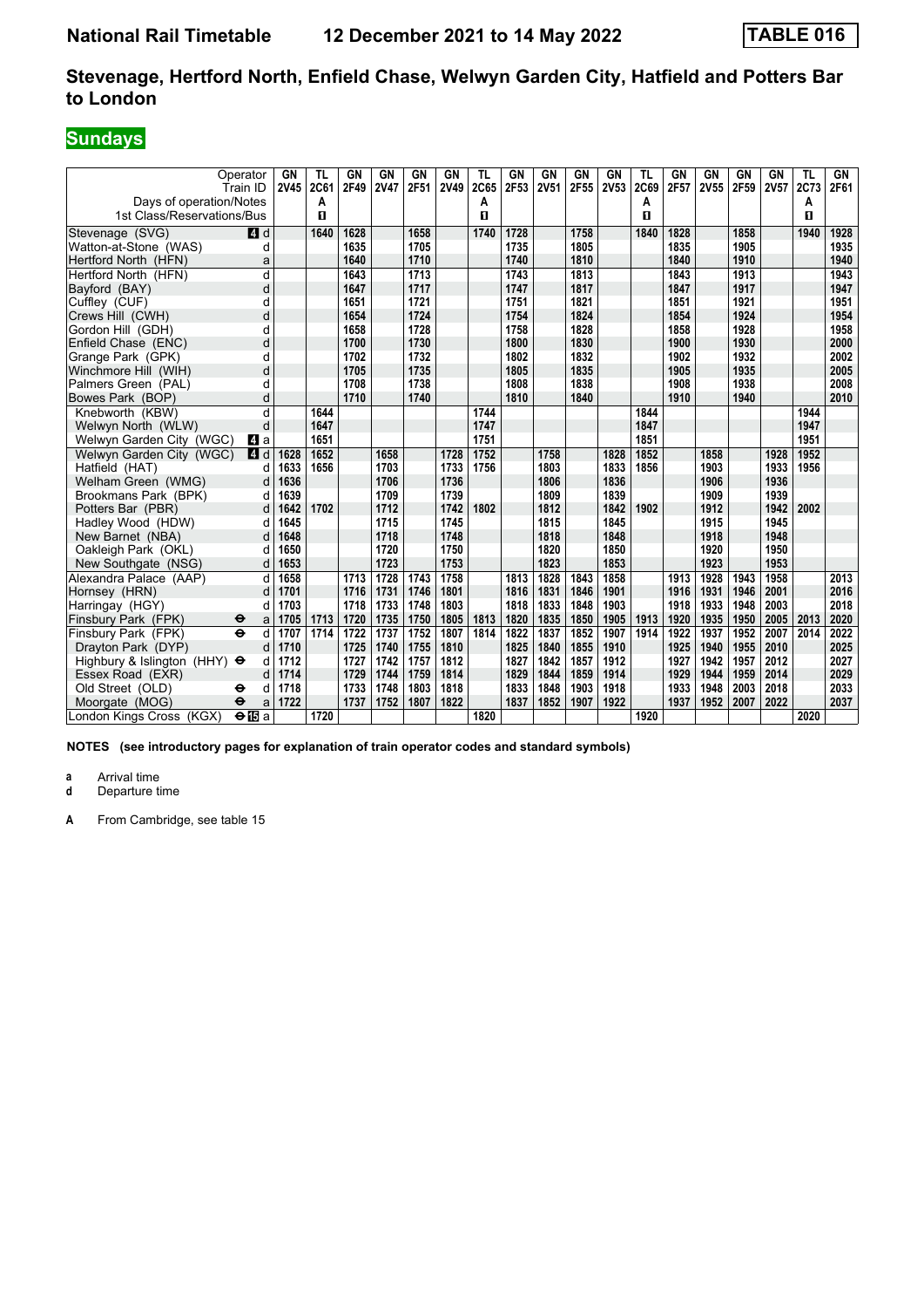# National Rail Timetable 12 December 2021 to 14 May 2022 TABLE 016

## Stevenage, Hertford North, Enfield Chase, Welwyn Garden City, Hatfield and Potters Bar to London

### Sundays

| Operator | | GN | TL | GN | GN | GN | GN | TL | GN | GN | GN | GN | TL | GN | GN | GN | GN | TL | GN |
|---|---|---|---|---|---|---|---|---|---|---|---|---|---|---|---|---|---|---|---|
| Train ID | | 2V45 | 2C61 | 2F49 | 2V47 | 2F51 | 2V49 | 2C65 | 2F53 | 2V51 | 2F55 | 2V53 | 2C69 | 2F57 | 2V55 | 2F59 | 2V57 | 2C73 | 2F61 |
| Days of operation/Notes | | | A | | | | | A | | | | | A | | | | | A | |
| 1st Class/Reservations/Bus | | | 1 | | | | | 1 | | | | | 1 | | | | | 1 | |
| Stevenage (SVG) | 4 d | | 1640 | 1628 | | 1658 | | 1740 | 1728 | | 1758 | | 1840 | 1828 | | 1858 | | 1940 | 1928 |
| Watton-at-Stone (WAS) | d | | | 1635 | | 1705 | | | 1735 | | 1805 | | | 1835 | | 1905 | | | 1935 |
| Hertford North (HFN) | a | | | 1640 | | 1710 | | | 1740 | | 1810 | | | 1840 | | 1910 | | | 1940 |
| Hertford North (HFN) | d | | | 1643 | | 1713 | | | 1743 | | 1813 | | | 1843 | | 1913 | | | 1943 |
| Bayford (BAY) | d | | | 1647 | | 1717 | | | 1747 | | 1817 | | | 1847 | | 1917 | | | 1947 |
| Cuffley (CUF) | d | | | 1651 | | 1721 | | | 1751 | | 1821 | | | 1851 | | 1921 | | | 1951 |
| Crews Hill (CWH) | d | | | 1654 | | 1724 | | | 1754 | | 1824 | | | 1854 | | 1924 | | | 1954 |
| Gordon Hill (GDH) | d | | | 1658 | | 1728 | | | 1758 | | 1828 | | | 1858 | | 1928 | | | 1958 |
| Enfield Chase (ENC) | d | | | 1700 | | 1730 | | | 1800 | | 1830 | | | 1900 | | 1930 | | | 2000 |
| Grange Park (GPK) | d | | | 1702 | | 1732 | | | 1802 | | 1832 | | | 1902 | | 1932 | | | 2002 |
| Winchmore Hill (WIH) | d | | | 1705 | | 1735 | | | 1805 | | 1835 | | | 1905 | | 1935 | | | 2005 |
| Palmers Green (PAL) | d | | | 1708 | | 1738 | | | 1808 | | 1838 | | | 1908 | | 1938 | | | 2008 |
| Bowes Park (BOP) | d | | | 1710 | | 1740 | | | 1810 | | 1840 | | | 1910 | | 1940 | | | 2010 |
| Knebworth (KBW) | d | | 1644 | | | | | 1744 | | | | | 1844 | | | | | 1944 | |
| Welwyn North (WLW) | d | | 1647 | | | | | 1747 | | | | | 1847 | | | | | 1947 | |
| Welwyn Garden City (WGC) | 4 a | | 1651 | | | | | 1751 | | | | | 1851 | | | | | 1951 | |
| Welwyn Garden City (WGC) | 4 d | 1628 | 1652 | | 1658 | | 1728 | 1752 | | 1758 | | 1828 | 1852 | | 1858 | | 1928 | 1952 | |
| Hatfield (HAT) | d | 1633 | 1656 | | 1703 | | 1733 | 1756 | | 1803 | | 1833 | 1856 | | 1903 | | 1933 | 1956 | |
| Welham Green (WMG) | d | 1636 | | | 1706 | | 1736 | | | 1806 | | 1836 | | | 1906 | | 1936 | | |
| Brookmans Park (BPK) | d | 1639 | | | 1709 | | 1739 | | | 1809 | | 1839 | | | 1909 | | 1939 | | |
| Potters Bar (PBR) | d | 1642 | 1702 | | 1712 | | 1742 | 1802 | | 1812 | | 1842 | 1902 | | 1912 | | 1942 | 2002 | |
| Hadley Wood (HDW) | d | 1645 | | | 1715 | | 1745 | | | 1815 | | 1845 | | | 1915 | | 1945 | | |
| New Barnet (NBA) | d | 1648 | | | 1718 | | 1748 | | | 1818 | | 1848 | | | 1918 | | 1948 | | |
| Oakleigh Park (OKL) | d | 1650 | | | 1720 | | 1750 | | | 1820 | | 1850 | | | 1920 | | 1950 | | |
| New Southgate (NSG) | d | 1653 | | | 1723 | | 1753 | | | 1823 | | 1853 | | | 1923 | | 1953 | | |
| Alexandra Palace (AAP) | d | 1658 | | 1713 | 1728 | 1743 | 1758 | | 1813 | 1828 | 1843 | 1858 | | 1913 | 1928 | 1943 | 1958 | | 2013 |
| Hornsey (HRN) | d | 1701 | | 1716 | 1731 | 1746 | 1801 | | 1816 | 1831 | 1846 | 1901 | | 1916 | 1931 | 1946 | 2001 | | 2016 |
| Harringay (HGY) | d | 1703 | | 1718 | 1733 | 1748 | 1803 | | 1818 | 1833 | 1848 | 1903 | | 1918 | 1933 | 1948 | 2003 | | 2018 |
| Finsbury Park (FPK) ⊖ | a | 1705 | 1713 | 1720 | 1735 | 1750 | 1805 | 1813 | 1820 | 1835 | 1850 | 1905 | 1913 | 1920 | 1935 | 1950 | 2005 | 2013 | 2020 |
| Finsbury Park (FPK) ⊖ | d | 1707 | 1714 | 1722 | 1737 | 1752 | 1807 | 1814 | 1822 | 1837 | 1852 | 1907 | 1914 | 1922 | 1937 | 1952 | 2007 | 2014 | 2022 |
| Drayton Park (DYP) | d | 1710 | | 1725 | 1740 | 1755 | 1810 | | 1825 | 1840 | 1855 | 1910 | | 1925 | 1940 | 1955 | 2010 | | 2025 |
| Highbury & Islington (HHY) ⊖ | d | 1712 | | 1727 | 1742 | 1757 | 1812 | | 1827 | 1842 | 1857 | 1912 | | 1927 | 1942 | 1957 | 2012 | | 2027 |
| Essex Road (EXR) | d | 1714 | | 1729 | 1744 | 1759 | 1814 | | 1829 | 1844 | 1859 | 1914 | | 1929 | 1944 | 1959 | 2014 | | 2029 |
| Old Street (OLD) ⊖ | d | 1718 | | 1733 | 1748 | 1803 | 1818 | | 1833 | 1848 | 1903 | 1918 | | 1933 | 1948 | 2003 | 2018 | | 2033 |
| Moorgate (MOG) ⊖ | a | 1722 | | 1737 | 1752 | 1807 | 1822 | | 1837 | 1852 | 1907 | 1922 | | 1937 | 1952 | 2007 | 2022 | | 2037 |
| London Kings Cross (KGX) ⊖15 | a | | 1720 | | | | | 1820 | | | | | 1920 | | | | | 2020 | |

**NOTES (see introductory pages for explanation of train operator codes and standard symbols)**

**a** Arrival time
**d** Departure time

**A** From Cambridge, see table 15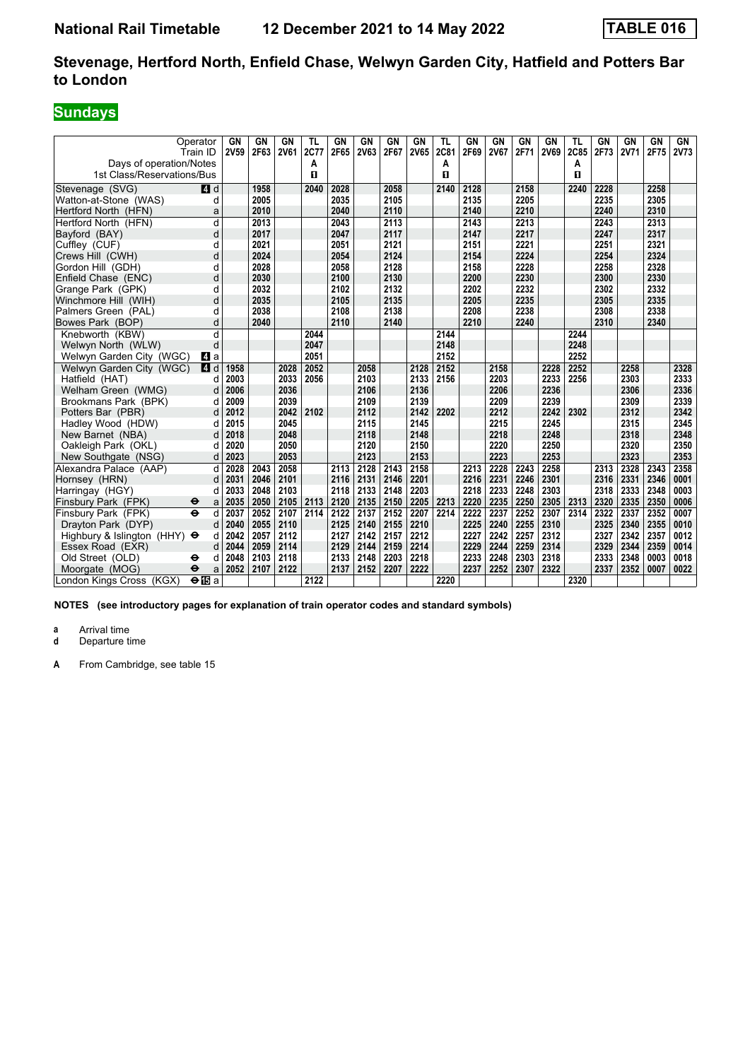# Stevenage, Hertford North, Enfield Chase, Welwyn Garden City, Hatfield and Potters Bar to London

## Sundays

National Rail Timetable 12 December 2021 to 14 May 2022 — TABLE 016

| Operator | | GN | GN | GN | TL | GN | GN | GN | GN | TL | GN | GN | GN | GN | TL | GN | GN | GN | GN |
|---|---|---|---|---|---|---|---|---|---|---|---|---|---|---|---|---|---|---|---|
| Train ID | | 2V59 | 2F63 | 2V61 | 2C77 | 2F65 | 2V63 | 2F67 | 2V65 | 2C81 | 2F69 | 2V67 | 2F71 | 2V69 | 2C85 | 2F73 | 2V71 | 2F75 | 2V73 |
| Days of operation/Notes | | | | | A | | | | | A | | | | | A | | | | |
| 1st Class/Reservations/Bus | | | | | ■ | | | | | ■ | | | | | ■ | | | | |
| Stevenage (SVG) | 4 d | | 1958 | | 2040 | 2028 | | 2058 | | 2140 | 2128 | | 2158 | | 2240 | 2228 | | 2258 | |
| Watton-at-Stone (WAS) | d | | 2005 | | | 2035 | | 2105 | | | 2135 | | 2205 | | | 2235 | | 2305 | |
| Hertford North (HFN) | a | | 2010 | | | 2040 | | 2110 | | | 2140 | | 2210 | | | 2240 | | 2310 | |
| Hertford North (HFN) | d | | 2013 | | | 2043 | | 2113 | | | 2143 | | 2213 | | | 2243 | | 2313 | |
| Bayford (BAY) | d | | 2017 | | | 2047 | | 2117 | | | 2147 | | 2217 | | | 2247 | | 2317 | |
| Cuffley (CUF) | d | | 2021 | | | 2051 | | 2121 | | | 2151 | | 2221 | | | 2251 | | 2321 | |
| Crews Hill (CWH) | d | | 2024 | | | 2054 | | 2124 | | | 2154 | | 2224 | | | 2254 | | 2324 | |
| Gordon Hill (GDH) | d | | 2028 | | | 2058 | | 2128 | | | 2158 | | 2228 | | | 2258 | | 2328 | |
| Enfield Chase (ENC) | d | | 2030 | | | 2100 | | 2130 | | | 2200 | | 2230 | | | 2300 | | 2330 | |
| Grange Park (GPK) | d | | 2032 | | | 2102 | | 2132 | | | 2202 | | 2232 | | | 2302 | | 2332 | |
| Winchmore Hill (WIH) | d | | 2035 | | | 2105 | | 2135 | | | 2205 | | 2235 | | | 2305 | | 2335 | |
| Palmers Green (PAL) | d | | 2038 | | | 2108 | | 2138 | | | 2208 | | 2238 | | | 2308 | | 2338 | |
| Bowes Park (BOP) | d | | 2040 | | | 2110 | | 2140 | | | 2210 | | 2240 | | | 2310 | | 2340 | |
| Knebworth (KBW) | d | | | | 2044 | | | | | 2144 | | | | | 2244 | | | | |
| Welwyn North (WLW) | d | | | | 2047 | | | | | 2148 | | | | | 2248 | | | | |
| Welwyn Garden City (WGC) | 4 a | | | | 2051 | | | | | 2152 | | | | | 2252 | | | | |
| Welwyn Garden City (WGC) | 4 d | 1958 | | 2028 | 2052 | | 2058 | | 2128 | 2152 | | 2158 | | 2228 | 2252 | | 2258 | | 2328 |
| Hatfield (HAT) | d | 2003 | | 2033 | 2056 | | 2103 | | 2133 | 2156 | | 2203 | | 2233 | 2256 | | 2303 | | 2333 |
| Welham Green (WMG) | d | 2006 | | 2036 | | | 2106 | | 2136 | | | 2206 | | 2236 | | | 2306 | | 2336 |
| Brookmans Park (BPK) | d | 2009 | | 2039 | | | 2109 | | 2139 | | | 2209 | | 2239 | | | 2309 | | 2339 |
| Potters Bar (PBR) | d | 2012 | | 2042 | 2102 | | 2112 | | 2142 | 2202 | | 2212 | | 2242 | 2302 | | 2312 | | 2342 |
| Hadley Wood (HDW) | d | 2015 | | 2045 | | | 2115 | | 2145 | | | 2215 | | 2245 | | | 2315 | | 2345 |
| New Barnet (NBA) | d | 2018 | | 2048 | | | 2118 | | 2148 | | | 2218 | | 2248 | | | 2318 | | 2348 |
| Oakleigh Park (OKL) | d | 2020 | | 2050 | | | 2120 | | 2150 | | | 2220 | | 2250 | | | 2320 | | 2350 |
| New Southgate (NSG) | d | 2023 | | 2053 | | | 2123 | | 2153 | | | 2223 | | 2253 | | | 2323 | | 2353 |
| Alexandra Palace (AAP) | d | 2028 | 2043 | 2058 | | 2113 | 2128 | 2143 | 2158 | | 2213 | 2228 | 2243 | 2258 | | 2313 | 2328 | 2343 | 2358 |
| Hornsey (HRN) | d | 2031 | 2046 | 2101 | | 2116 | 2131 | 2146 | 2201 | | 2216 | 2231 | 2246 | 2301 | | 2316 | 2331 | 2346 | 0001 |
| Harringay (HGY) | d | 2033 | 2048 | 2103 | | 2118 | 2133 | 2148 | 2203 | | 2218 | 2233 | 2248 | 2303 | | 2318 | 2333 | 2348 | 0003 |
| Finsbury Park (FPK) ⊖ | a | 2035 | 2050 | 2105 | 2113 | 2120 | 2135 | 2150 | 2205 | 2213 | 2220 | 2235 | 2250 | 2305 | 2313 | 2320 | 2335 | 2350 | 0006 |
| Finsbury Park (FPK) ⊖ | d | 2037 | 2052 | 2107 | 2114 | 2122 | 2137 | 2152 | 2207 | 2214 | 2222 | 2237 | 2252 | 2307 | 2314 | 2322 | 2337 | 2352 | 0007 |
| Drayton Park (DYP) | d | 2040 | 2055 | 2110 | | 2125 | 2140 | 2155 | 2210 | | 2225 | 2240 | 2255 | 2310 | | 2325 | 2340 | 2355 | 0010 |
| Highbury & Islington (HHY) ⊖ | d | 2042 | 2057 | 2112 | | 2127 | 2142 | 2157 | 2212 | | 2227 | 2242 | 2257 | 2312 | | 2327 | 2342 | 2357 | 0012 |
| Essex Road (EXR) | d | 2044 | 2059 | 2114 | | 2129 | 2144 | 2159 | 2214 | | 2229 | 2244 | 2259 | 2314 | | 2329 | 2344 | 2359 | 0014 |
| Old Street (OLD) ⊖ | d | 2048 | 2103 | 2118 | | 2133 | 2148 | 2203 | 2218 | | 2233 | 2248 | 2303 | 2318 | | 2333 | 2348 | 0003 | 0018 |
| Moorgate (MOG) ⊖ | a | 2052 | 2107 | 2122 | | 2137 | 2152 | 2207 | 2222 | | 2237 | 2252 | 2307 | 2322 | | 2337 | 2352 | 0007 | 0022 |
| London Kings Cross (KGX) ⊖ 15 | a | | | | 2122 | | | | | 2220 | | | | | 2320 | | | | |

**NOTES (see introductory pages for explanation of train operator codes and standard symbols)**

**a** Arrival time
**d** Departure time

**A** From Cambridge, see table 15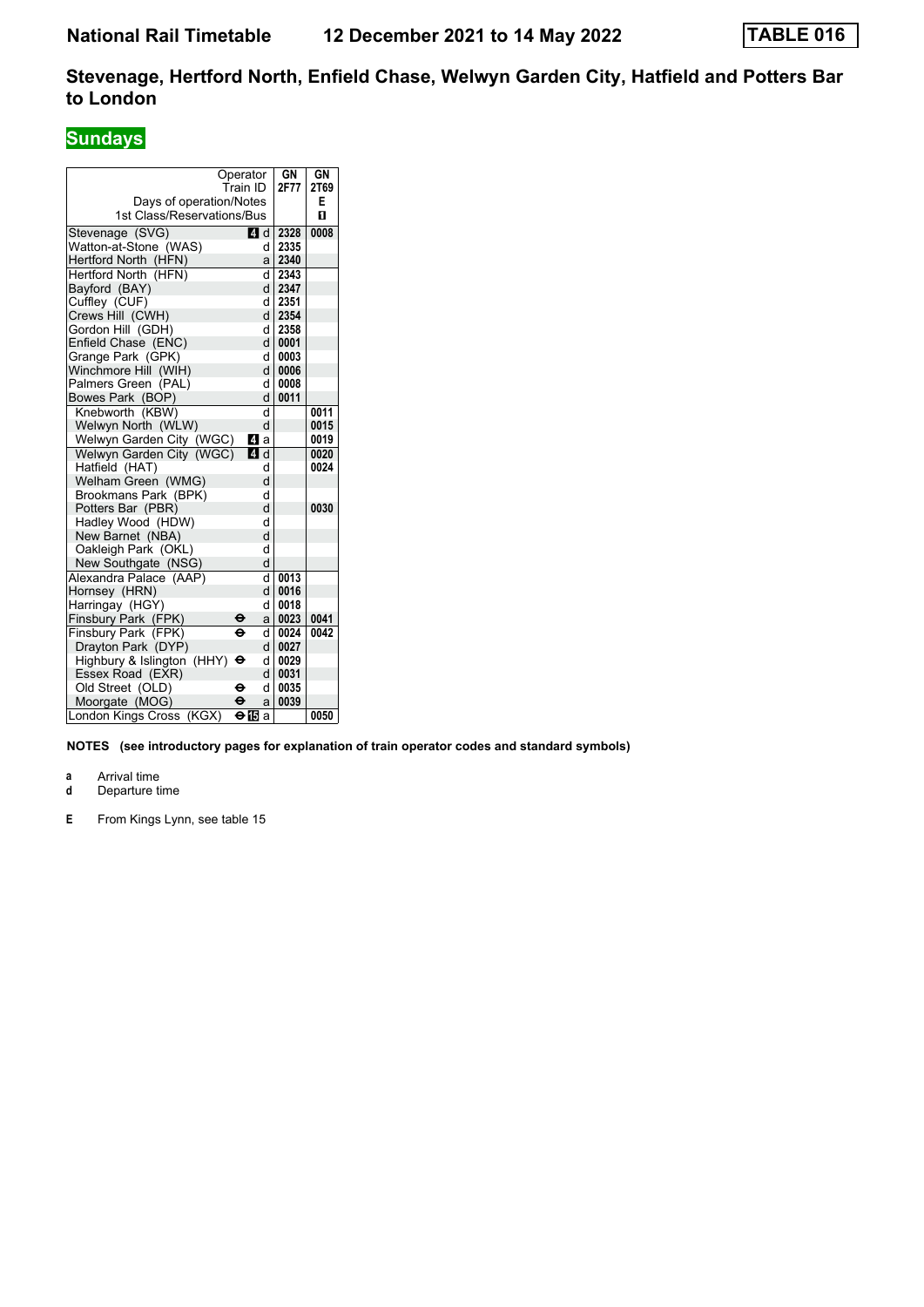# National Rail Timetable 12 December 2021 to 14 May 2022 TABLE 016

## Stevenage, Hertford North, Enfield Chase, Welwyn Garden City, Hatfield and Potters Bar to London

### Sundays

| Operator | | GN | GN |
|---|---|---|---|
| Train ID | | 2F77 | 2T69 |
| Days of operation/Notes | | | E |
| 1st Class/Reservations/Bus | | | 1 |
| Stevenage (SVG) | 4 d | 2328 | 0008 |
| Watton-at-Stone (WAS) | d | 2335 | |
| Hertford North (HFN) | a | 2340 | |
| Hertford North (HFN) | d | 2343 | |
| Bayford (BAY) | d | 2347 | |
| Cuffley (CUF) | d | 2351 | |
| Crews Hill (CWH) | d | 2354 | |
| Gordon Hill (GDH) | d | 2358 | |
| Enfield Chase (ENC) | d | 0001 | |
| Grange Park (GPK) | d | 0003 | |
| Winchmore Hill (WIH) | d | 0006 | |
| Palmers Green (PAL) | d | 0008 | |
| Bowes Park (BOP) | d | 0011 | |
| Knebworth (KBW) | d | | 0011 |
| Welwyn North (WLW) | d | | 0015 |
| Welwyn Garden City (WGC) | 4 a | | 0019 |
| Welwyn Garden City (WGC) | 4 d | | 0020 |
| Hatfield (HAT) | d | | 0024 |
| Welham Green (WMG) | d | | |
| Brookmans Park (BPK) | d | | |
| Potters Bar (PBR) | d | | 0030 |
| Hadley Wood (HDW) | d | | |
| New Barnet (NBA) | d | | |
| Oakleigh Park (OKL) | d | | |
| New Southgate (NSG) | d | | |
| Alexandra Palace (AAP) | d | 0013 | |
| Hornsey (HRN) | d | 0016 | |
| Harringay (HGY) | d | 0018 | |
| Finsbury Park (FPK) ⊖ | a | 0023 | 0041 |
| Finsbury Park (FPK) ⊖ | d | 0024 | 0042 |
| Drayton Park (DYP) | d | 0027 | |
| Highbury & Islington (HHY) ⊖ | d | 0029 | |
| Essex Road (EXR) | d | 0031 | |
| Old Street (OLD) ⊖ | d | 0035 | |
| Moorgate (MOG) ⊖ | a | 0039 | |
| London Kings Cross (KGX) ⊖ 15 | a | | 0050 |

**NOTES (see introductory pages for explanation of train operator codes and standard symbols)**

**a** Arrival time
**d** Departure time

**E** From Kings Lynn, see table 15